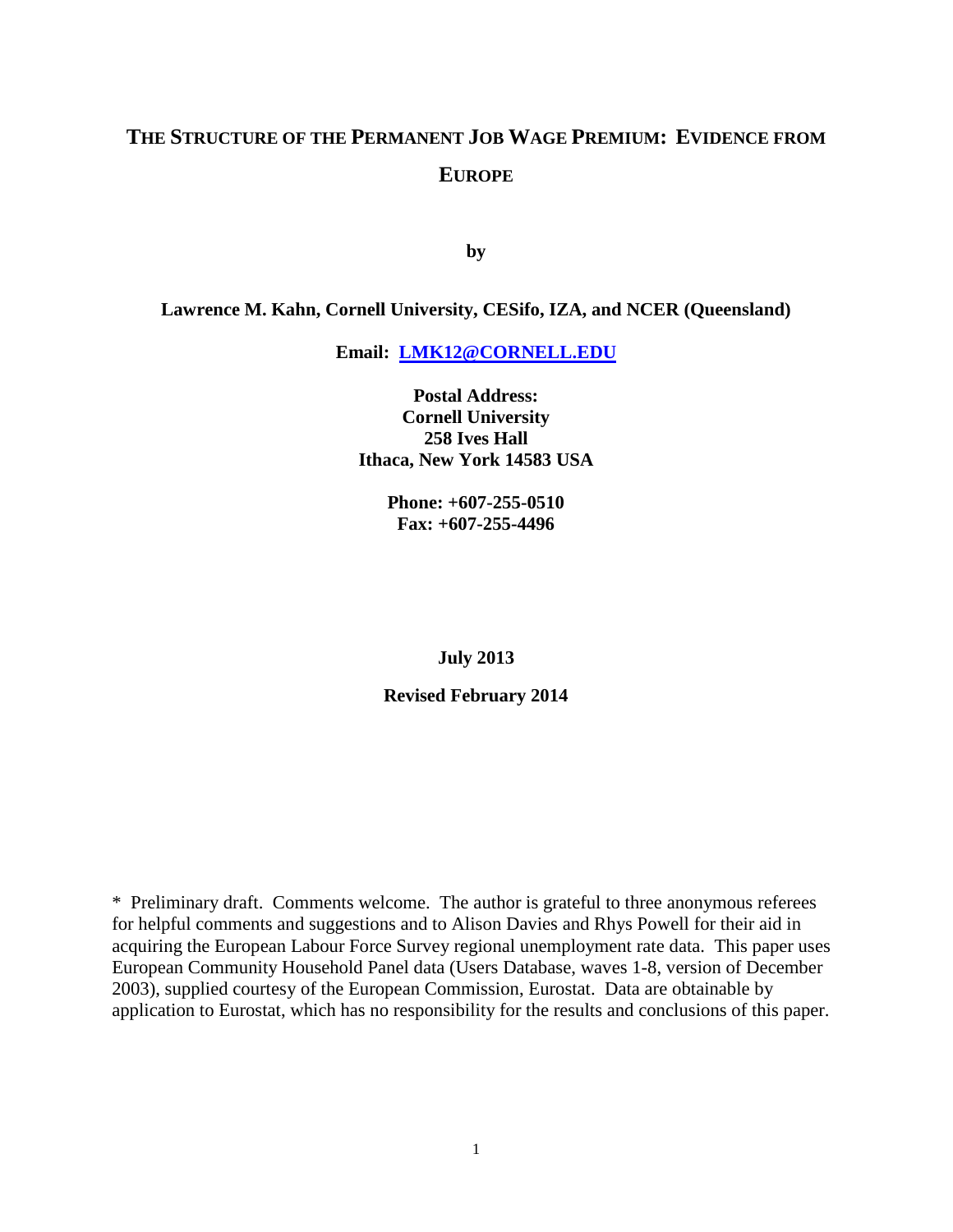# THE STRUCTURE OF THE PERMANENT JOB WAGE PREMIUM: EVIDENCE FROM EUROPE

**by**

**Lawrence M. Kahn, Cornell University, CESifo, IZA, and NCER (Queensland)**

**Email: LMK12@CORNELL.EDU**

**Postal Address:**
**Cornell University**
**258 Ives Hall**
**Ithaca, New York 14583 USA**

**Phone: +607-255-0510**
**Fax: +607-255-4496**

**July 2013**

**Revised February 2014**

\* Preliminary draft. Comments welcome. The author is grateful to three anonymous referees for helpful comments and suggestions and to Alison Davies and Rhys Powell for their aid in acquiring the European Labour Force Survey regional unemployment rate data. This paper uses European Community Household Panel data (Users Database, waves 1-8, version of December 2003), supplied courtesy of the European Commission, Eurostat. Data are obtainable by application to Eurostat, which has no responsibility for the results and conclusions of this paper.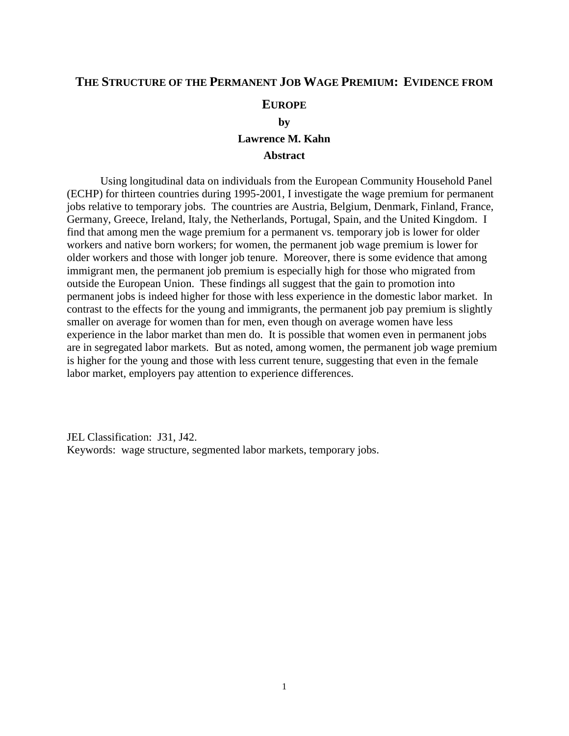# THE STRUCTURE OF THE PERMANENT JOB WAGE PREMIUM: EVIDENCE FROM EUROPE

**by**

**Lawrence M. Kahn**

**Abstract**

Using longitudinal data on individuals from the European Community Household Panel (ECHP) for thirteen countries during 1995-2001, I investigate the wage premium for permanent jobs relative to temporary jobs. The countries are Austria, Belgium, Denmark, Finland, France, Germany, Greece, Ireland, Italy, the Netherlands, Portugal, Spain, and the United Kingdom. I find that among men the wage premium for a permanent vs. temporary job is lower for older workers and native born workers; for women, the permanent job wage premium is lower for older workers and those with longer job tenure. Moreover, there is some evidence that among immigrant men, the permanent job premium is especially high for those who migrated from outside the European Union. These findings all suggest that the gain to promotion into permanent jobs is indeed higher for those with less experience in the domestic labor market. In contrast to the effects for the young and immigrants, the permanent job pay premium is slightly smaller on average for women than for men, even though on average women have less experience in the labor market than men do. It is possible that women even in permanent jobs are in segregated labor markets. But as noted, among women, the permanent job wage premium is higher for the young and those with less current tenure, suggesting that even in the female labor market, employers pay attention to experience differences.

JEL Classification: J31, J42.
Keywords: wage structure, segmented labor markets, temporary jobs.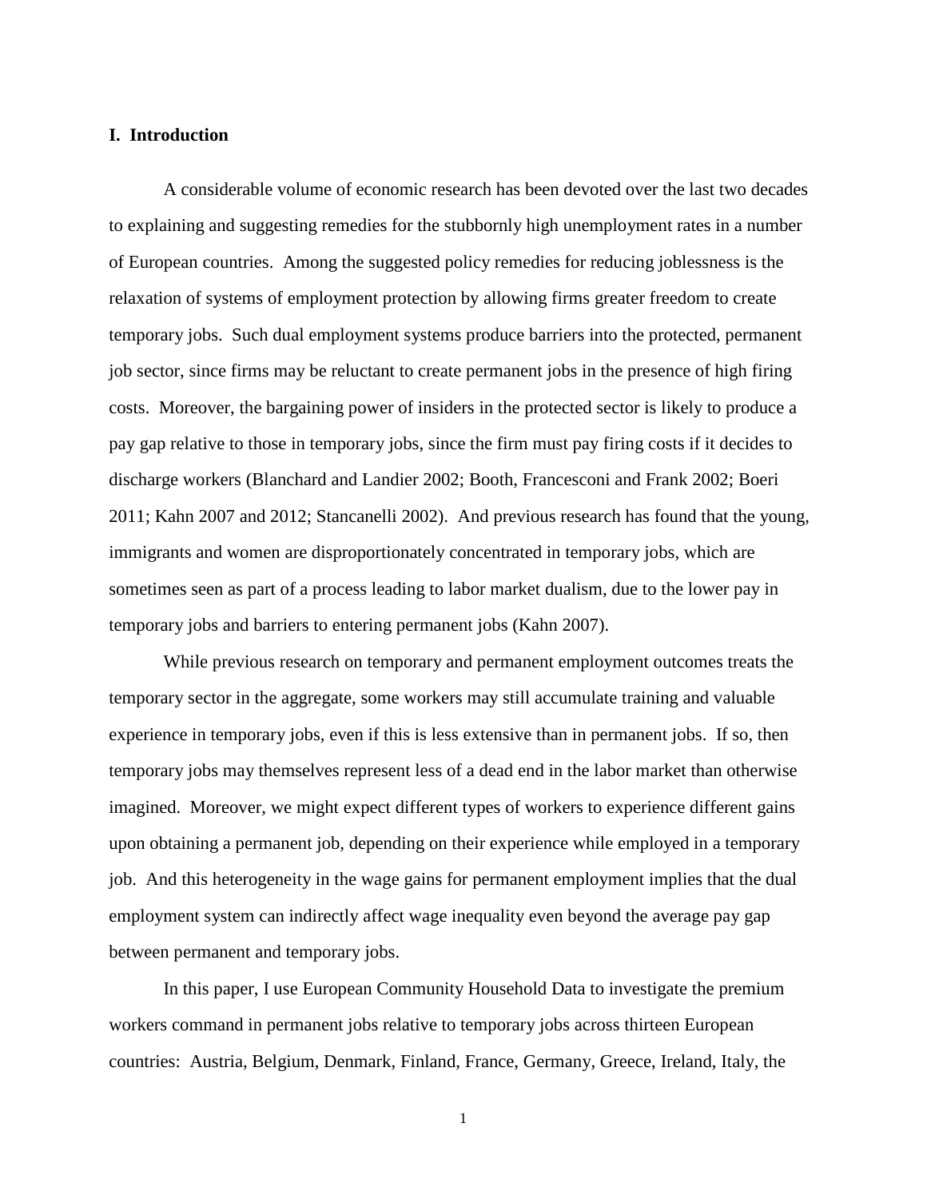## I. Introduction

A considerable volume of economic research has been devoted over the last two decades to explaining and suggesting remedies for the stubbornly high unemployment rates in a number of European countries. Among the suggested policy remedies for reducing joblessness is the relaxation of systems of employment protection by allowing firms greater freedom to create temporary jobs. Such dual employment systems produce barriers into the protected, permanent job sector, since firms may be reluctant to create permanent jobs in the presence of high firing costs. Moreover, the bargaining power of insiders in the protected sector is likely to produce a pay gap relative to those in temporary jobs, since the firm must pay firing costs if it decides to discharge workers (Blanchard and Landier 2002; Booth, Francesconi and Frank 2002; Boeri 2011; Kahn 2007 and 2012; Stancanelli 2002). And previous research has found that the young, immigrants and women are disproportionately concentrated in temporary jobs, which are sometimes seen as part of a process leading to labor market dualism, due to the lower pay in temporary jobs and barriers to entering permanent jobs (Kahn 2007).

While previous research on temporary and permanent employment outcomes treats the temporary sector in the aggregate, some workers may still accumulate training and valuable experience in temporary jobs, even if this is less extensive than in permanent jobs. If so, then temporary jobs may themselves represent less of a dead end in the labor market than otherwise imagined. Moreover, we might expect different types of workers to experience different gains upon obtaining a permanent job, depending on their experience while employed in a temporary job. And this heterogeneity in the wage gains for permanent employment implies that the dual employment system can indirectly affect wage inequality even beyond the average pay gap between permanent and temporary jobs.

In this paper, I use European Community Household Data to investigate the premium workers command in permanent jobs relative to temporary jobs across thirteen European countries: Austria, Belgium, Denmark, Finland, France, Germany, Greece, Ireland, Italy, the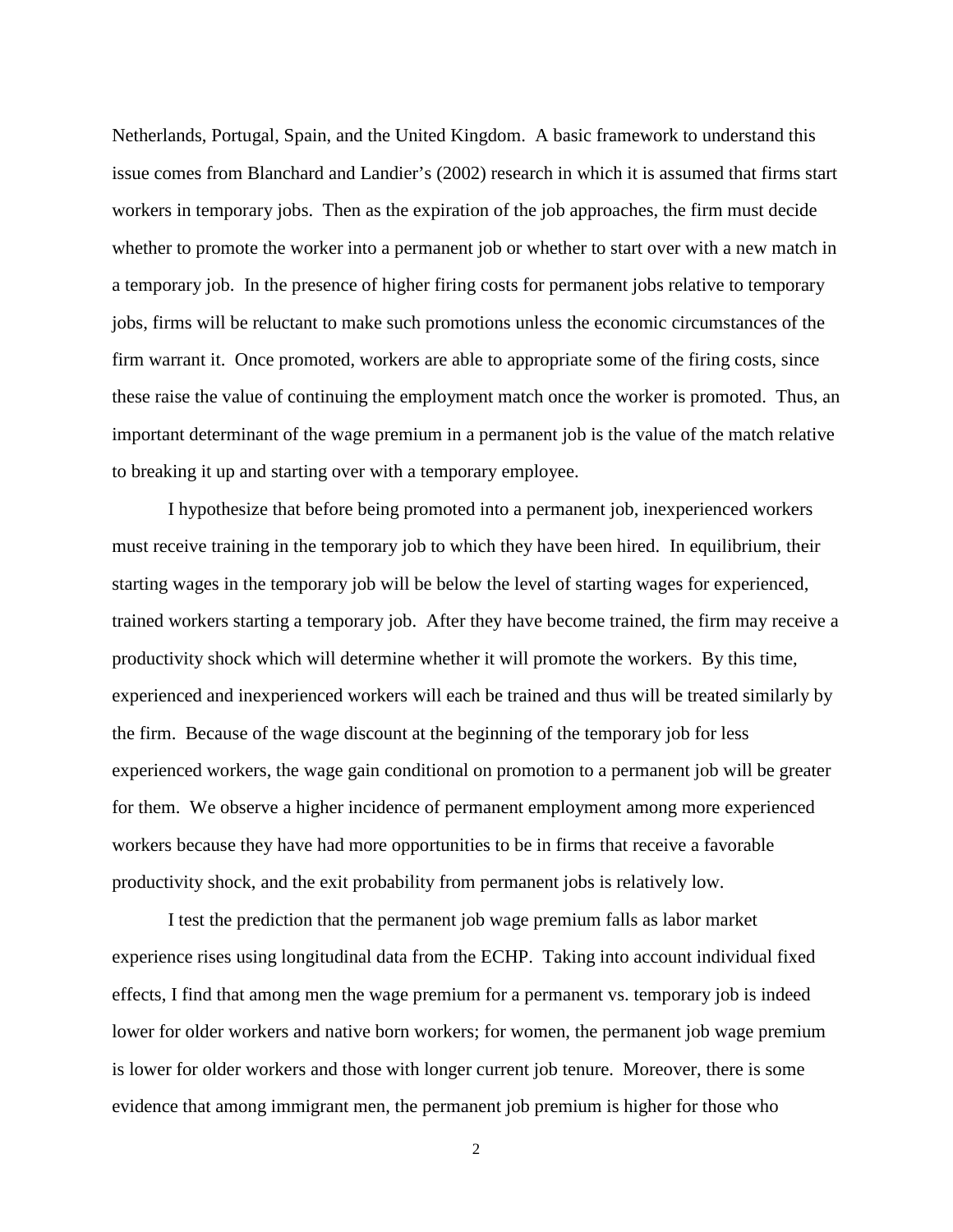Netherlands, Portugal, Spain, and the United Kingdom. A basic framework to understand this issue comes from Blanchard and Landier's (2002) research in which it is assumed that firms start workers in temporary jobs. Then as the expiration of the job approaches, the firm must decide whether to promote the worker into a permanent job or whether to start over with a new match in a temporary job. In the presence of higher firing costs for permanent jobs relative to temporary jobs, firms will be reluctant to make such promotions unless the economic circumstances of the firm warrant it. Once promoted, workers are able to appropriate some of the firing costs, since these raise the value of continuing the employment match once the worker is promoted. Thus, an important determinant of the wage premium in a permanent job is the value of the match relative to breaking it up and starting over with a temporary employee.

I hypothesize that before being promoted into a permanent job, inexperienced workers must receive training in the temporary job to which they have been hired. In equilibrium, their starting wages in the temporary job will be below the level of starting wages for experienced, trained workers starting a temporary job. After they have become trained, the firm may receive a productivity shock which will determine whether it will promote the workers. By this time, experienced and inexperienced workers will each be trained and thus will be treated similarly by the firm. Because of the wage discount at the beginning of the temporary job for less experienced workers, the wage gain conditional on promotion to a permanent job will be greater for them. We observe a higher incidence of permanent employment among more experienced workers because they have had more opportunities to be in firms that receive a favorable productivity shock, and the exit probability from permanent jobs is relatively low.

I test the prediction that the permanent job wage premium falls as labor market experience rises using longitudinal data from the ECHP. Taking into account individual fixed effects, I find that among men the wage premium for a permanent vs. temporary job is indeed lower for older workers and native born workers; for women, the permanent job wage premium is lower for older workers and those with longer current job tenure. Moreover, there is some evidence that among immigrant men, the permanent job premium is higher for those who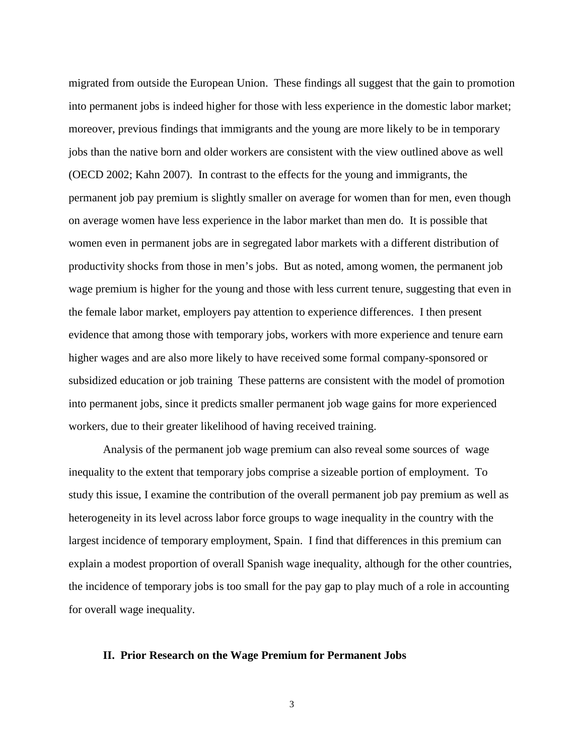migrated from outside the European Union. These findings all suggest that the gain to promotion into permanent jobs is indeed higher for those with less experience in the domestic labor market; moreover, previous findings that immigrants and the young are more likely to be in temporary jobs than the native born and older workers are consistent with the view outlined above as well (OECD 2002; Kahn 2007). In contrast to the effects for the young and immigrants, the permanent job pay premium is slightly smaller on average for women than for men, even though on average women have less experience in the labor market than men do. It is possible that women even in permanent jobs are in segregated labor markets with a different distribution of productivity shocks from those in men's jobs. But as noted, among women, the permanent job wage premium is higher for the young and those with less current tenure, suggesting that even in the female labor market, employers pay attention to experience differences. I then present evidence that among those with temporary jobs, workers with more experience and tenure earn higher wages and are also more likely to have received some formal company-sponsored or subsidized education or job training These patterns are consistent with the model of promotion into permanent jobs, since it predicts smaller permanent job wage gains for more experienced workers, due to their greater likelihood of having received training.

Analysis of the permanent job wage premium can also reveal some sources of wage inequality to the extent that temporary jobs comprise a sizeable portion of employment. To study this issue, I examine the contribution of the overall permanent job pay premium as well as heterogeneity in its level across labor force groups to wage inequality in the country with the largest incidence of temporary employment, Spain. I find that differences in this premium can explain a modest proportion of overall Spanish wage inequality, although for the other countries, the incidence of temporary jobs is too small for the pay gap to play much of a role in accounting for overall wage inequality.

## II. Prior Research on the Wage Premium for Permanent Jobs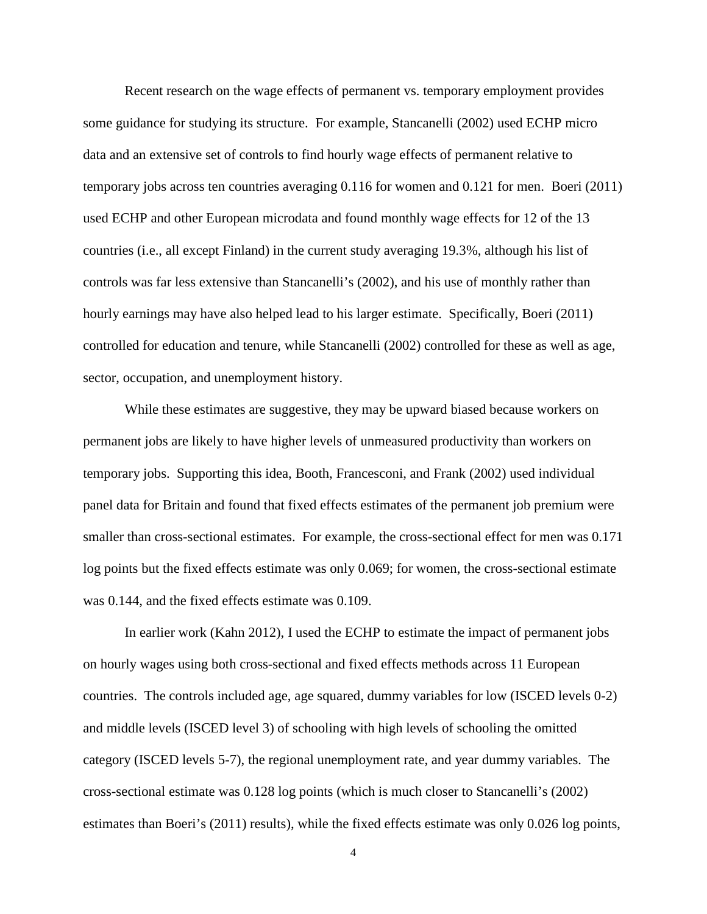Recent research on the wage effects of permanent vs. temporary employment provides some guidance for studying its structure. For example, Stancanelli (2002) used ECHP micro data and an extensive set of controls to find hourly wage effects of permanent relative to temporary jobs across ten countries averaging 0.116 for women and 0.121 for men. Boeri (2011) used ECHP and other European microdata and found monthly wage effects for 12 of the 13 countries (i.e., all except Finland) in the current study averaging 19.3%, although his list of controls was far less extensive than Stancanelli's (2002), and his use of monthly rather than hourly earnings may have also helped lead to his larger estimate. Specifically, Boeri (2011) controlled for education and tenure, while Stancanelli (2002) controlled for these as well as age, sector, occupation, and unemployment history.

While these estimates are suggestive, they may be upward biased because workers on permanent jobs are likely to have higher levels of unmeasured productivity than workers on temporary jobs. Supporting this idea, Booth, Francesconi, and Frank (2002) used individual panel data for Britain and found that fixed effects estimates of the permanent job premium were smaller than cross-sectional estimates. For example, the cross-sectional effect for men was 0.171 log points but the fixed effects estimate was only 0.069; for women, the cross-sectional estimate was 0.144, and the fixed effects estimate was 0.109.

In earlier work (Kahn 2012), I used the ECHP to estimate the impact of permanent jobs on hourly wages using both cross-sectional and fixed effects methods across 11 European countries. The controls included age, age squared, dummy variables for low (ISCED levels 0-2) and middle levels (ISCED level 3) of schooling with high levels of schooling the omitted category (ISCED levels 5-7), the regional unemployment rate, and year dummy variables. The cross-sectional estimate was 0.128 log points (which is much closer to Stancanelli's (2002) estimates than Boeri's (2011) results), while the fixed effects estimate was only 0.026 log points,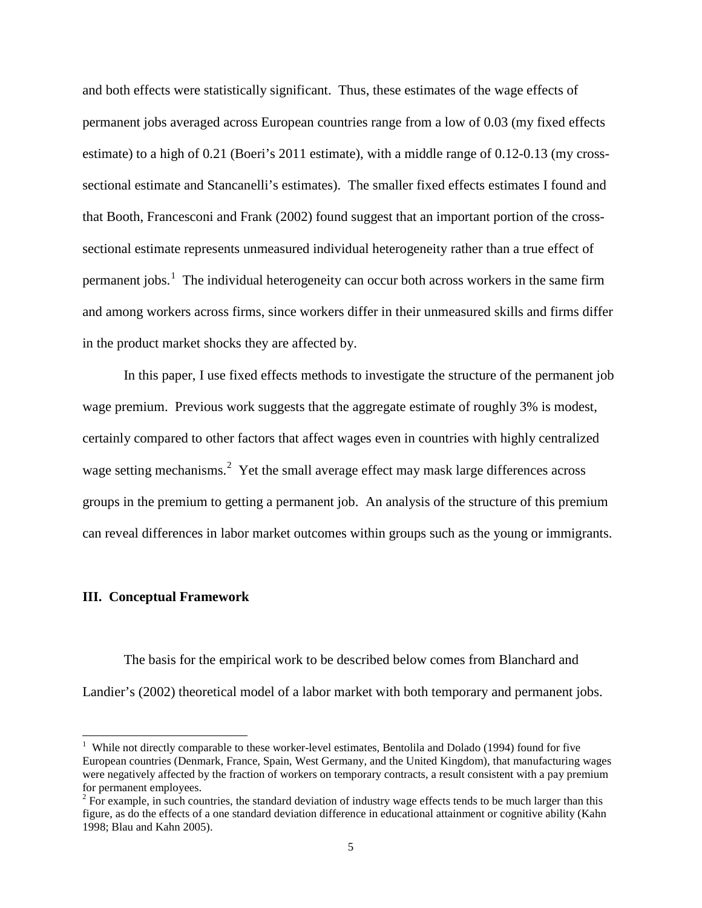and both effects were statistically significant. Thus, these estimates of the wage effects of permanent jobs averaged across European countries range from a low of 0.03 (my fixed effects estimate) to a high of 0.21 (Boeri's 2011 estimate), with a middle range of 0.12-0.13 (my cross-sectional estimate and Stancanelli's estimates). The smaller fixed effects estimates I found and that Booth, Francesconi and Frank (2002) found suggest that an important portion of the cross-sectional estimate represents unmeasured individual heterogeneity rather than a true effect of permanent jobs.[1] The individual heterogeneity can occur both across workers in the same firm and among workers across firms, since workers differ in their unmeasured skills and firms differ in the product market shocks they are affected by.

In this paper, I use fixed effects methods to investigate the structure of the permanent job wage premium. Previous work suggests that the aggregate estimate of roughly 3% is modest, certainly compared to other factors that affect wages even in countries with highly centralized wage setting mechanisms.[2] Yet the small average effect may mask large differences across groups in the premium to getting a permanent job. An analysis of the structure of this premium can reveal differences in labor market outcomes within groups such as the young or immigrants.

## III. Conceptual Framework

The basis for the empirical work to be described below comes from Blanchard and Landier's (2002) theoretical model of a labor market with both temporary and permanent jobs.

---

[1] While not directly comparable to these worker-level estimates, Bentolila and Dolado (1994) found for five European countries (Denmark, France, Spain, West Germany, and the United Kingdom), that manufacturing wages were negatively affected by the fraction of workers on temporary contracts, a result consistent with a pay premium for permanent employees.

[2] For example, in such countries, the standard deviation of industry wage effects tends to be much larger than this figure, as do the effects of a one standard deviation difference in educational attainment or cognitive ability (Kahn 1998; Blau and Kahn 2005).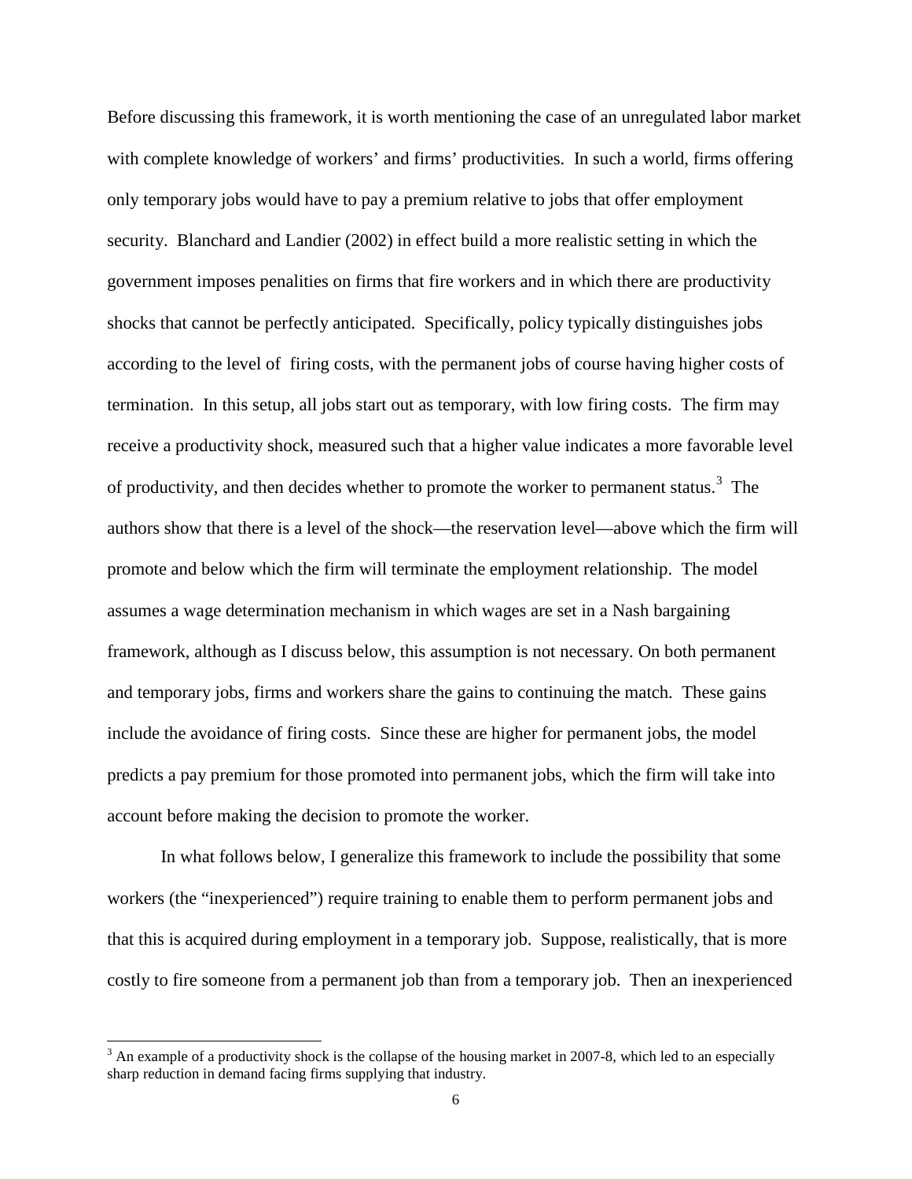Before discussing this framework, it is worth mentioning the case of an unregulated labor market with complete knowledge of workers' and firms' productivities. In such a world, firms offering only temporary jobs would have to pay a premium relative to jobs that offer employment security. Blanchard and Landier (2002) in effect build a more realistic setting in which the government imposes penalities on firms that fire workers and in which there are productivity shocks that cannot be perfectly anticipated. Specifically, policy typically distinguishes jobs according to the level of firing costs, with the permanent jobs of course having higher costs of termination. In this setup, all jobs start out as temporary, with low firing costs. The firm may receive a productivity shock, measured such that a higher value indicates a more favorable level of productivity, and then decides whether to promote the worker to permanent status.[3] The authors show that there is a level of the shock—the reservation level—above which the firm will promote and below which the firm will terminate the employment relationship. The model assumes a wage determination mechanism in which wages are set in a Nash bargaining framework, although as I discuss below, this assumption is not necessary. On both permanent and temporary jobs, firms and workers share the gains to continuing the match. These gains include the avoidance of firing costs. Since these are higher for permanent jobs, the model predicts a pay premium for those promoted into permanent jobs, which the firm will take into account before making the decision to promote the worker.

In what follows below, I generalize this framework to include the possibility that some workers (the "inexperienced") require training to enable them to perform permanent jobs and that this is acquired during employment in a temporary job. Suppose, realistically, that is more costly to fire someone from a permanent job than from a temporary job. Then an inexperienced

[3] An example of a productivity shock is the collapse of the housing market in 2007-8, which led to an especially sharp reduction in demand facing firms supplying that industry.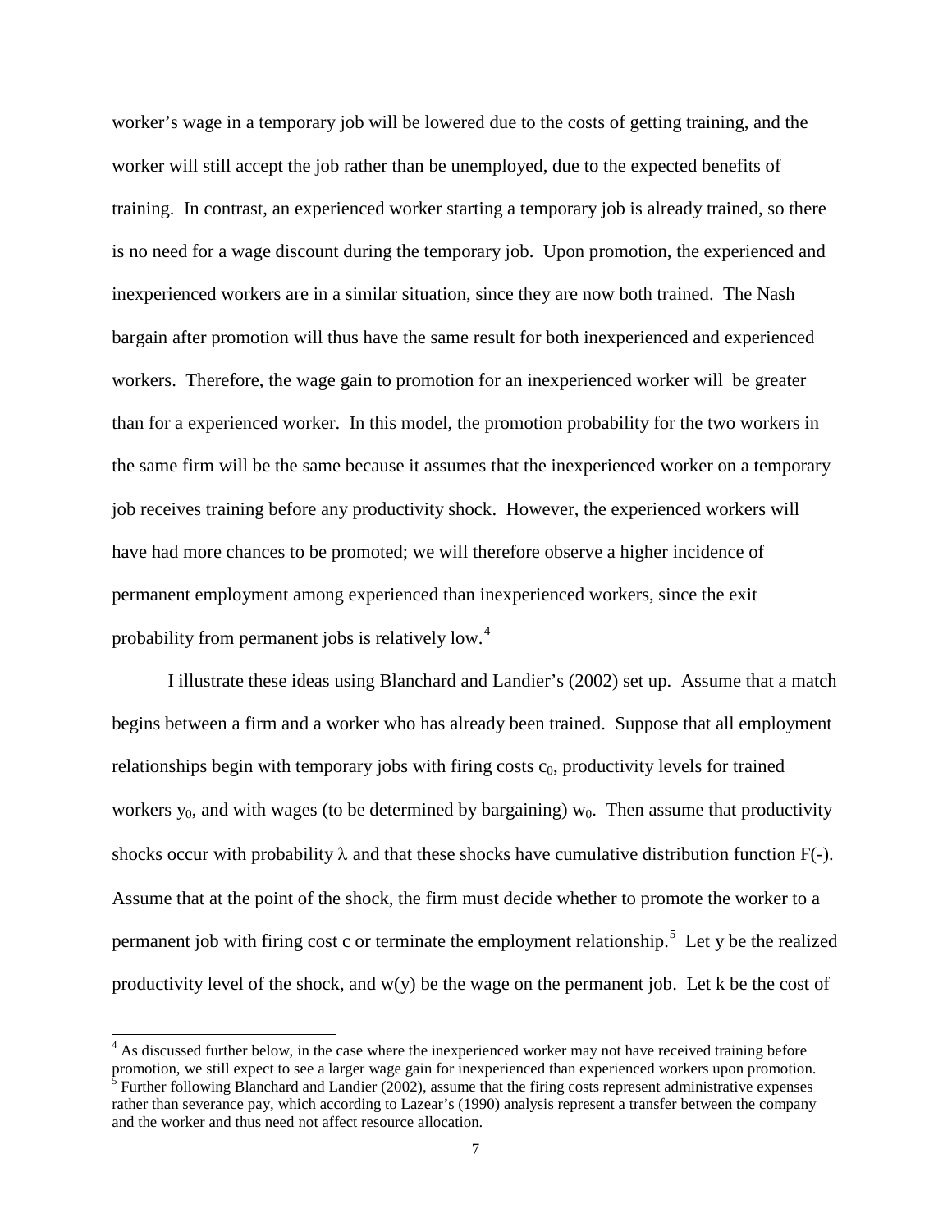worker's wage in a temporary job will be lowered due to the costs of getting training, and the worker will still accept the job rather than be unemployed, due to the expected benefits of training. In contrast, an experienced worker starting a temporary job is already trained, so there is no need for a wage discount during the temporary job. Upon promotion, the experienced and inexperienced workers are in a similar situation, since they are now both trained. The Nash bargain after promotion will thus have the same result for both inexperienced and experienced workers. Therefore, the wage gain to promotion for an inexperienced worker will be greater than for a experienced worker. In this model, the promotion probability for the two workers in the same firm will be the same because it assumes that the inexperienced worker on a temporary job receives training before any productivity shock. However, the experienced workers will have had more chances to be promoted; we will therefore observe a higher incidence of permanent employment among experienced than inexperienced workers, since the exit probability from permanent jobs is relatively low.[4]

I illustrate these ideas using Blanchard and Landier's (2002) set up. Assume that a match begins between a firm and a worker who has already been trained. Suppose that all employment relationships begin with temporary jobs with firing costs $c_0$, productivity levels for trained workers $y_0$, and with wages (to be determined by bargaining) $w_0$. Then assume that productivity shocks occur with probability $\lambda$ and that these shocks have cumulative distribution function F(-). Assume that at the point of the shock, the firm must decide whether to promote the worker to a permanent job with firing cost c or terminate the employment relationship.[5] Let y be the realized productivity level of the shock, and w(y) be the wage on the permanent job. Let k be the cost of

[4] As discussed further below, in the case where the inexperienced worker may not have received training before promotion, we still expect to see a larger wage gain for inexperienced than experienced workers upon promotion.

[5] Further following Blanchard and Landier (2002), assume that the firing costs represent administrative expenses rather than severance pay, which according to Lazear's (1990) analysis represent a transfer between the company and the worker and thus need not affect resource allocation.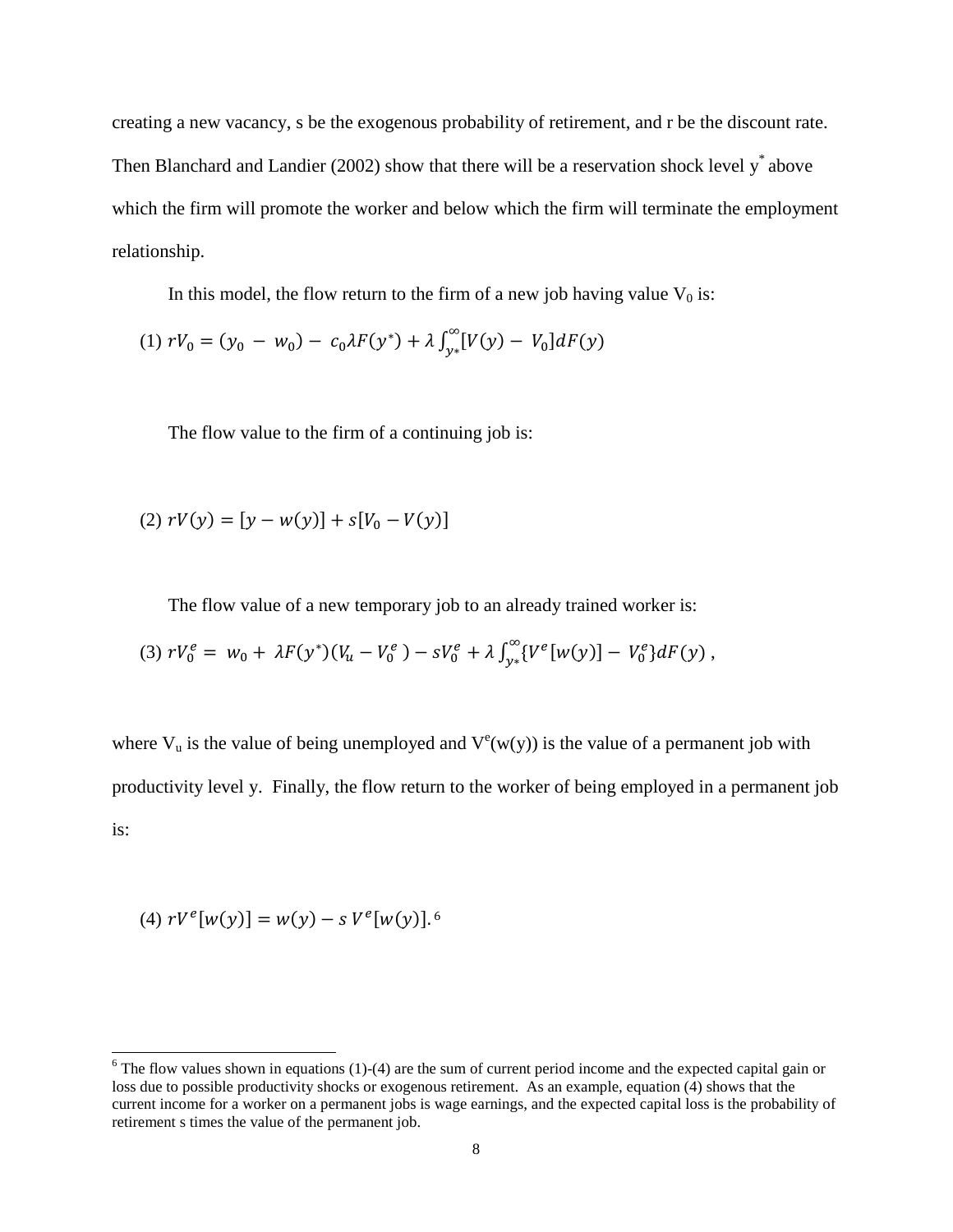creating a new vacancy, s be the exogenous probability of retirement, and r be the discount rate. Then Blanchard and Landier (2002) show that there will be a reservation shock level $y^*$ above which the firm will promote the worker and below which the firm will terminate the employment relationship.

In this model, the flow return to the firm of a new job having value $V_0$ is:

$$(1)\ rV_0 = (y_0 - w_0) - c_0\lambda F(y^*) + \lambda \int_{y*}^{\infty} [V(y) - V_0] dF(y)$$

The flow value to the firm of a continuing job is:

$$(2)\ rV(y) = [y - w(y)] + s[V_0 - V(y)]$$

The flow value of a new temporary job to an already trained worker is:

$$(3)\ rV_0^e = w_0 + \lambda F(y^*)(V_u - V_0^e) - sV_0^e + \lambda \int_{y*}^{\infty} \{V^e[w(y)] - V_0^e\} dF(y)\ ,$$

where $V_u$ is the value of being unemployed and $V^e(w(y))$ is the value of a permanent job with productivity level y. Finally, the flow return to the worker of being employed in a permanent job is:

$$(4)\ rV^e[w(y)] = w(y) - s\,V^e[w(y)].$$ [6]

[6] The flow values shown in equations (1)-(4) are the sum of current period income and the expected capital gain or loss due to possible productivity shocks or exogenous retirement. As an example, equation (4) shows that the current income for a worker on a permanent jobs is wage earnings, and the expected capital loss is the probability of retirement s times the value of the permanent job.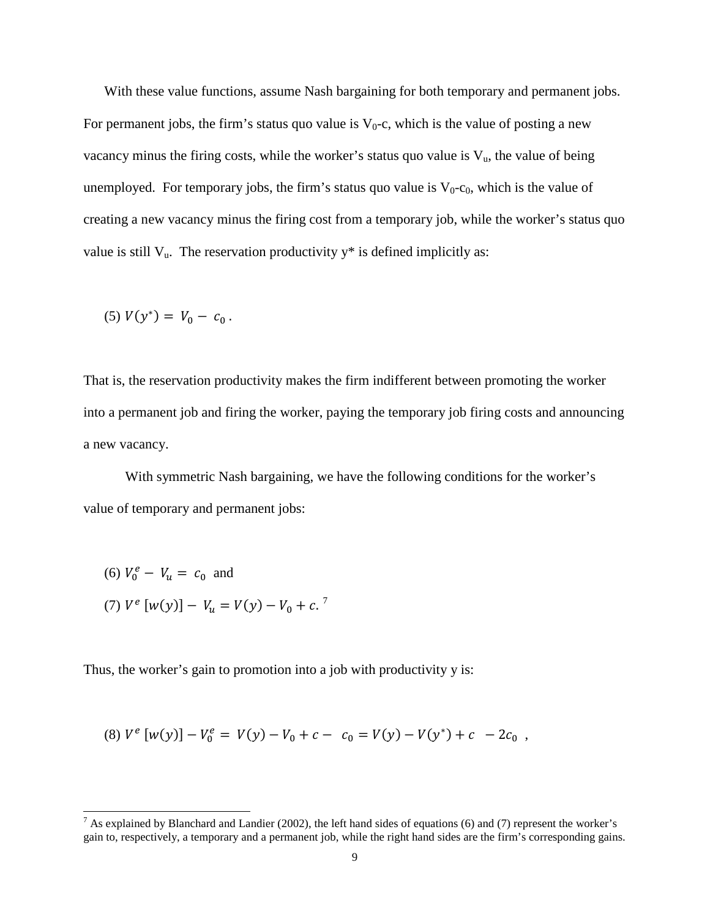With these value functions, assume Nash bargaining for both temporary and permanent jobs. For permanent jobs, the firm's status quo value is $V_0$-c, which is the value of posting a new vacancy minus the firing costs, while the worker's status quo value is $V_u$, the value of being unemployed. For temporary jobs, the firm's status quo value is $V_0$-$c_0$, which is the value of creating a new vacancy minus the firing cost from a temporary job, while the worker's status quo value is still $V_u$. The reservation productivity y* is defined implicitly as:

(5) $V(y^{*}) = V_0 - c_0$ .

That is, the reservation productivity makes the firm indifferent between promoting the worker into a permanent job and firing the worker, paying the temporary job firing costs and announcing a new vacancy.

With symmetric Nash bargaining, we have the following conditions for the worker's value of temporary and permanent jobs:

(6) $V_0^e - V_u = c_0$ and

(7) $V^e\,[w(y)] - V_u = V(y) - V_0 + c.$ [7]

Thus, the worker's gain to promotion into a job with productivity y is:

(8) $V^e\,[w(y)] - V_0^e = V(y) - V_0 + c - c_0 = V(y) - V(y^{*}) + c - 2c_0$ ,

[7] As explained by Blanchard and Landier (2002), the left hand sides of equations (6) and (7) represent the worker's gain to, respectively, a temporary and a permanent job, while the right hand sides are the firm's corresponding gains.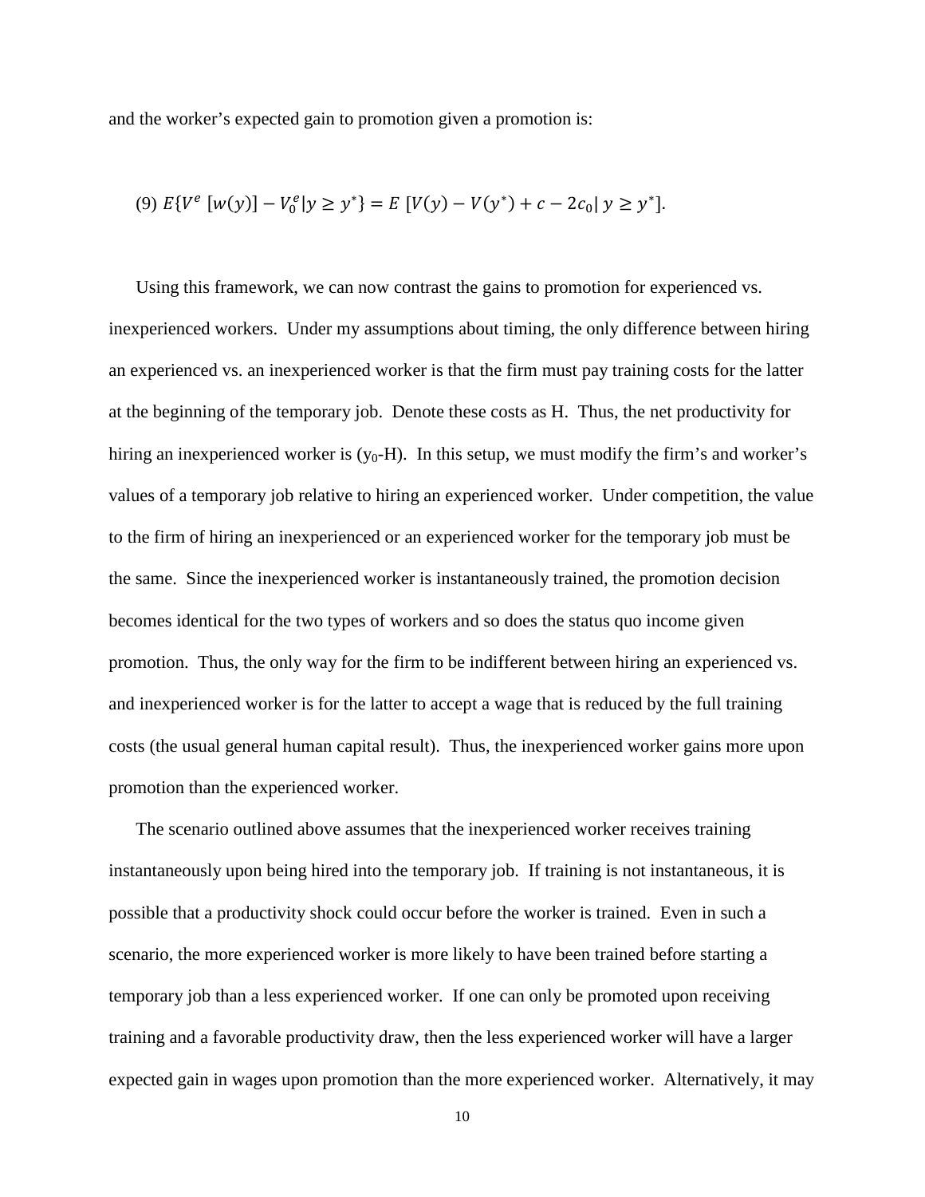and the worker's expected gain to promotion given a promotion is:

$$(9)\ E\{V^e\,[w(y)] - V_0^e | y \geq y^*\} = E\,[V(y) - V(y^*) + c - 2c_0 |\, y \geq y^*].$$

Using this framework, we can now contrast the gains to promotion for experienced vs. inexperienced workers. Under my assumptions about timing, the only difference between hiring an experienced vs. an inexperienced worker is that the firm must pay training costs for the latter at the beginning of the temporary job. Denote these costs as H. Thus, the net productivity for hiring an inexperienced worker is ($y_0$-H). In this setup, we must modify the firm's and worker's values of a temporary job relative to hiring an experienced worker. Under competition, the value to the firm of hiring an inexperienced or an experienced worker for the temporary job must be the same. Since the inexperienced worker is instantaneously trained, the promotion decision becomes identical for the two types of workers and so does the status quo income given promotion. Thus, the only way for the firm to be indifferent between hiring an experienced vs. and inexperienced worker is for the latter to accept a wage that is reduced by the full training costs (the usual general human capital result). Thus, the inexperienced worker gains more upon promotion than the experienced worker.

The scenario outlined above assumes that the inexperienced worker receives training instantaneously upon being hired into the temporary job. If training is not instantaneous, it is possible that a productivity shock could occur before the worker is trained. Even in such a scenario, the more experienced worker is more likely to have been trained before starting a temporary job than a less experienced worker. If one can only be promoted upon receiving training and a favorable productivity draw, then the less experienced worker will have a larger expected gain in wages upon promotion than the more experienced worker. Alternatively, it may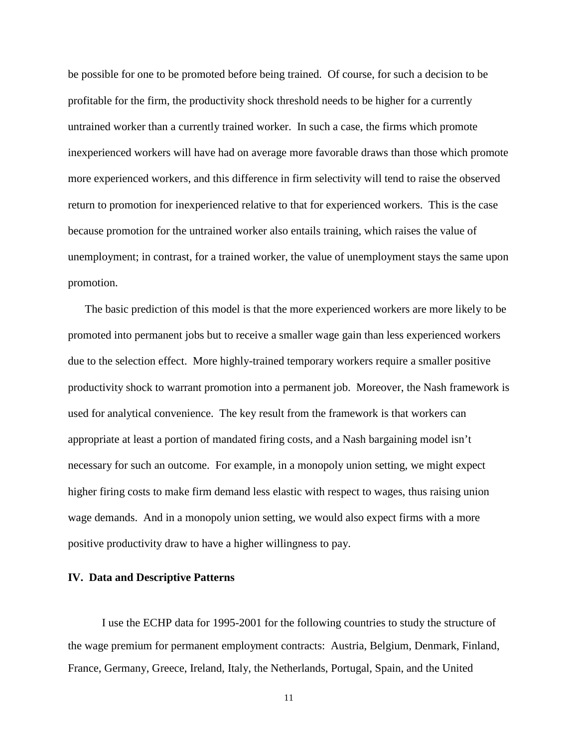be possible for one to be promoted before being trained. Of course, for such a decision to be profitable for the firm, the productivity shock threshold needs to be higher for a currently untrained worker than a currently trained worker. In such a case, the firms which promote inexperienced workers will have had on average more favorable draws than those which promote more experienced workers, and this difference in firm selectivity will tend to raise the observed return to promotion for inexperienced relative to that for experienced workers. This is the case because promotion for the untrained worker also entails training, which raises the value of unemployment; in contrast, for a trained worker, the value of unemployment stays the same upon promotion.

The basic prediction of this model is that the more experienced workers are more likely to be promoted into permanent jobs but to receive a smaller wage gain than less experienced workers due to the selection effect. More highly-trained temporary workers require a smaller positive productivity shock to warrant promotion into a permanent job. Moreover, the Nash framework is used for analytical convenience. The key result from the framework is that workers can appropriate at least a portion of mandated firing costs, and a Nash bargaining model isn't necessary for such an outcome. For example, in a monopoly union setting, we might expect higher firing costs to make firm demand less elastic with respect to wages, thus raising union wage demands. And in a monopoly union setting, we would also expect firms with a more positive productivity draw to have a higher willingness to pay.

## IV. Data and Descriptive Patterns

I use the ECHP data for 1995-2001 for the following countries to study the structure of the wage premium for permanent employment contracts: Austria, Belgium, Denmark, Finland, France, Germany, Greece, Ireland, Italy, the Netherlands, Portugal, Spain, and the United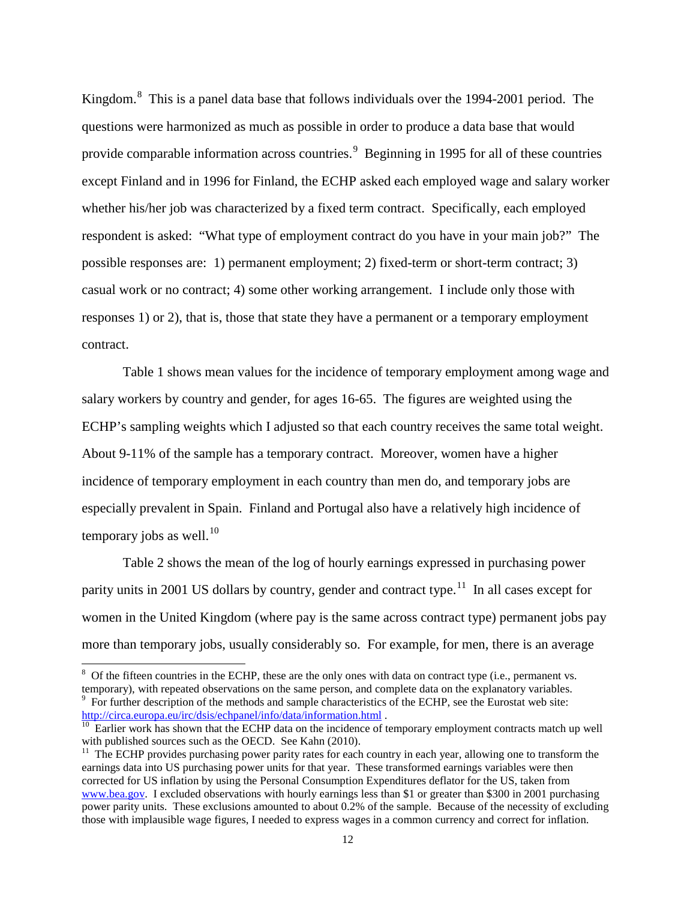Kingdom.[8] This is a panel data base that follows individuals over the 1994-2001 period. The questions were harmonized as much as possible in order to produce a data base that would provide comparable information across countries.[9] Beginning in 1995 for all of these countries except Finland and in 1996 for Finland, the ECHP asked each employed wage and salary worker whether his/her job was characterized by a fixed term contract. Specifically, each employed respondent is asked: "What type of employment contract do you have in your main job?" The possible responses are: 1) permanent employment; 2) fixed-term or short-term contract; 3) casual work or no contract; 4) some other working arrangement. I include only those with responses 1) or 2), that is, those that state they have a permanent or a temporary employment contract.

Table 1 shows mean values for the incidence of temporary employment among wage and salary workers by country and gender, for ages 16-65. The figures are weighted using the ECHP's sampling weights which I adjusted so that each country receives the same total weight. About 9-11% of the sample has a temporary contract. Moreover, women have a higher incidence of temporary employment in each country than men do, and temporary jobs are especially prevalent in Spain. Finland and Portugal also have a relatively high incidence of temporary jobs as well.[10]

Table 2 shows the mean of the log of hourly earnings expressed in purchasing power parity units in 2001 US dollars by country, gender and contract type.[11] In all cases except for women in the United Kingdom (where pay is the same across contract type) permanent jobs pay more than temporary jobs, usually considerably so. For example, for men, there is an average

---

[8] Of the fifteen countries in the ECHP, these are the only ones with data on contract type (i.e., permanent vs. temporary), with repeated observations on the same person, and complete data on the explanatory variables.

[9] For further description of the methods and sample characteristics of the ECHP, see the Eurostat web site: http://circa.europa.eu/irc/dsis/echpanel/info/data/information.html .

[10] Earlier work has shown that the ECHP data on the incidence of temporary employment contracts match up well with published sources such as the OECD. See Kahn (2010).

[11] The ECHP provides purchasing power parity rates for each country in each year, allowing one to transform the earnings data into US purchasing power units for that year. These transformed earnings variables were then corrected for US inflation by using the Personal Consumption Expenditures deflator for the US, taken from www.bea.gov. I excluded observations with hourly earnings less than $1 or greater than $300 in 2001 purchasing power parity units. These exclusions amounted to about 0.2% of the sample. Because of the necessity of excluding those with implausible wage figures, I needed to express wages in a common currency and correct for inflation.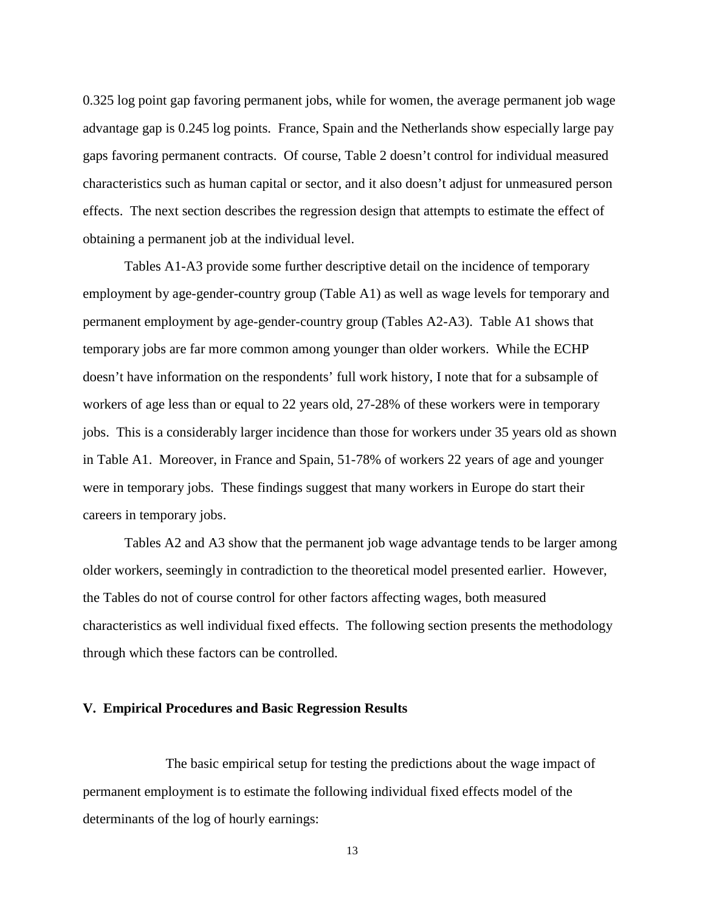0.325 log point gap favoring permanent jobs, while for women, the average permanent job wage advantage gap is 0.245 log points. France, Spain and the Netherlands show especially large pay gaps favoring permanent contracts. Of course, Table 2 doesn't control for individual measured characteristics such as human capital or sector, and it also doesn't adjust for unmeasured person effects. The next section describes the regression design that attempts to estimate the effect of obtaining a permanent job at the individual level.

Tables A1-A3 provide some further descriptive detail on the incidence of temporary employment by age-gender-country group (Table A1) as well as wage levels for temporary and permanent employment by age-gender-country group (Tables A2-A3). Table A1 shows that temporary jobs are far more common among younger than older workers. While the ECHP doesn't have information on the respondents' full work history, I note that for a subsample of workers of age less than or equal to 22 years old, 27-28% of these workers were in temporary jobs. This is a considerably larger incidence than those for workers under 35 years old as shown in Table A1. Moreover, in France and Spain, 51-78% of workers 22 years of age and younger were in temporary jobs. These findings suggest that many workers in Europe do start their careers in temporary jobs.

Tables A2 and A3 show that the permanent job wage advantage tends to be larger among older workers, seemingly in contradiction to the theoretical model presented earlier. However, the Tables do not of course control for other factors affecting wages, both measured characteristics as well individual fixed effects. The following section presents the methodology through which these factors can be controlled.

## V. Empirical Procedures and Basic Regression Results

The basic empirical setup for testing the predictions about the wage impact of permanent employment is to estimate the following individual fixed effects model of the determinants of the log of hourly earnings: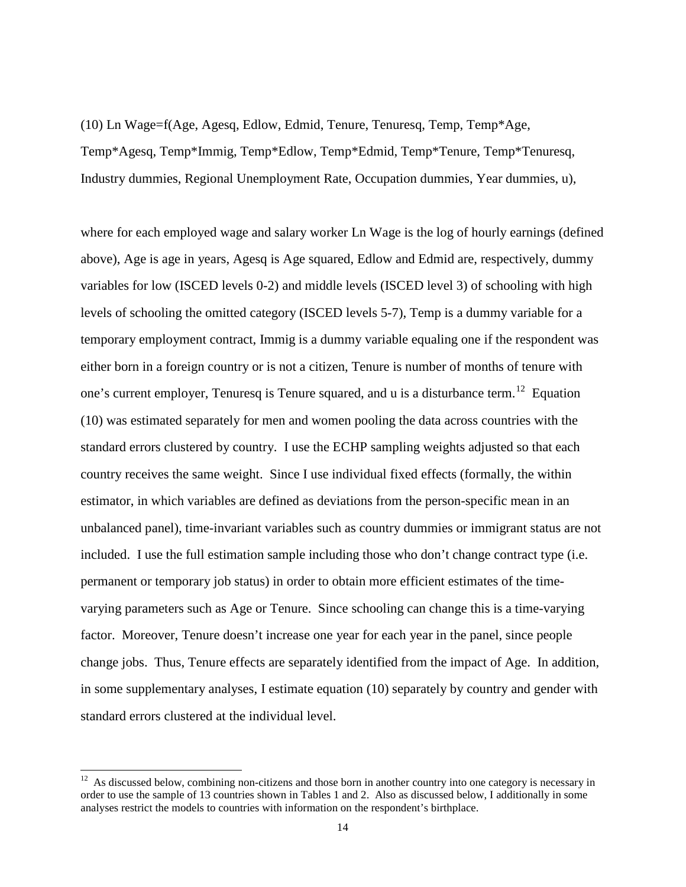(10) Ln Wage=f(Age, Agesq, Edlow, Edmid, Tenure, Tenuresq, Temp, Temp*Age, Temp*Agesq, Temp*Immig, Temp*Edlow, Temp*Edmid, Temp*Tenure, Temp*Tenuresq, Industry dummies, Regional Unemployment Rate, Occupation dummies, Year dummies, u),

where for each employed wage and salary worker Ln Wage is the log of hourly earnings (defined above), Age is age in years, Agesq is Age squared, Edlow and Edmid are, respectively, dummy variables for low (ISCED levels 0-2) and middle levels (ISCED level 3) of schooling with high levels of schooling the omitted category (ISCED levels 5-7), Temp is a dummy variable for a temporary employment contract, Immig is a dummy variable equaling one if the respondent was either born in a foreign country or is not a citizen, Tenure is number of months of tenure with one's current employer, Tenuresq is Tenure squared, and u is a disturbance term.[12] Equation (10) was estimated separately for men and women pooling the data across countries with the standard errors clustered by country. I use the ECHP sampling weights adjusted so that each country receives the same weight. Since I use individual fixed effects (formally, the within estimator, in which variables are defined as deviations from the person-specific mean in an unbalanced panel), time-invariant variables such as country dummies or immigrant status are not included. I use the full estimation sample including those who don't change contract type (i.e. permanent or temporary job status) in order to obtain more efficient estimates of the time-varying parameters such as Age or Tenure. Since schooling can change this is a time-varying factor. Moreover, Tenure doesn't increase one year for each year in the panel, since people change jobs. Thus, Tenure effects are separately identified from the impact of Age. In addition, in some supplementary analyses, I estimate equation (10) separately by country and gender with standard errors clustered at the individual level.

[12] As discussed below, combining non-citizens and those born in another country into one category is necessary in order to use the sample of 13 countries shown in Tables 1 and 2. Also as discussed below, I additionally in some analyses restrict the models to countries with information on the respondent's birthplace.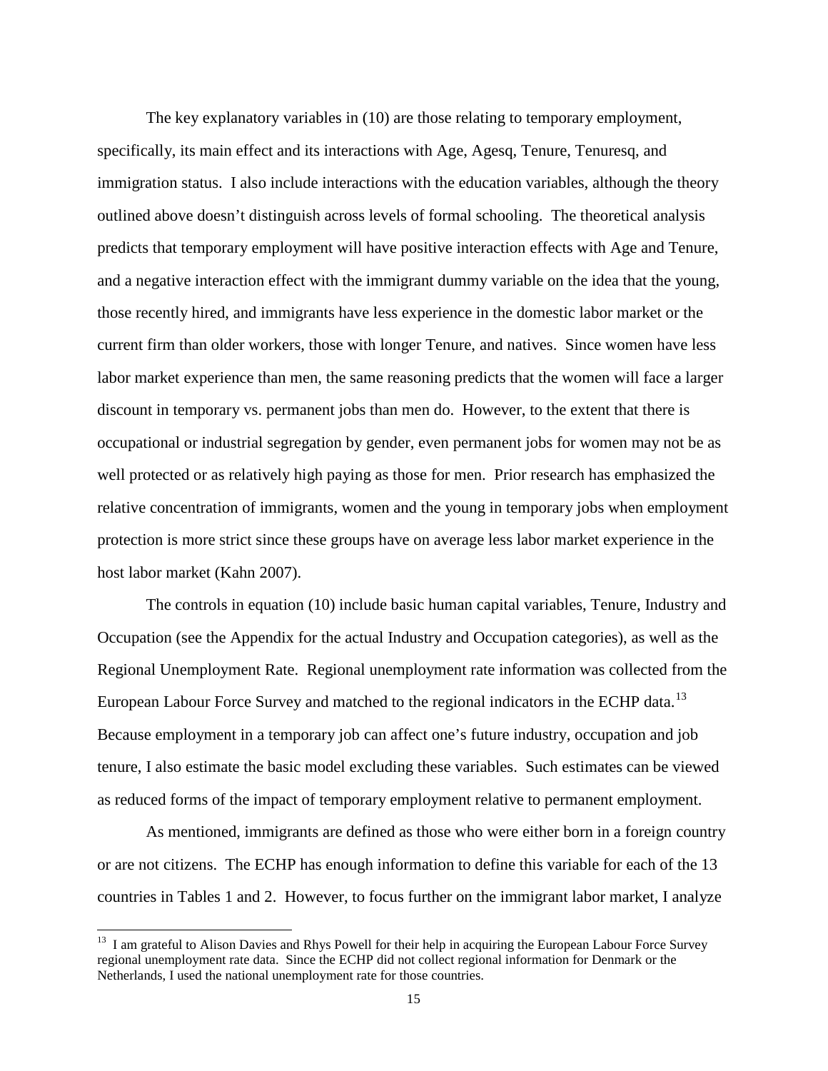The key explanatory variables in (10) are those relating to temporary employment, specifically, its main effect and its interactions with Age, Agesq, Tenure, Tenuresq, and immigration status. I also include interactions with the education variables, although the theory outlined above doesn't distinguish across levels of formal schooling. The theoretical analysis predicts that temporary employment will have positive interaction effects with Age and Tenure, and a negative interaction effect with the immigrant dummy variable on the idea that the young, those recently hired, and immigrants have less experience in the domestic labor market or the current firm than older workers, those with longer Tenure, and natives. Since women have less labor market experience than men, the same reasoning predicts that the women will face a larger discount in temporary vs. permanent jobs than men do. However, to the extent that there is occupational or industrial segregation by gender, even permanent jobs for women may not be as well protected or as relatively high paying as those for men. Prior research has emphasized the relative concentration of immigrants, women and the young in temporary jobs when employment protection is more strict since these groups have on average less labor market experience in the host labor market (Kahn 2007).

The controls in equation (10) include basic human capital variables, Tenure, Industry and Occupation (see the Appendix for the actual Industry and Occupation categories), as well as the Regional Unemployment Rate. Regional unemployment rate information was collected from the European Labour Force Survey and matched to the regional indicators in the ECHP data.[13] Because employment in a temporary job can affect one's future industry, occupation and job tenure, I also estimate the basic model excluding these variables. Such estimates can be viewed as reduced forms of the impact of temporary employment relative to permanent employment.

As mentioned, immigrants are defined as those who were either born in a foreign country or are not citizens. The ECHP has enough information to define this variable for each of the 13 countries in Tables 1 and 2. However, to focus further on the immigrant labor market, I analyze

[13] I am grateful to Alison Davies and Rhys Powell for their help in acquiring the European Labour Force Survey regional unemployment rate data. Since the ECHP did not collect regional information for Denmark or the Netherlands, I used the national unemployment rate for those countries.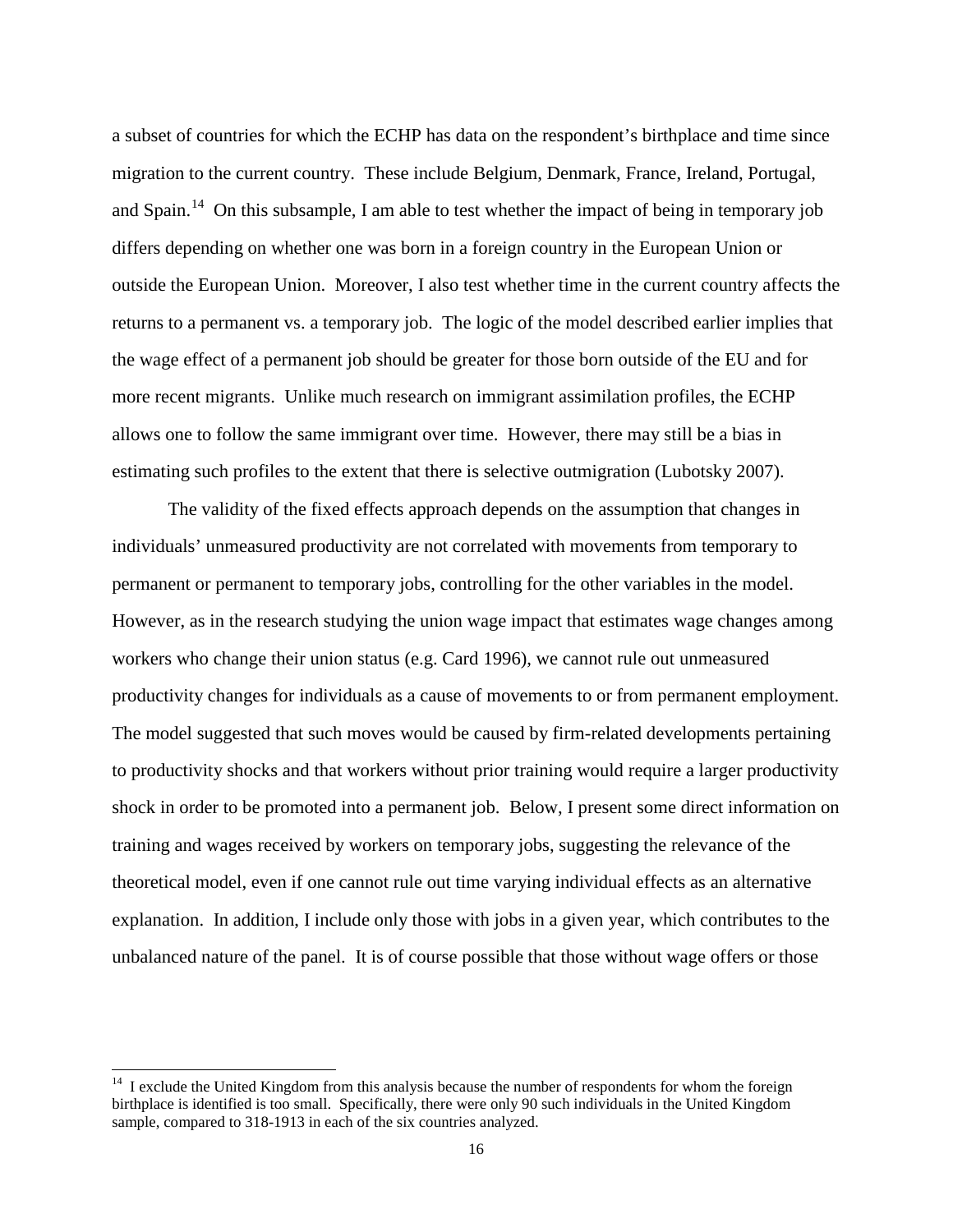a subset of countries for which the ECHP has data on the respondent's birthplace and time since migration to the current country. These include Belgium, Denmark, France, Ireland, Portugal, and Spain.[14] On this subsample, I am able to test whether the impact of being in temporary job differs depending on whether one was born in a foreign country in the European Union or outside the European Union. Moreover, I also test whether time in the current country affects the returns to a permanent vs. a temporary job. The logic of the model described earlier implies that the wage effect of a permanent job should be greater for those born outside of the EU and for more recent migrants. Unlike much research on immigrant assimilation profiles, the ECHP allows one to follow the same immigrant over time. However, there may still be a bias in estimating such profiles to the extent that there is selective outmigration (Lubotsky 2007).

The validity of the fixed effects approach depends on the assumption that changes in individuals' unmeasured productivity are not correlated with movements from temporary to permanent or permanent to temporary jobs, controlling for the other variables in the model. However, as in the research studying the union wage impact that estimates wage changes among workers who change their union status (e.g. Card 1996), we cannot rule out unmeasured productivity changes for individuals as a cause of movements to or from permanent employment. The model suggested that such moves would be caused by firm-related developments pertaining to productivity shocks and that workers without prior training would require a larger productivity shock in order to be promoted into a permanent job. Below, I present some direct information on training and wages received by workers on temporary jobs, suggesting the relevance of the theoretical model, even if one cannot rule out time varying individual effects as an alternative explanation. In addition, I include only those with jobs in a given year, which contributes to the unbalanced nature of the panel. It is of course possible that those without wage offers or those

[14] I exclude the United Kingdom from this analysis because the number of respondents for whom the foreign birthplace is identified is too small. Specifically, there were only 90 such individuals in the United Kingdom sample, compared to 318-1913 in each of the six countries analyzed.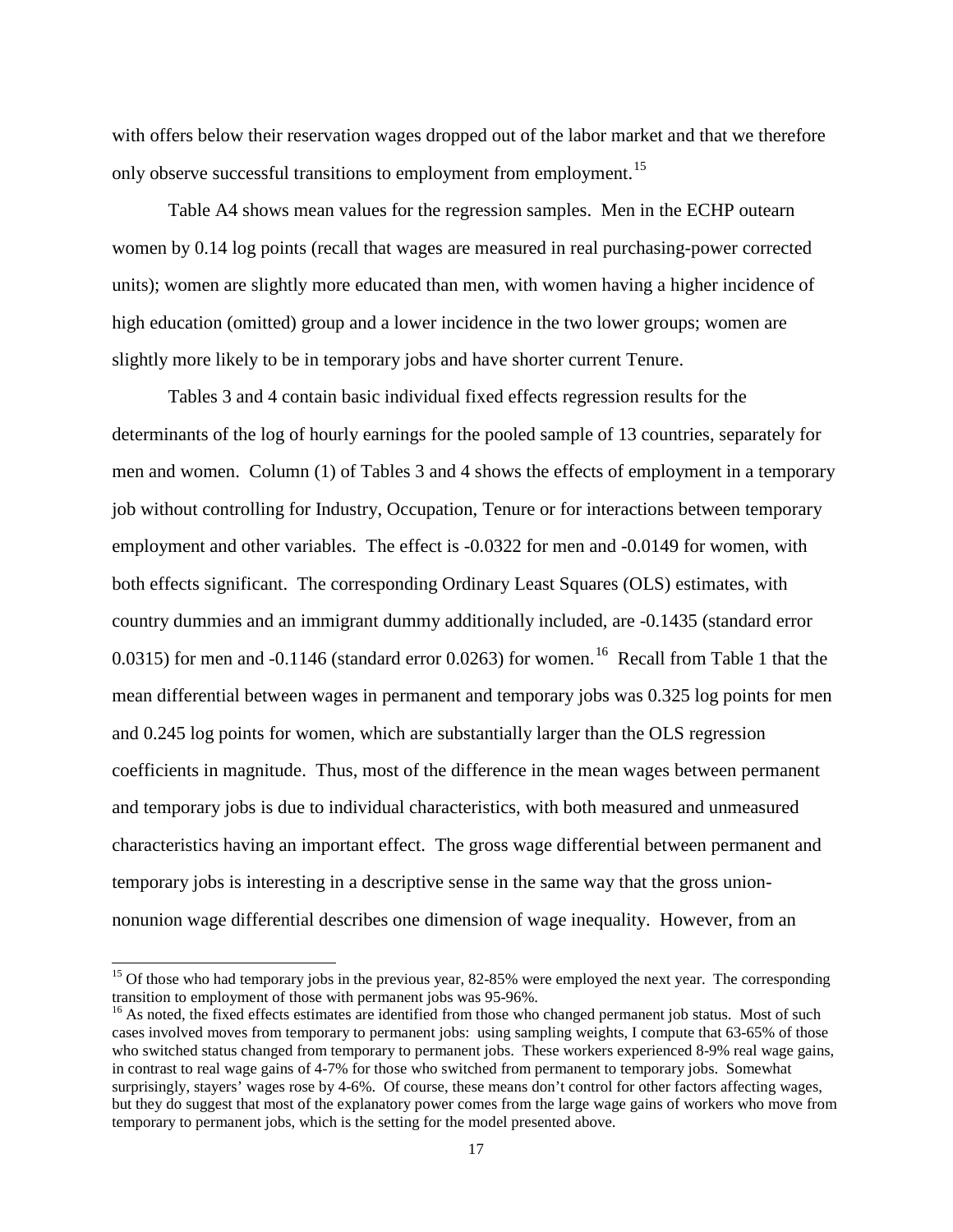with offers below their reservation wages dropped out of the labor market and that we therefore only observe successful transitions to employment from employment.[15]

Table A4 shows mean values for the regression samples. Men in the ECHP outearn women by 0.14 log points (recall that wages are measured in real purchasing-power corrected units); women are slightly more educated than men, with women having a higher incidence of high education (omitted) group and a lower incidence in the two lower groups; women are slightly more likely to be in temporary jobs and have shorter current Tenure.

Tables 3 and 4 contain basic individual fixed effects regression results for the determinants of the log of hourly earnings for the pooled sample of 13 countries, separately for men and women. Column (1) of Tables 3 and 4 shows the effects of employment in a temporary job without controlling for Industry, Occupation, Tenure or for interactions between temporary employment and other variables. The effect is -0.0322 for men and -0.0149 for women, with both effects significant. The corresponding Ordinary Least Squares (OLS) estimates, with country dummies and an immigrant dummy additionally included, are -0.1435 (standard error 0.0315) for men and -0.1146 (standard error 0.0263) for women.[16] Recall from Table 1 that the mean differential between wages in permanent and temporary jobs was 0.325 log points for men and 0.245 log points for women, which are substantially larger than the OLS regression coefficients in magnitude. Thus, most of the difference in the mean wages between permanent and temporary jobs is due to individual characteristics, with both measured and unmeasured characteristics having an important effect. The gross wage differential between permanent and temporary jobs is interesting in a descriptive sense in the same way that the gross union-nonunion wage differential describes one dimension of wage inequality. However, from an

---

[15] Of those who had temporary jobs in the previous year, 82-85% were employed the next year. The corresponding transition to employment of those with permanent jobs was 95-96%.

[16] As noted, the fixed effects estimates are identified from those who changed permanent job status. Most of such cases involved moves from temporary to permanent jobs: using sampling weights, I compute that 63-65% of those who switched status changed from temporary to permanent jobs. These workers experienced 8-9% real wage gains, in contrast to real wage gains of 4-7% for those who switched from permanent to temporary jobs. Somewhat surprisingly, stayers' wages rose by 4-6%. Of course, these means don't control for other factors affecting wages, but they do suggest that most of the explanatory power comes from the large wage gains of workers who move from temporary to permanent jobs, which is the setting for the model presented above.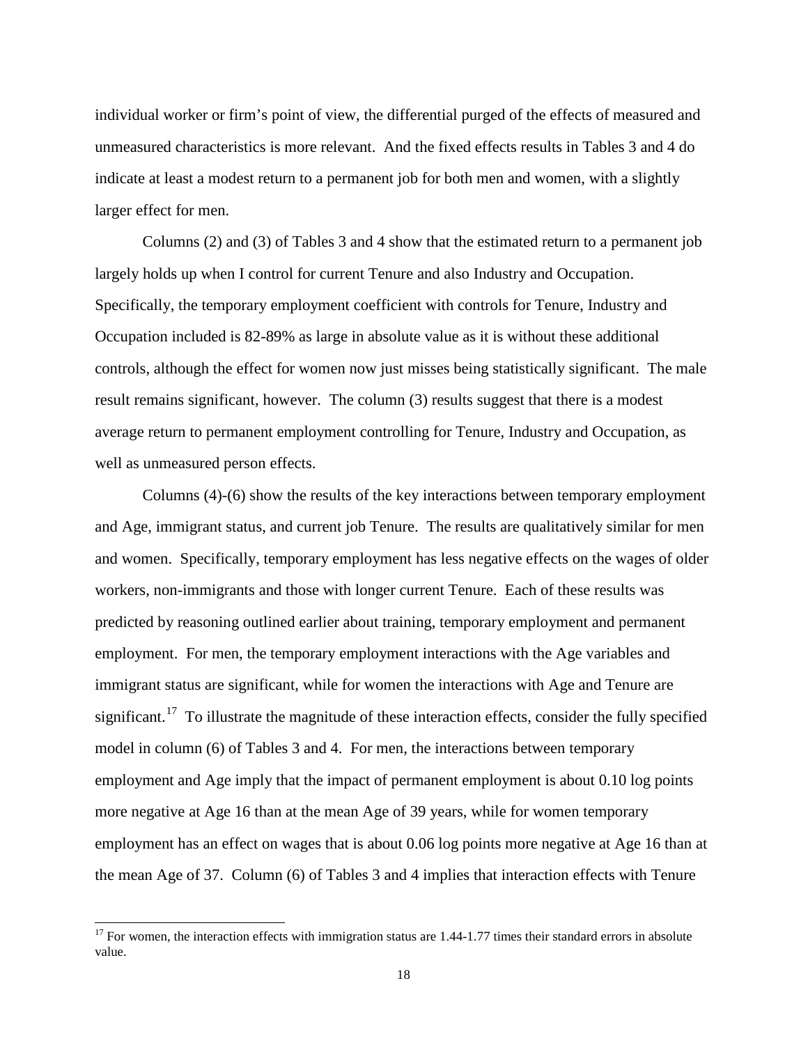individual worker or firm's point of view, the differential purged of the effects of measured and unmeasured characteristics is more relevant. And the fixed effects results in Tables 3 and 4 do indicate at least a modest return to a permanent job for both men and women, with a slightly larger effect for men.

Columns (2) and (3) of Tables 3 and 4 show that the estimated return to a permanent job largely holds up when I control for current Tenure and also Industry and Occupation. Specifically, the temporary employment coefficient with controls for Tenure, Industry and Occupation included is 82-89% as large in absolute value as it is without these additional controls, although the effect for women now just misses being statistically significant. The male result remains significant, however. The column (3) results suggest that there is a modest average return to permanent employment controlling for Tenure, Industry and Occupation, as well as unmeasured person effects.

Columns (4)-(6) show the results of the key interactions between temporary employment and Age, immigrant status, and current job Tenure. The results are qualitatively similar for men and women. Specifically, temporary employment has less negative effects on the wages of older workers, non-immigrants and those with longer current Tenure. Each of these results was predicted by reasoning outlined earlier about training, temporary employment and permanent employment. For men, the temporary employment interactions with the Age variables and immigrant status are significant, while for women the interactions with Age and Tenure are significant.[17] To illustrate the magnitude of these interaction effects, consider the fully specified model in column (6) of Tables 3 and 4. For men, the interactions between temporary employment and Age imply that the impact of permanent employment is about 0.10 log points more negative at Age 16 than at the mean Age of 39 years, while for women temporary employment has an effect on wages that is about 0.06 log points more negative at Age 16 than at the mean Age of 37. Column (6) of Tables 3 and 4 implies that interaction effects with Tenure

[17] For women, the interaction effects with immigration status are 1.44-1.77 times their standard errors in absolute value.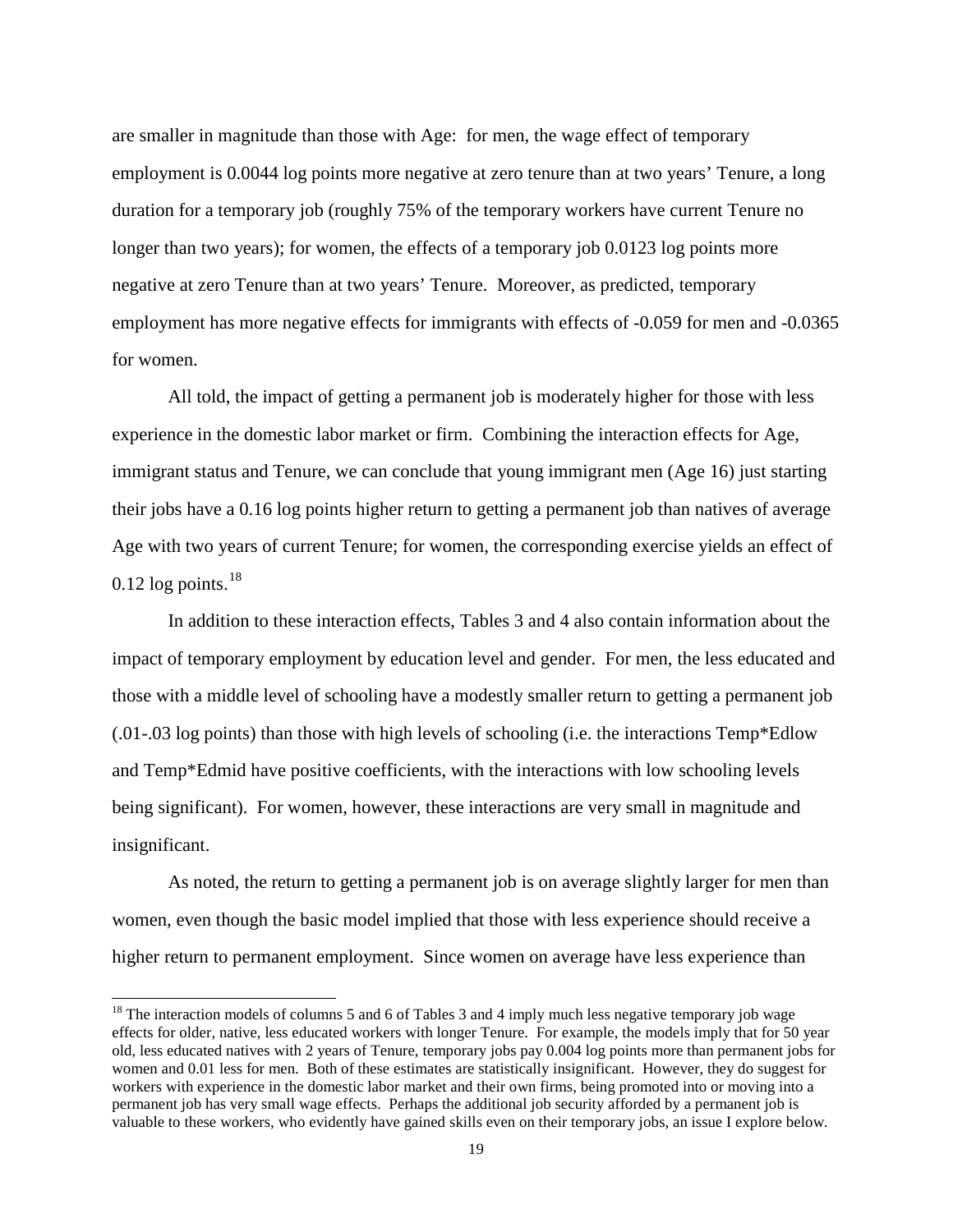are smaller in magnitude than those with Age: for men, the wage effect of temporary employment is 0.0044 log points more negative at zero tenure than at two years' Tenure, a long duration for a temporary job (roughly 75% of the temporary workers have current Tenure no longer than two years); for women, the effects of a temporary job 0.0123 log points more negative at zero Tenure than at two years' Tenure. Moreover, as predicted, temporary employment has more negative effects for immigrants with effects of -0.059 for men and -0.0365 for women.

All told, the impact of getting a permanent job is moderately higher for those with less experience in the domestic labor market or firm. Combining the interaction effects for Age, immigrant status and Tenure, we can conclude that young immigrant men (Age 16) just starting their jobs have a 0.16 log points higher return to getting a permanent job than natives of average Age with two years of current Tenure; for women, the corresponding exercise yields an effect of 0.12 log points.[18]

In addition to these interaction effects, Tables 3 and 4 also contain information about the impact of temporary employment by education level and gender. For men, the less educated and those with a middle level of schooling have a modestly smaller return to getting a permanent job (.01-.03 log points) than those with high levels of schooling (i.e. the interactions Temp*Edlow and Temp*Edmid have positive coefficients, with the interactions with low schooling levels being significant). For women, however, these interactions are very small in magnitude and insignificant.

As noted, the return to getting a permanent job is on average slightly larger for men than women, even though the basic model implied that those with less experience should receive a higher return to permanent employment. Since women on average have less experience than

[18] The interaction models of columns 5 and 6 of Tables 3 and 4 imply much less negative temporary job wage effects for older, native, less educated workers with longer Tenure. For example, the models imply that for 50 year old, less educated natives with 2 years of Tenure, temporary jobs pay 0.004 log points more than permanent jobs for women and 0.01 less for men. Both of these estimates are statistically insignificant. However, they do suggest for workers with experience in the domestic labor market and their own firms, being promoted into or moving into a permanent job has very small wage effects. Perhaps the additional job security afforded by a permanent job is valuable to these workers, who evidently have gained skills even on their temporary jobs, an issue I explore below.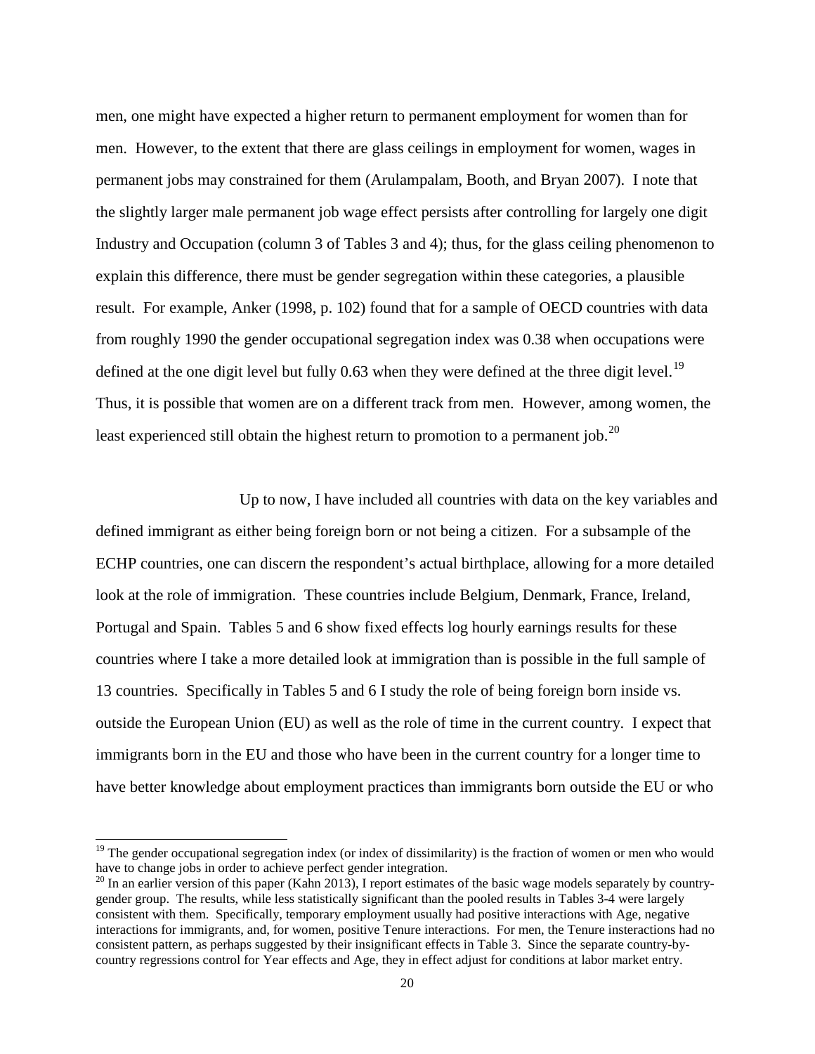men, one might have expected a higher return to permanent employment for women than for men. However, to the extent that there are glass ceilings in employment for women, wages in permanent jobs may constrained for them (Arulampalam, Booth, and Bryan 2007). I note that the slightly larger male permanent job wage effect persists after controlling for largely one digit Industry and Occupation (column 3 of Tables 3 and 4); thus, for the glass ceiling phenomenon to explain this difference, there must be gender segregation within these categories, a plausible result. For example, Anker (1998, p. 102) found that for a sample of OECD countries with data from roughly 1990 the gender occupational segregation index was 0.38 when occupations were defined at the one digit level but fully 0.63 when they were defined at the three digit level.[19] Thus, it is possible that women are on a different track from men. However, among women, the least experienced still obtain the highest return to promotion to a permanent job.[20]

Up to now, I have included all countries with data on the key variables and defined immigrant as either being foreign born or not being a citizen. For a subsample of the ECHP countries, one can discern the respondent's actual birthplace, allowing for a more detailed look at the role of immigration. These countries include Belgium, Denmark, France, Ireland, Portugal and Spain. Tables 5 and 6 show fixed effects log hourly earnings results for these countries where I take a more detailed look at immigration than is possible in the full sample of 13 countries. Specifically in Tables 5 and 6 I study the role of being foreign born inside vs. outside the European Union (EU) as well as the role of time in the current country. I expect that immigrants born in the EU and those who have been in the current country for a longer time to have better knowledge about employment practices than immigrants born outside the EU or who

---

[19] The gender occupational segregation index (or index of dissimilarity) is the fraction of women or men who would have to change jobs in order to achieve perfect gender integration.

[20] In an earlier version of this paper (Kahn 2013), I report estimates of the basic wage models separately by country-gender group. The results, while less statistically significant than the pooled results in Tables 3-4 were largely consistent with them. Specifically, temporary employment usually had positive interactions with Age, negative interactions for immigrants, and, for women, positive Tenure interactions. For men, the Tenure insteractions had no consistent pattern, as perhaps suggested by their insignificant effects in Table 3. Since the separate country-by-country regressions control for Year effects and Age, they in effect adjust for conditions at labor market entry.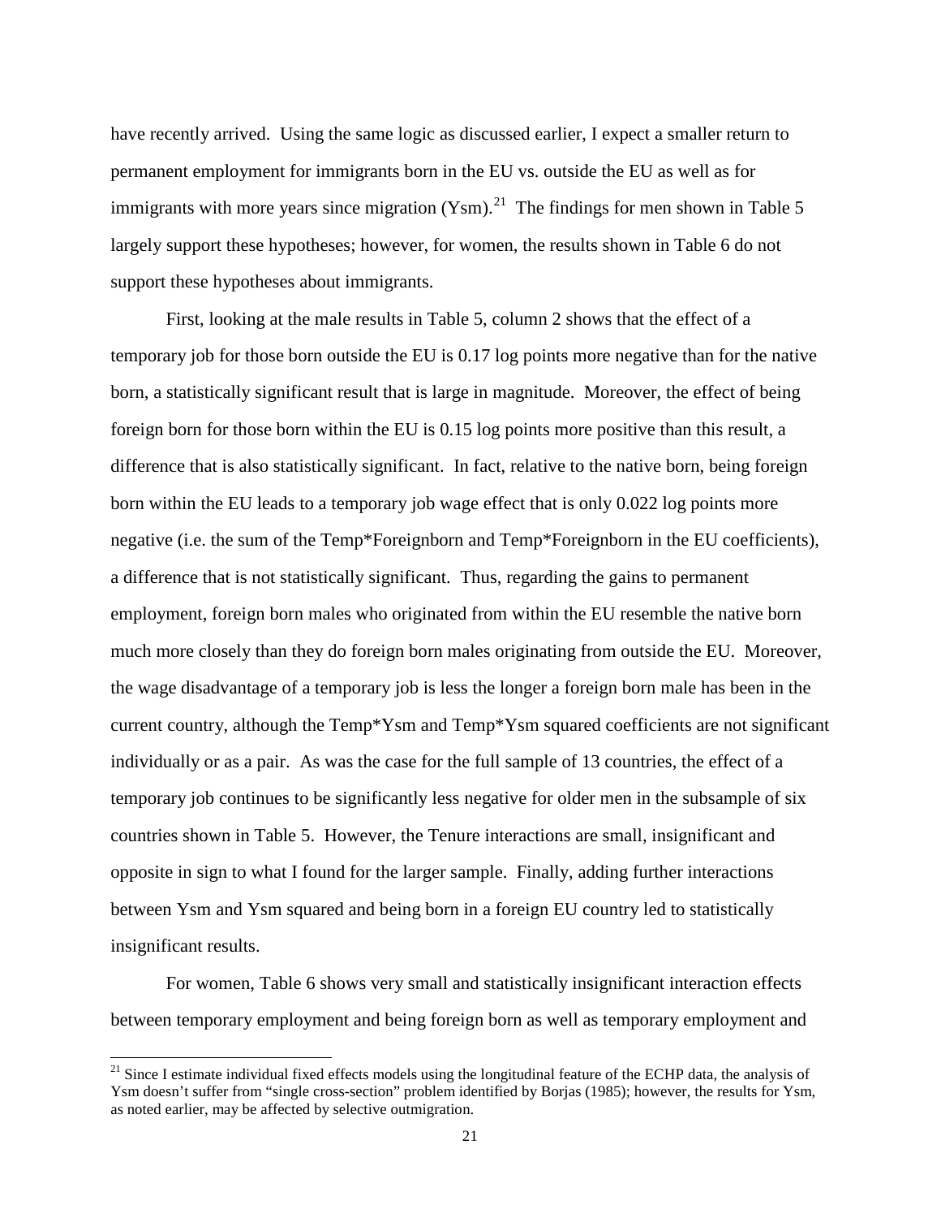have recently arrived. Using the same logic as discussed earlier, I expect a smaller return to permanent employment for immigrants born in the EU vs. outside the EU as well as for immigrants with more years since migration (Ysm).[21] The findings for men shown in Table 5 largely support these hypotheses; however, for women, the results shown in Table 6 do not support these hypotheses about immigrants.

First, looking at the male results in Table 5, column 2 shows that the effect of a temporary job for those born outside the EU is 0.17 log points more negative than for the native born, a statistically significant result that is large in magnitude. Moreover, the effect of being foreign born for those born within the EU is 0.15 log points more positive than this result, a difference that is also statistically significant. In fact, relative to the native born, being foreign born within the EU leads to a temporary job wage effect that is only 0.022 log points more negative (i.e. the sum of the Temp*Foreignborn and Temp*Foreignborn in the EU coefficients), a difference that is not statistically significant. Thus, regarding the gains to permanent employment, foreign born males who originated from within the EU resemble the native born much more closely than they do foreign born males originating from outside the EU. Moreover, the wage disadvantage of a temporary job is less the longer a foreign born male has been in the current country, although the Temp*Ysm and Temp*Ysm squared coefficients are not significant individually or as a pair. As was the case for the full sample of 13 countries, the effect of a temporary job continues to be significantly less negative for older men in the subsample of six countries shown in Table 5. However, the Tenure interactions are small, insignificant and opposite in sign to what I found for the larger sample. Finally, adding further interactions between Ysm and Ysm squared and being born in a foreign EU country led to statistically insignificant results.

For women, Table 6 shows very small and statistically insignificant interaction effects between temporary employment and being foreign born as well as temporary employment and

[21] Since I estimate individual fixed effects models using the longitudinal feature of the ECHP data, the analysis of Ysm doesn't suffer from "single cross-section" problem identified by Borjas (1985); however, the results for Ysm, as noted earlier, may be affected by selective outmigration.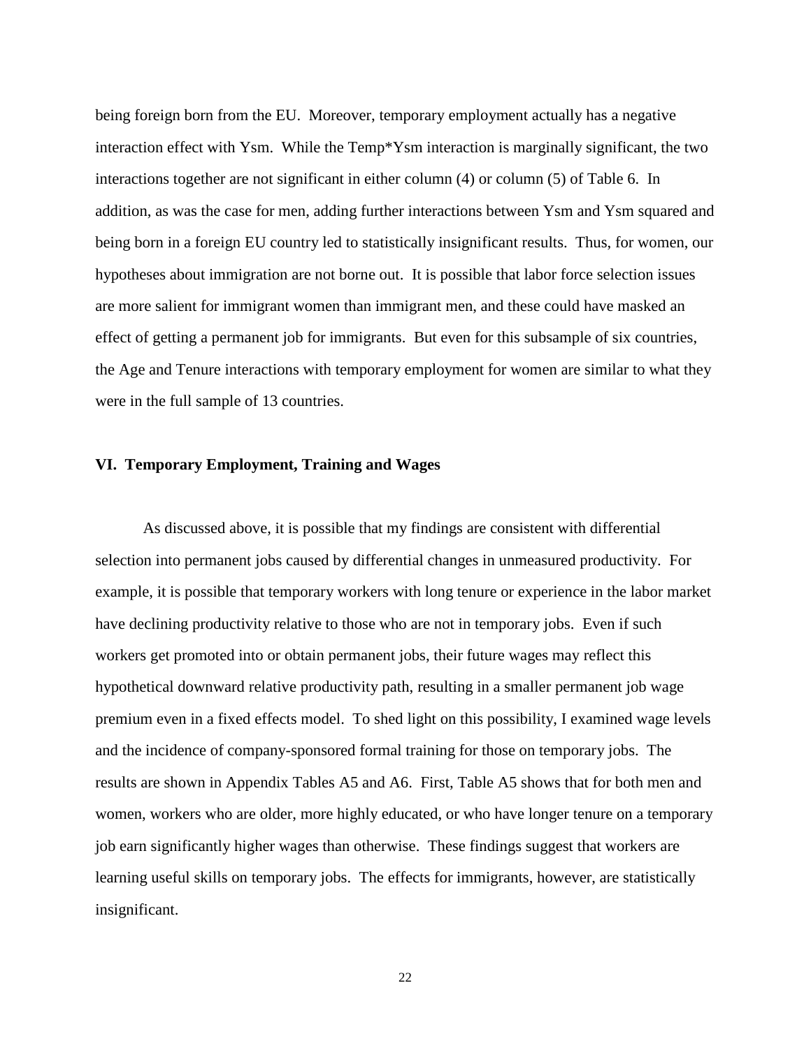being foreign born from the EU. Moreover, temporary employment actually has a negative interaction effect with Ysm. While the Temp*Ysm interaction is marginally significant, the two interactions together are not significant in either column (4) or column (5) of Table 6. In addition, as was the case for men, adding further interactions between Ysm and Ysm squared and being born in a foreign EU country led to statistically insignificant results. Thus, for women, our hypotheses about immigration are not borne out. It is possible that labor force selection issues are more salient for immigrant women than immigrant men, and these could have masked an effect of getting a permanent job for immigrants. But even for this subsample of six countries, the Age and Tenure interactions with temporary employment for women are similar to what they were in the full sample of 13 countries.

## VI. Temporary Employment, Training and Wages

As discussed above, it is possible that my findings are consistent with differential selection into permanent jobs caused by differential changes in unmeasured productivity. For example, it is possible that temporary workers with long tenure or experience in the labor market have declining productivity relative to those who are not in temporary jobs. Even if such workers get promoted into or obtain permanent jobs, their future wages may reflect this hypothetical downward relative productivity path, resulting in a smaller permanent job wage premium even in a fixed effects model. To shed light on this possibility, I examined wage levels and the incidence of company-sponsored formal training for those on temporary jobs. The results are shown in Appendix Tables A5 and A6. First, Table A5 shows that for both men and women, workers who are older, more highly educated, or who have longer tenure on a temporary job earn significantly higher wages than otherwise. These findings suggest that workers are learning useful skills on temporary jobs. The effects for immigrants, however, are statistically insignificant.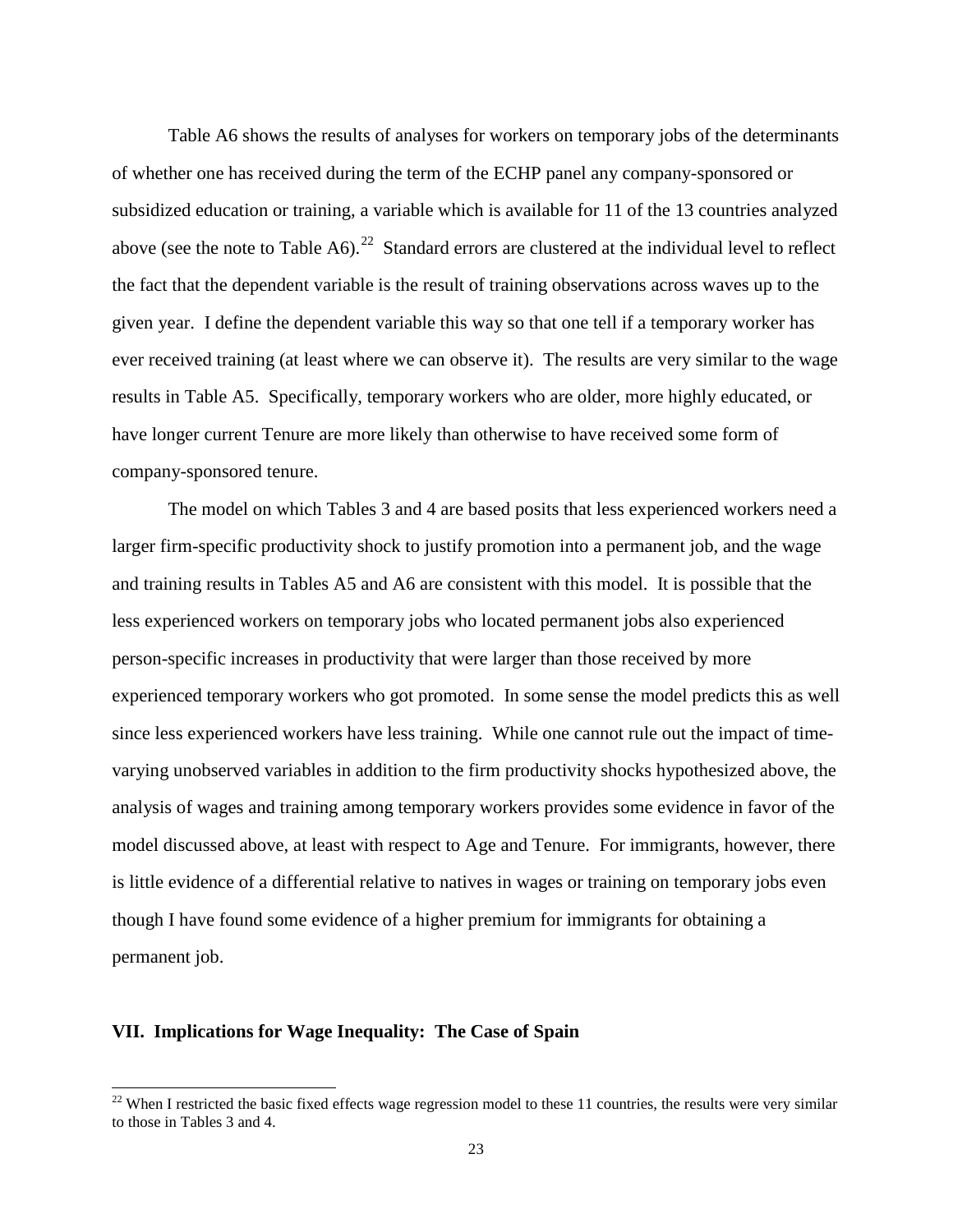Table A6 shows the results of analyses for workers on temporary jobs of the determinants of whether one has received during the term of the ECHP panel any company-sponsored or subsidized education or training, a variable which is available for 11 of the 13 countries analyzed above (see the note to Table A6).[22] Standard errors are clustered at the individual level to reflect the fact that the dependent variable is the result of training observations across waves up to the given year. I define the dependent variable this way so that one tell if a temporary worker has ever received training (at least where we can observe it). The results are very similar to the wage results in Table A5. Specifically, temporary workers who are older, more highly educated, or have longer current Tenure are more likely than otherwise to have received some form of company-sponsored tenure.

The model on which Tables 3 and 4 are based posits that less experienced workers need a larger firm-specific productivity shock to justify promotion into a permanent job, and the wage and training results in Tables A5 and A6 are consistent with this model. It is possible that the less experienced workers on temporary jobs who located permanent jobs also experienced person-specific increases in productivity that were larger than those received by more experienced temporary workers who got promoted. In some sense the model predicts this as well since less experienced workers have less training. While one cannot rule out the impact of time-varying unobserved variables in addition to the firm productivity shocks hypothesized above, the analysis of wages and training among temporary workers provides some evidence in favor of the model discussed above, at least with respect to Age and Tenure. For immigrants, however, there is little evidence of a differential relative to natives in wages or training on temporary jobs even though I have found some evidence of a higher premium for immigrants for obtaining a permanent job.

## VII. Implications for Wage Inequality: The Case of Spain

[22] When I restricted the basic fixed effects wage regression model to these 11 countries, the results were very similar to those in Tables 3 and 4.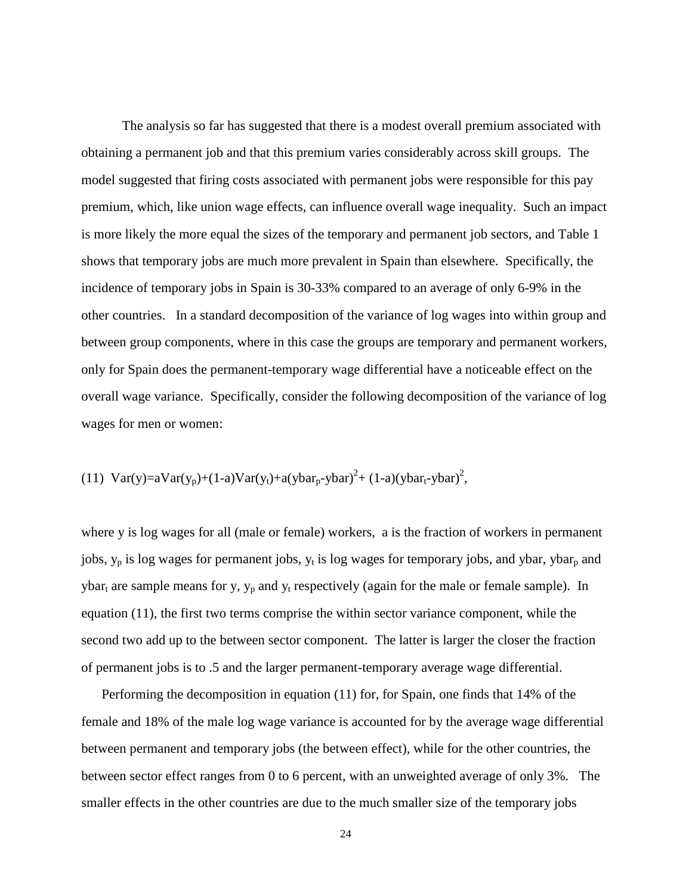The analysis so far has suggested that there is a modest overall premium associated with obtaining a permanent job and that this premium varies considerably across skill groups. The model suggested that firing costs associated with permanent jobs were responsible for this pay premium, which, like union wage effects, can influence overall wage inequality. Such an impact is more likely the more equal the sizes of the temporary and permanent job sectors, and Table 1 shows that temporary jobs are much more prevalent in Spain than elsewhere. Specifically, the incidence of temporary jobs in Spain is 30-33% compared to an average of only 6-9% in the other countries. In a standard decomposition of the variance of log wages into within group and between group components, where in this case the groups are temporary and permanent workers, only for Spain does the permanent-temporary wage differential have a noticeable effect on the overall wage variance. Specifically, consider the following decomposition of the variance of log wages for men or women:

$$(11)\quad Var(y)=aVar(y_p)+(1-a)Var(y_t)+a(ybar_p-ybar)^2+(1-a)(ybar_t-ybar)^2,$$

where y is log wages for all (male or female) workers, a is the fraction of workers in permanent jobs, $y_p$ is log wages for permanent jobs, $y_t$ is log wages for temporary jobs, and ybar, $ybar_p$ and $ybar_t$ are sample means for y, $y_p$ and $y_t$ respectively (again for the male or female sample). In equation (11), the first two terms comprise the within sector variance component, while the second two add up to the between sector component. The latter is larger the closer the fraction of permanent jobs is to .5 and the larger permanent-temporary average wage differential.

Performing the decomposition in equation (11) for, for Spain, one finds that 14% of the female and 18% of the male log wage variance is accounted for by the average wage differential between permanent and temporary jobs (the between effect), while for the other countries, the between sector effect ranges from 0 to 6 percent, with an unweighted average of only 3%. The smaller effects in the other countries are due to the much smaller size of the temporary jobs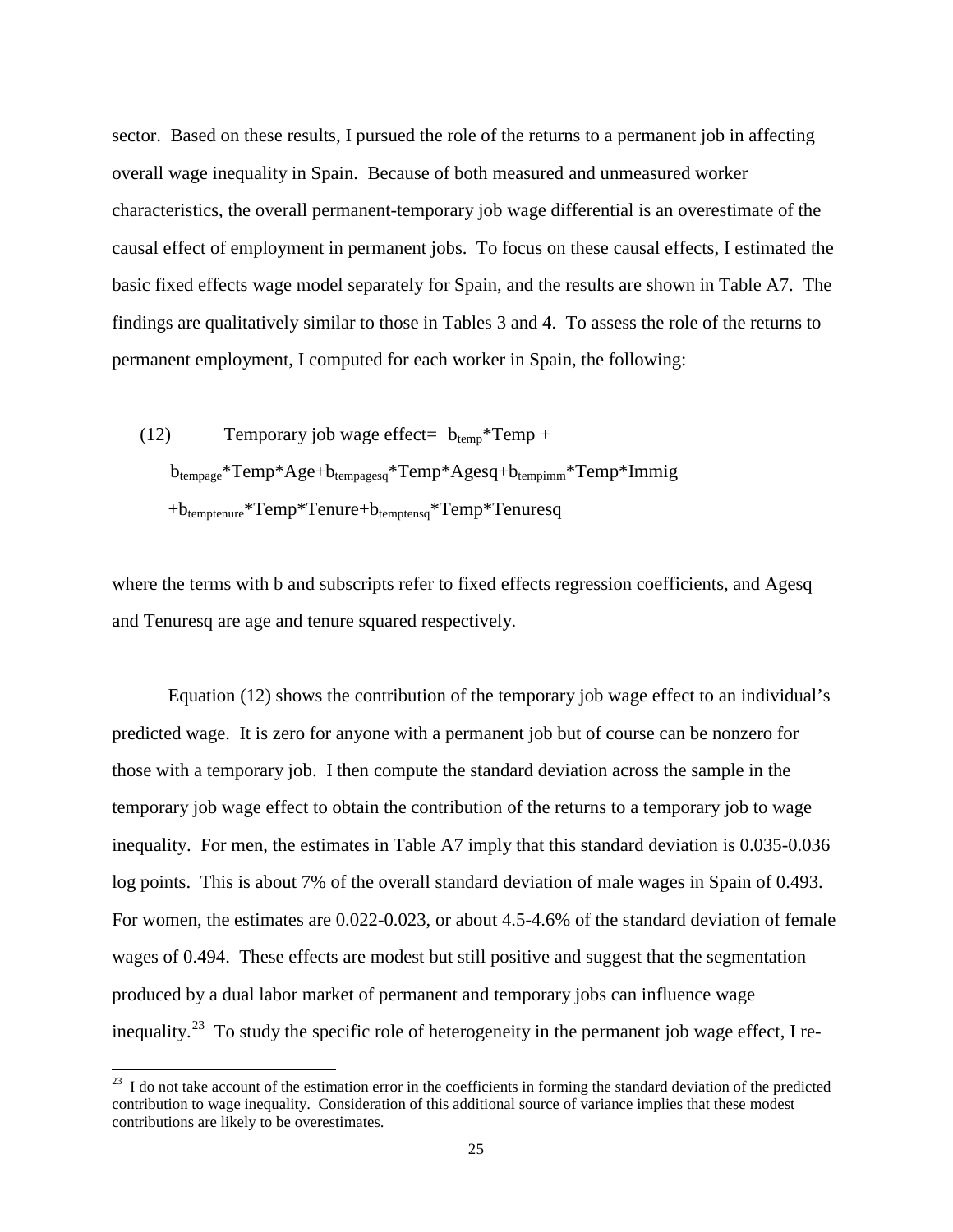sector. Based on these results, I pursued the role of the returns to a permanent job in affecting overall wage inequality in Spain. Because of both measured and unmeasured worker characteristics, the overall permanent-temporary job wage differential is an overestimate of the causal effect of employment in permanent jobs. To focus on these causal effects, I estimated the basic fixed effects wage model separately for Spain, and the results are shown in Table A7. The findings are qualitatively similar to those in Tables 3 and 4. To assess the role of the returns to permanent employment, I computed for each worker in Spain, the following:

$$\text{(12)} \qquad \text{Temporary job wage effect} = b_{temp}{*}Temp + b_{tempage}{*}Temp{*}Age + b_{tempagesq}{*}Temp{*}Agesq + b_{tempimm}{*}Temp{*}Immig + b_{temptenure}{*}Temp{*}Tenure + b_{temptensq}{*}Temp{*}Tenuresq$$

where the terms with b and subscripts refer to fixed effects regression coefficients, and Agesq and Tenuresq are age and tenure squared respectively.

Equation (12) shows the contribution of the temporary job wage effect to an individual's predicted wage. It is zero for anyone with a permanent job but of course can be nonzero for those with a temporary job. I then compute the standard deviation across the sample in the temporary job wage effect to obtain the contribution of the returns to a temporary job to wage inequality. For men, the estimates in Table A7 imply that this standard deviation is 0.035-0.036 log points. This is about 7% of the overall standard deviation of male wages in Spain of 0.493. For women, the estimates are 0.022-0.023, or about 4.5-4.6% of the standard deviation of female wages of 0.494. These effects are modest but still positive and suggest that the segmentation produced by a dual labor market of permanent and temporary jobs can influence wage inequality.[23] To study the specific role of heterogeneity in the permanent job wage effect, I re-

[23] I do not take account of the estimation error in the coefficients in forming the standard deviation of the predicted contribution to wage inequality. Consideration of this additional source of variance implies that these modest contributions are likely to be overestimates.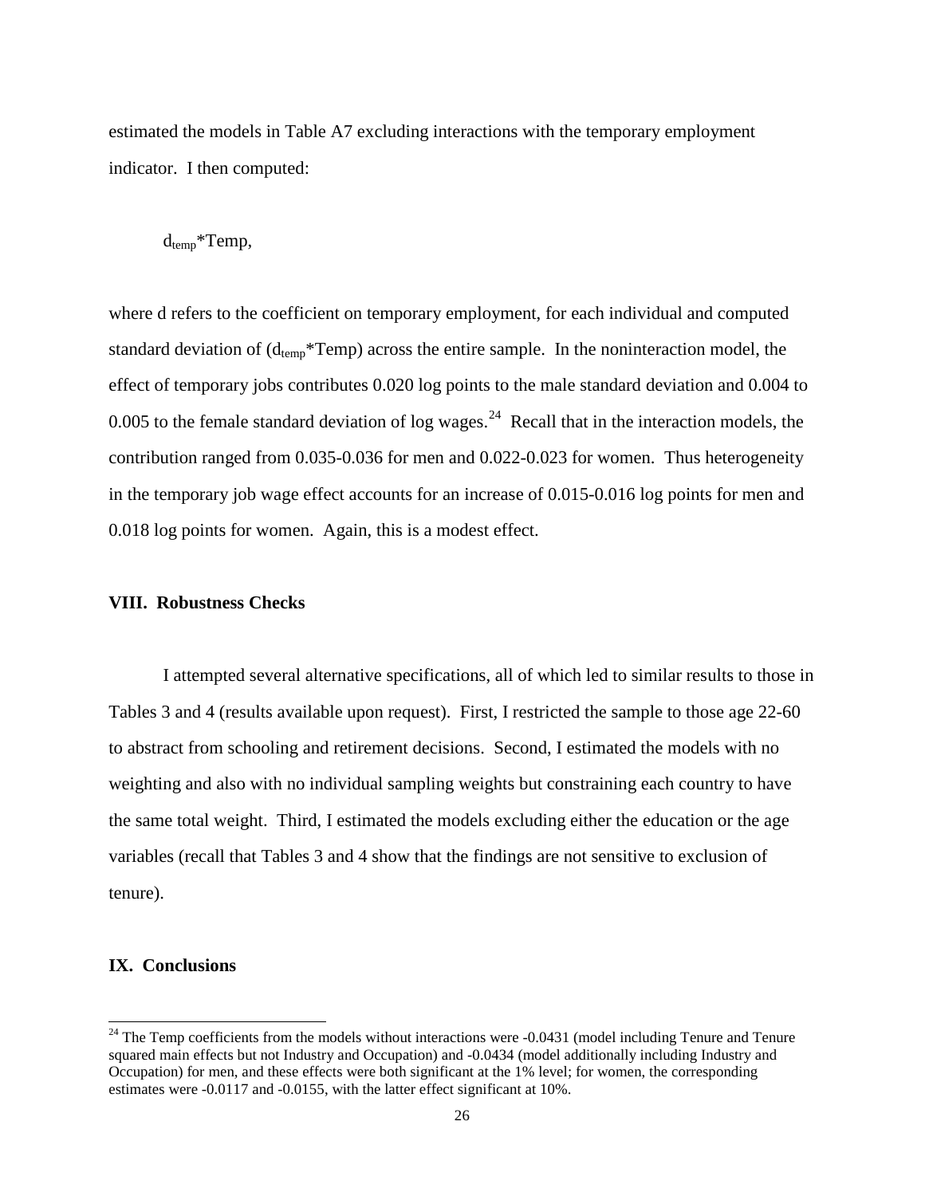estimated the models in Table A7 excluding interactions with the temporary employment indicator. I then computed:

$$d_{temp}*Temp,$$

where d refers to the coefficient on temporary employment, for each individual and computed standard deviation of ($d_{temp}$*Temp) across the entire sample. In the noninteraction model, the effect of temporary jobs contributes 0.020 log points to the male standard deviation and 0.004 to 0.005 to the female standard deviation of log wages.[24] Recall that in the interaction models, the contribution ranged from 0.035-0.036 for men and 0.022-0.023 for women. Thus heterogeneity in the temporary job wage effect accounts for an increase of 0.015-0.016 log points for men and 0.018 log points for women. Again, this is a modest effect.

## VIII. Robustness Checks

I attempted several alternative specifications, all of which led to similar results to those in Tables 3 and 4 (results available upon request). First, I restricted the sample to those age 22-60 to abstract from schooling and retirement decisions. Second, I estimated the models with no weighting and also with no individual sampling weights but constraining each country to have the same total weight. Third, I estimated the models excluding either the education or the age variables (recall that Tables 3 and 4 show that the findings are not sensitive to exclusion of tenure).

## IX. Conclusions

[24] The Temp coefficients from the models without interactions were -0.0431 (model including Tenure and Tenure squared main effects but not Industry and Occupation) and -0.0434 (model additionally including Industry and Occupation) for men, and these effects were both significant at the 1% level; for women, the corresponding estimates were -0.0117 and -0.0155, with the latter effect significant at 10%.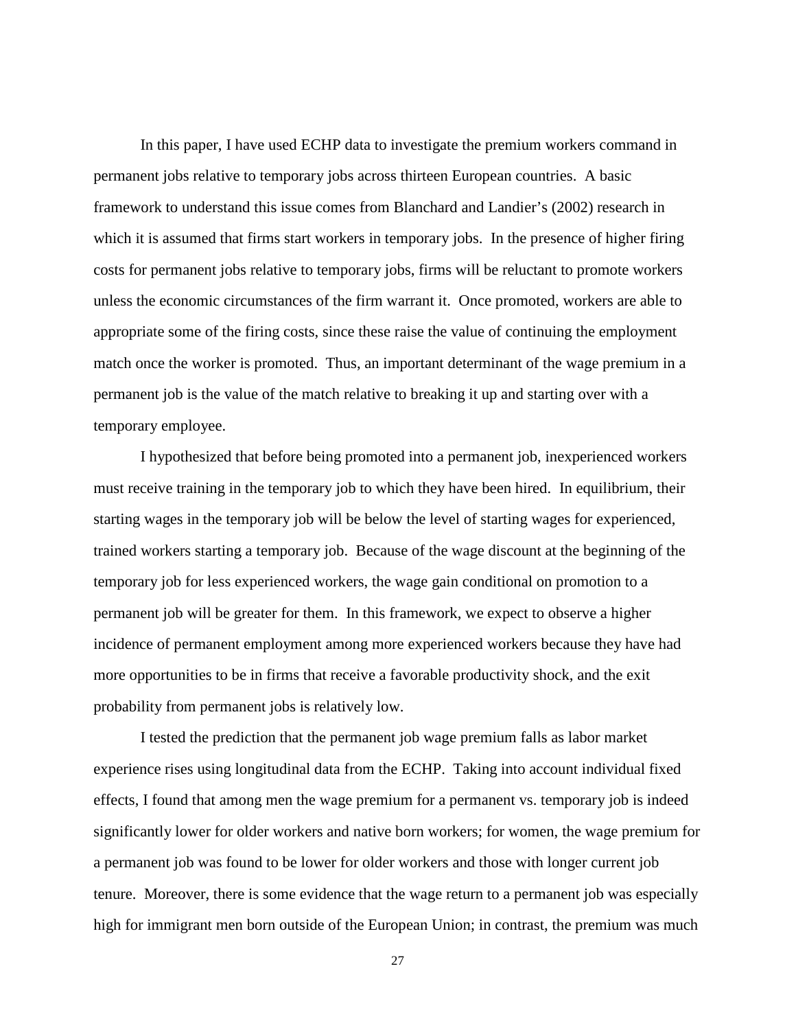In this paper, I have used ECHP data to investigate the premium workers command in permanent jobs relative to temporary jobs across thirteen European countries. A basic framework to understand this issue comes from Blanchard and Landier's (2002) research in which it is assumed that firms start workers in temporary jobs. In the presence of higher firing costs for permanent jobs relative to temporary jobs, firms will be reluctant to promote workers unless the economic circumstances of the firm warrant it. Once promoted, workers are able to appropriate some of the firing costs, since these raise the value of continuing the employment match once the worker is promoted. Thus, an important determinant of the wage premium in a permanent job is the value of the match relative to breaking it up and starting over with a temporary employee.

I hypothesized that before being promoted into a permanent job, inexperienced workers must receive training in the temporary job to which they have been hired. In equilibrium, their starting wages in the temporary job will be below the level of starting wages for experienced, trained workers starting a temporary job. Because of the wage discount at the beginning of the temporary job for less experienced workers, the wage gain conditional on promotion to a permanent job will be greater for them. In this framework, we expect to observe a higher incidence of permanent employment among more experienced workers because they have had more opportunities to be in firms that receive a favorable productivity shock, and the exit probability from permanent jobs is relatively low.

I tested the prediction that the permanent job wage premium falls as labor market experience rises using longitudinal data from the ECHP. Taking into account individual fixed effects, I found that among men the wage premium for a permanent vs. temporary job is indeed significantly lower for older workers and native born workers; for women, the wage premium for a permanent job was found to be lower for older workers and those with longer current job tenure. Moreover, there is some evidence that the wage return to a permanent job was especially high for immigrant men born outside of the European Union; in contrast, the premium was much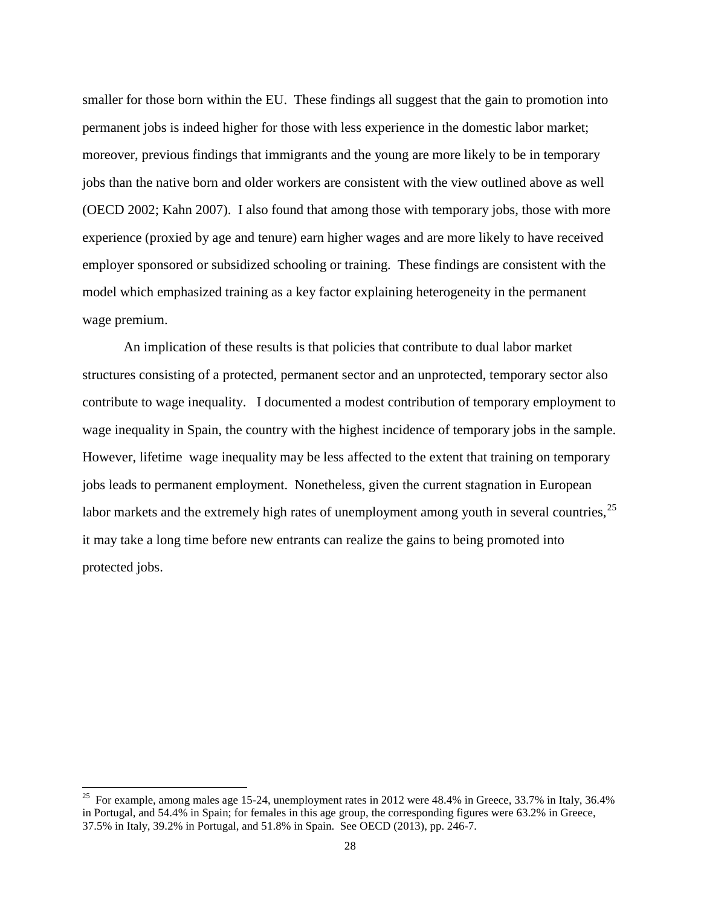smaller for those born within the EU. These findings all suggest that the gain to promotion into permanent jobs is indeed higher for those with less experience in the domestic labor market; moreover, previous findings that immigrants and the young are more likely to be in temporary jobs than the native born and older workers are consistent with the view outlined above as well (OECD 2002; Kahn 2007). I also found that among those with temporary jobs, those with more experience (proxied by age and tenure) earn higher wages and are more likely to have received employer sponsored or subsidized schooling or training. These findings are consistent with the model which emphasized training as a key factor explaining heterogeneity in the permanent wage premium.

An implication of these results is that policies that contribute to dual labor market structures consisting of a protected, permanent sector and an unprotected, temporary sector also contribute to wage inequality. I documented a modest contribution of temporary employment to wage inequality in Spain, the country with the highest incidence of temporary jobs in the sample. However, lifetime wage inequality may be less affected to the extent that training on temporary jobs leads to permanent employment. Nonetheless, given the current stagnation in European labor markets and the extremely high rates of unemployment among youth in several countries,[25] it may take a long time before new entrants can realize the gains to being promoted into protected jobs.

---

[25] For example, among males age 15-24, unemployment rates in 2012 were 48.4% in Greece, 33.7% in Italy, 36.4% in Portugal, and 54.4% in Spain; for females in this age group, the corresponding figures were 63.2% in Greece, 37.5% in Italy, 39.2% in Portugal, and 51.8% in Spain. See OECD (2013), pp. 246-7.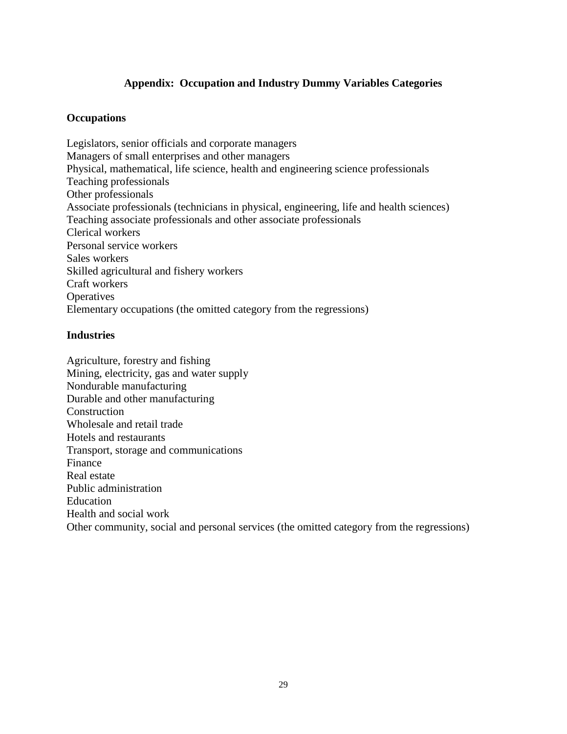## Appendix: Occupation and Industry Dummy Variables Categories

### Occupations

Legislators, senior officials and corporate managers
Managers of small enterprises and other managers
Physical, mathematical, life science, health and engineering science professionals
Teaching professionals
Other professionals
Associate professionals (technicians in physical, engineering, life and health sciences)
Teaching associate professionals and other associate professionals
Clerical workers
Personal service workers
Sales workers
Skilled agricultural and fishery workers
Craft workers
Operatives
Elementary occupations (the omitted category from the regressions)

### Industries

Agriculture, forestry and fishing
Mining, electricity, gas and water supply
Nondurable manufacturing
Durable and other manufacturing
Construction
Wholesale and retail trade
Hotels and restaurants
Transport, storage and communications
Finance
Real estate
Public administration
Education
Health and social work
Other community, social and personal services (the omitted category from the regressions)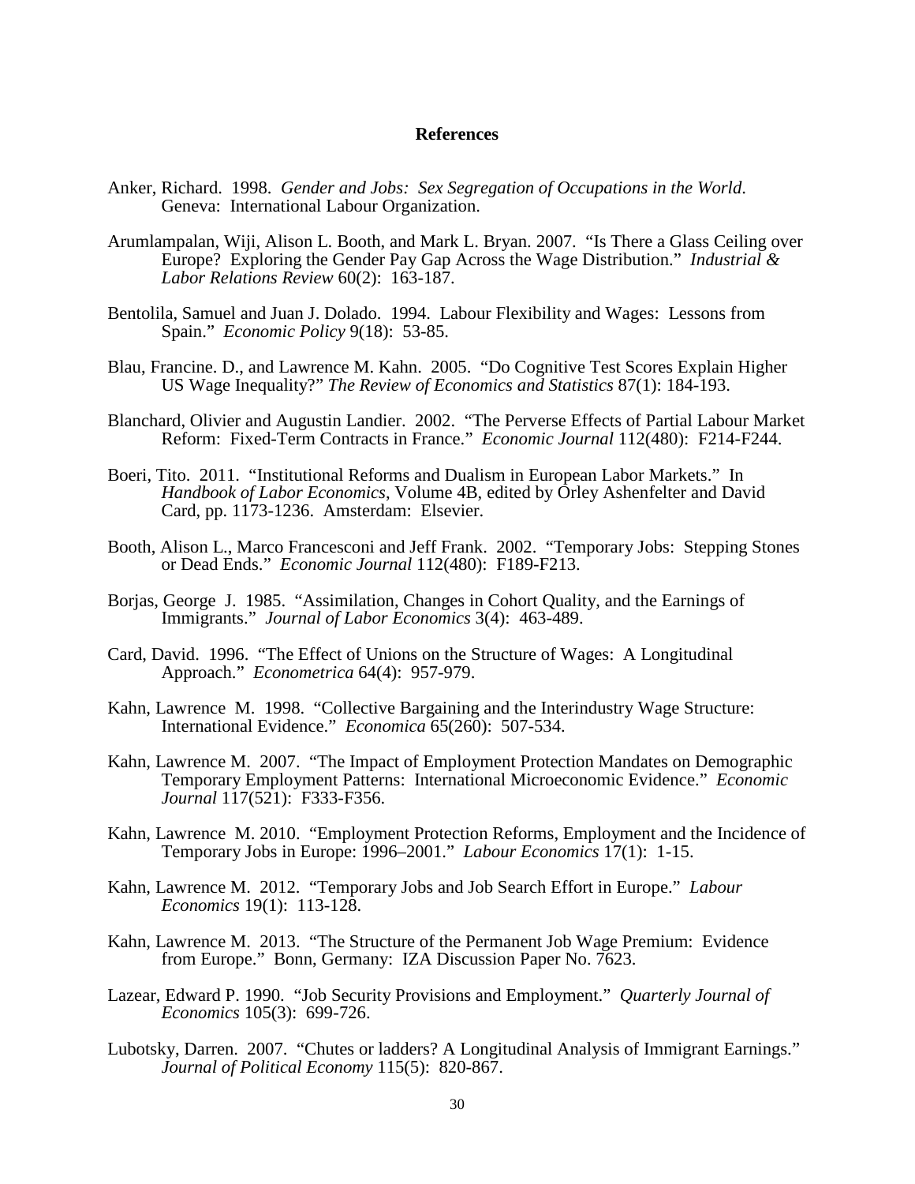## References

Anker, Richard. 1998. *Gender and Jobs: Sex Segregation of Occupations in the World*. Geneva: International Labour Organization.

Arumlampalan, Wiji, Alison L. Booth, and Mark L. Bryan. 2007. "Is There a Glass Ceiling over Europe? Exploring the Gender Pay Gap Across the Wage Distribution." *Industrial & Labor Relations Review* 60(2): 163-187.

Bentolila, Samuel and Juan J. Dolado. 1994. Labour Flexibility and Wages: Lessons from Spain." *Economic Policy* 9(18): 53-85.

Blau, Francine. D., and Lawrence M. Kahn. 2005. "Do Cognitive Test Scores Explain Higher US Wage Inequality?" *The Review of Economics and Statistics* 87(1): 184-193.

Blanchard, Olivier and Augustin Landier. 2002. "The Perverse Effects of Partial Labour Market Reform: Fixed-Term Contracts in France." *Economic Journal* 112(480): F214-F244.

Boeri, Tito. 2011. "Institutional Reforms and Dualism in European Labor Markets." In *Handbook of Labor Economics*, Volume 4B, edited by Orley Ashenfelter and David Card, pp. 1173-1236. Amsterdam: Elsevier.

Booth, Alison L., Marco Francesconi and Jeff Frank. 2002. "Temporary Jobs: Stepping Stones or Dead Ends." *Economic Journal* 112(480): F189-F213.

Borjas, George J. 1985. "Assimilation, Changes in Cohort Quality, and the Earnings of Immigrants." *Journal of Labor Economics* 3(4): 463-489.

Card, David. 1996. "The Effect of Unions on the Structure of Wages: A Longitudinal Approach." *Econometrica* 64(4): 957-979.

Kahn, Lawrence M. 1998. "Collective Bargaining and the Interindustry Wage Structure: International Evidence." *Economica* 65(260): 507-534.

Kahn, Lawrence M. 2007. "The Impact of Employment Protection Mandates on Demographic Temporary Employment Patterns: International Microeconomic Evidence." *Economic Journal* 117(521): F333-F356.

Kahn, Lawrence M. 2010. "Employment Protection Reforms, Employment and the Incidence of Temporary Jobs in Europe: 1996–2001." *Labour Economics* 17(1): 1-15.

Kahn, Lawrence M. 2012. "Temporary Jobs and Job Search Effort in Europe." *Labour Economics* 19(1): 113-128.

Kahn, Lawrence M. 2013. "The Structure of the Permanent Job Wage Premium: Evidence from Europe." Bonn, Germany: IZA Discussion Paper No. 7623.

Lazear, Edward P. 1990. "Job Security Provisions and Employment." *Quarterly Journal of Economics* 105(3): 699-726.

Lubotsky, Darren. 2007. "Chutes or ladders? A Longitudinal Analysis of Immigrant Earnings." *Journal of Political Economy* 115(5): 820-867.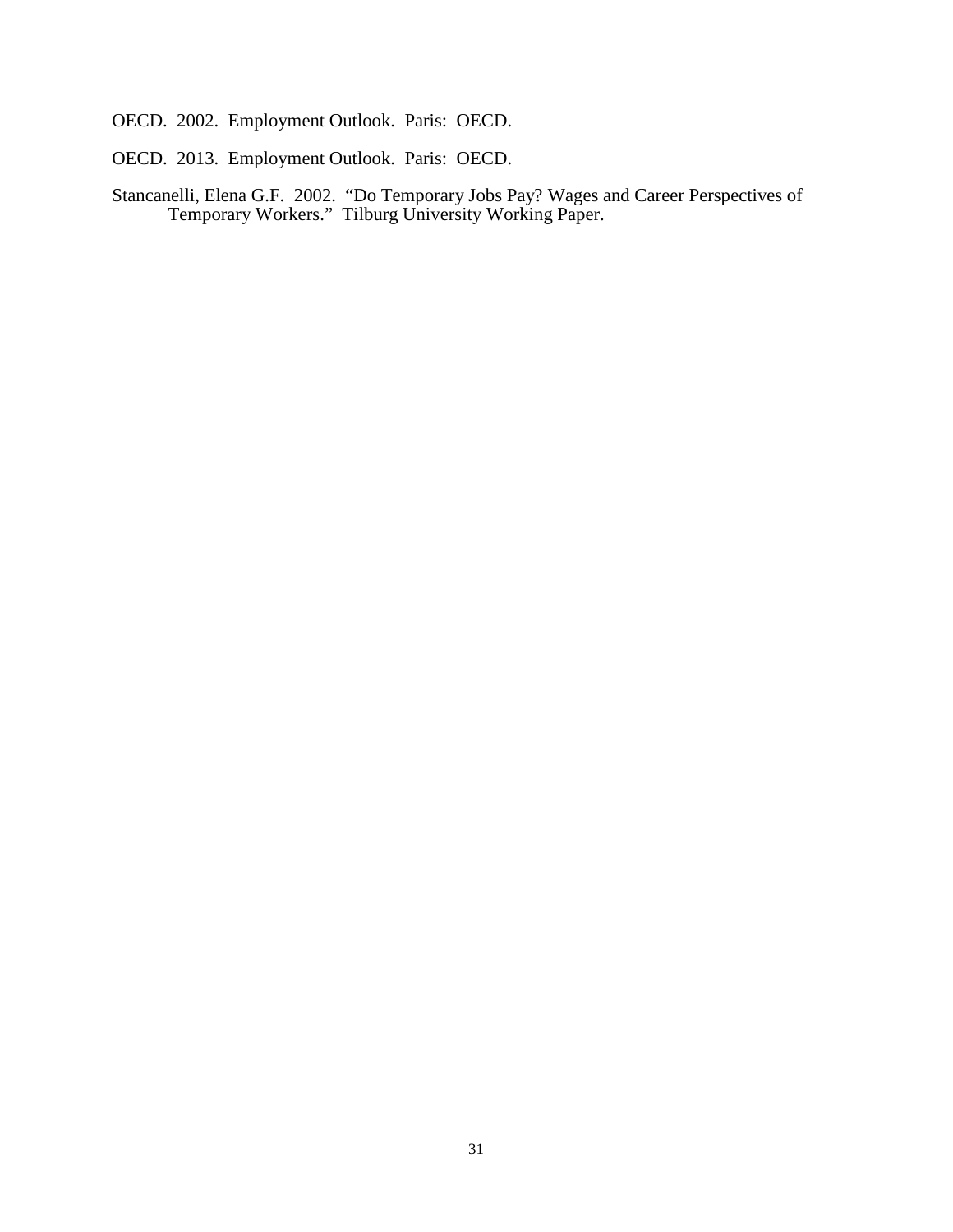OECD. 2002. Employment Outlook. Paris: OECD.

OECD. 2013. Employment Outlook. Paris: OECD.

Stancanelli, Elena G.F. 2002. "Do Temporary Jobs Pay? Wages and Career Perspectives of Temporary Workers." Tilburg University Working Paper.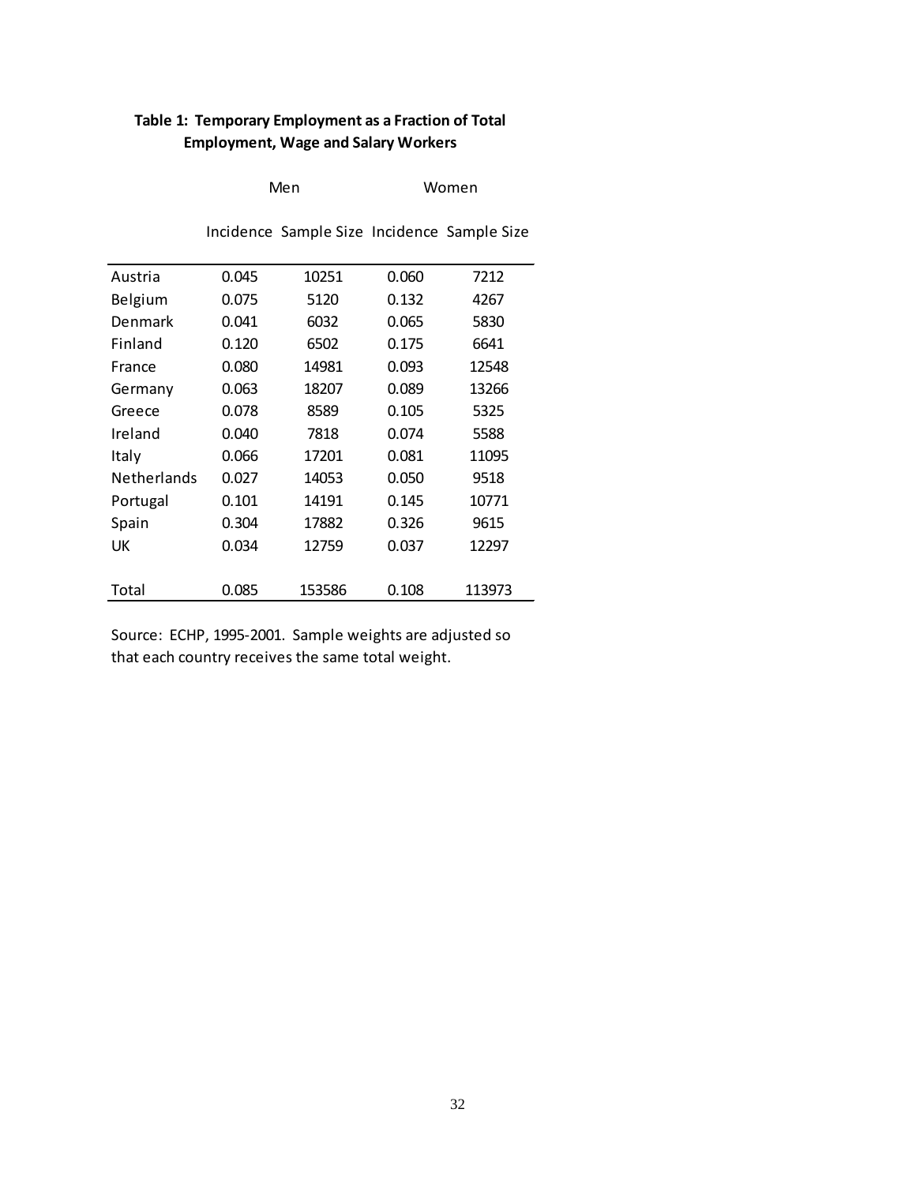**Table 1: Temporary Employment as a Fraction of Total Employment, Wage and Salary Workers**

| | Men | | Women | |
|---|---|---|---|---|
| | Incidence | Sample Size | Incidence | Sample Size |
| Austria | 0.045 | 10251 | 0.060 | 7212 |
| Belgium | 0.075 | 5120 | 0.132 | 4267 |
| Denmark | 0.041 | 6032 | 0.065 | 5830 |
| Finland | 0.120 | 6502 | 0.175 | 6641 |
| France | 0.080 | 14981 | 0.093 | 12548 |
| Germany | 0.063 | 18207 | 0.089 | 13266 |
| Greece | 0.078 | 8589 | 0.105 | 5325 |
| Ireland | 0.040 | 7818 | 0.074 | 5588 |
| Italy | 0.066 | 17201 | 0.081 | 11095 |
| Netherlands | 0.027 | 14053 | 0.050 | 9518 |
| Portugal | 0.101 | 14191 | 0.145 | 10771 |
| Spain | 0.304 | 17882 | 0.326 | 9615 |
| UK | 0.034 | 12759 | 0.037 | 12297 |
| Total | 0.085 | 153586 | 0.108 | 113973 |

Source: ECHP, 1995-2001. Sample weights are adjusted so that each country receives the same total weight.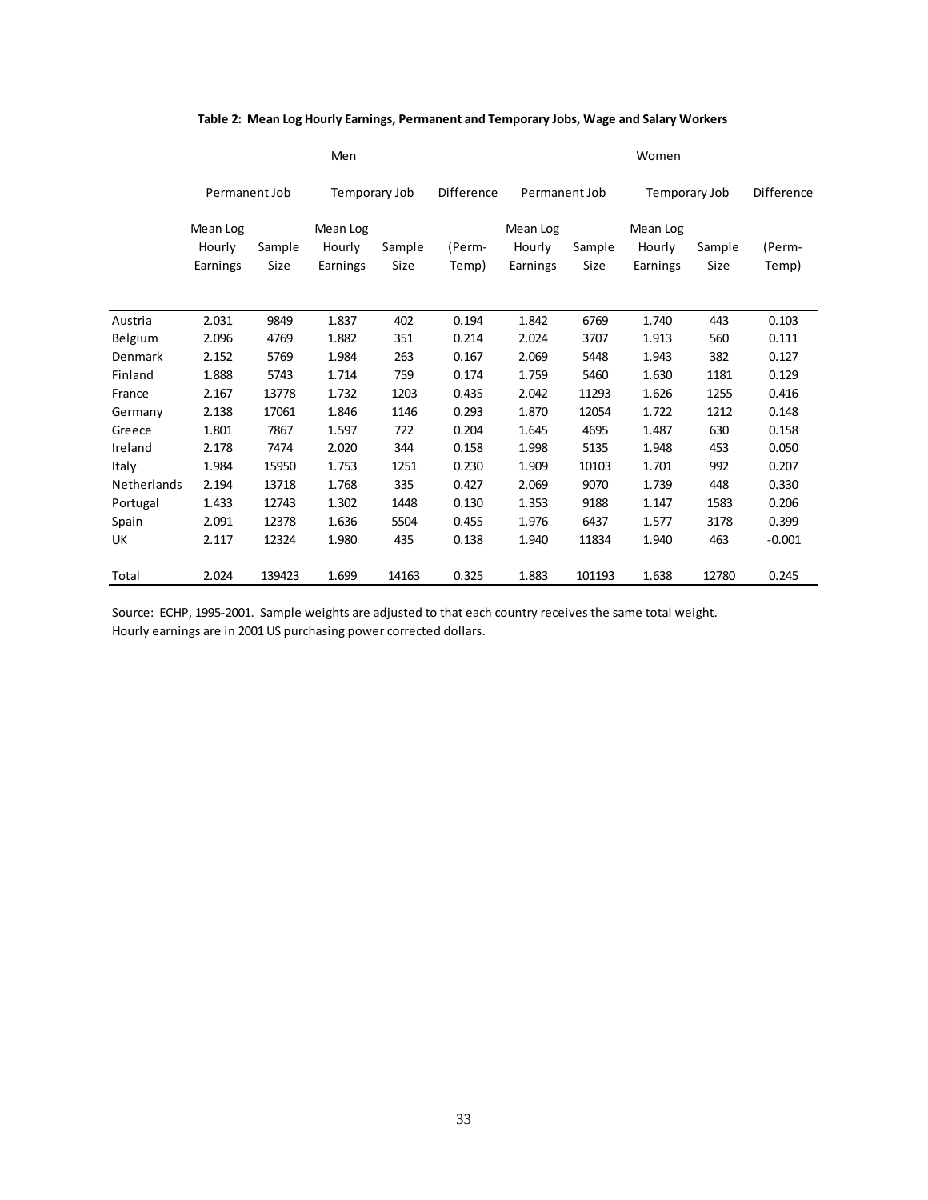**Table 2: Mean Log Hourly Earnings, Permanent and Temporary Jobs, Wage and Salary Workers**

| | Men | | | | | Women | | | | |
|---|---|---|---|---|---|---|---|---|---|---|
| | Permanent Job | | Temporary Job | | Difference | Permanent Job | | Temporary Job | | Difference |
| | Mean Log Hourly Earnings | Sample Size | Mean Log Hourly Earnings | Sample Size | (Perm-Temp) | Mean Log Hourly Earnings | Sample Size | Mean Log Hourly Earnings | Sample Size | (Perm-Temp) |
| Austria | 2.031 | 9849 | 1.837 | 402 | 0.194 | 1.842 | 6769 | 1.740 | 443 | 0.103 |
| Belgium | 2.096 | 4769 | 1.882 | 351 | 0.214 | 2.024 | 3707 | 1.913 | 560 | 0.111 |
| Denmark | 2.152 | 5769 | 1.984 | 263 | 0.167 | 2.069 | 5448 | 1.943 | 382 | 0.127 |
| Finland | 1.888 | 5743 | 1.714 | 759 | 0.174 | 1.759 | 5460 | 1.630 | 1181 | 0.129 |
| France | 2.167 | 13778 | 1.732 | 1203 | 0.435 | 2.042 | 11293 | 1.626 | 1255 | 0.416 |
| Germany | 2.138 | 17061 | 1.846 | 1146 | 0.293 | 1.870 | 12054 | 1.722 | 1212 | 0.148 |
| Greece | 1.801 | 7867 | 1.597 | 722 | 0.204 | 1.645 | 4695 | 1.487 | 630 | 0.158 |
| Ireland | 2.178 | 7474 | 2.020 | 344 | 0.158 | 1.998 | 5135 | 1.948 | 453 | 0.050 |
| Italy | 1.984 | 15950 | 1.753 | 1251 | 0.230 | 1.909 | 10103 | 1.701 | 992 | 0.207 |
| Netherlands | 2.194 | 13718 | 1.768 | 335 | 0.427 | 2.069 | 9070 | 1.739 | 448 | 0.330 |
| Portugal | 1.433 | 12743 | 1.302 | 1448 | 0.130 | 1.353 | 9188 | 1.147 | 1583 | 0.206 |
| Spain | 2.091 | 12378 | 1.636 | 5504 | 0.455 | 1.976 | 6437 | 1.577 | 3178 | 0.399 |
| UK | 2.117 | 12324 | 1.980 | 435 | 0.138 | 1.940 | 11834 | 1.940 | 463 | -0.001 |
| Total | 2.024 | 139423 | 1.699 | 14163 | 0.325 | 1.883 | 101193 | 1.638 | 12780 | 0.245 |

Source: ECHP, 1995-2001. Sample weights are adjusted to that each country receives the same total weight.
Hourly earnings are in 2001 US purchasing power corrected dollars.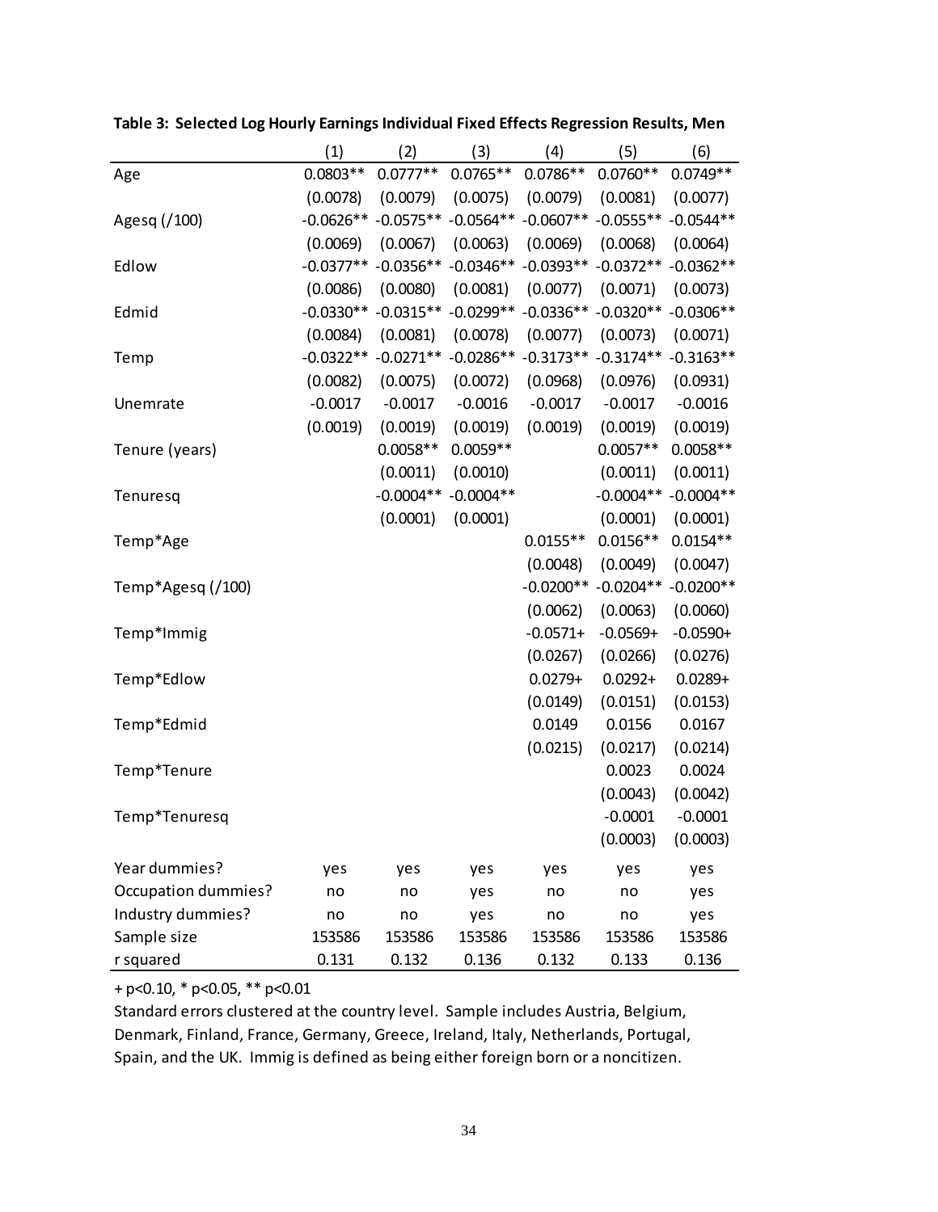**Table 3: Selected Log Hourly Earnings Individual Fixed Effects Regression Results, Men**

| | (1) | (2) | (3) | (4) | (5) | (6) |
|---|---|---|---|---|---|---|
| Age | 0.0803** | 0.0777** | 0.0765** | 0.0786** | 0.0760** | 0.0749** |
| | (0.0078) | (0.0079) | (0.0075) | (0.0079) | (0.0081) | (0.0077) |
| Agesq (/100) | -0.0626** | -0.0575** | -0.0564** | -0.0607** | -0.0555** | -0.0544** |
| | (0.0069) | (0.0067) | (0.0063) | (0.0069) | (0.0068) | (0.0064) |
| Edlow | -0.0377** | -0.0356** | -0.0346** | -0.0393** | -0.0372** | -0.0362** |
| | (0.0086) | (0.0080) | (0.0081) | (0.0077) | (0.0071) | (0.0073) |
| Edmid | -0.0330** | -0.0315** | -0.0299** | -0.0336** | -0.0320** | -0.0306** |
| | (0.0084) | (0.0081) | (0.0078) | (0.0077) | (0.0073) | (0.0071) |
| Temp | -0.0322** | -0.0271** | -0.0286** | -0.3173** | -0.3174** | -0.3163** |
| | (0.0082) | (0.0075) | (0.0072) | (0.0968) | (0.0976) | (0.0931) |
| Unemrate | -0.0017 | -0.0017 | -0.0016 | -0.0017 | -0.0017 | -0.0016 |
| | (0.0019) | (0.0019) | (0.0019) | (0.0019) | (0.0019) | (0.0019) |
| Tenure (years) | | 0.0058** | 0.0059** | | 0.0057** | 0.0058** |
| | | (0.0011) | (0.0010) | | (0.0011) | (0.0011) |
| Tenuresq | | -0.0004** | -0.0004** | | -0.0004** | -0.0004** |
| | | (0.0001) | (0.0001) | | (0.0001) | (0.0001) |
| Temp*Age | | | | 0.0155** | 0.0156** | 0.0154** |
| | | | | (0.0048) | (0.0049) | (0.0047) |
| Temp*Agesq (/100) | | | | -0.0200** | -0.0204** | -0.0200** |
| | | | | (0.0062) | (0.0063) | (0.0060) |
| Temp*Immig | | | | -0.0571+ | -0.0569+ | -0.0590+ |
| | | | | (0.0267) | (0.0266) | (0.0276) |
| Temp*Edlow | | | | 0.0279+ | 0.0292+ | 0.0289+ |
| | | | | (0.0149) | (0.0151) | (0.0153) |
| Temp*Edmid | | | | 0.0149 | 0.0156 | 0.0167 |
| | | | | (0.0215) | (0.0217) | (0.0214) |
| Temp*Tenure | | | | | 0.0023 | 0.0024 |
| | | | | | (0.0043) | (0.0042) |
| Temp*Tenuresq | | | | | -0.0001 | -0.0001 |
| | | | | | (0.0003) | (0.0003) |
| Year dummies? | yes | yes | yes | yes | yes | yes |
| Occupation dummies? | no | no | yes | no | no | yes |
| Industry dummies? | no | no | yes | no | no | yes |
| Sample size | 153586 | 153586 | 153586 | 153586 | 153586 | 153586 |
| r squared | 0.131 | 0.132 | 0.136 | 0.132 | 0.133 | 0.136 |

+ p<0.10, * p<0.05, ** p<0.01

Standard errors clustered at the country level. Sample includes Austria, Belgium, Denmark, Finland, France, Germany, Greece, Ireland, Italy, Netherlands, Portugal, Spain, and the UK. Immig is defined as being either foreign born or a noncitizen.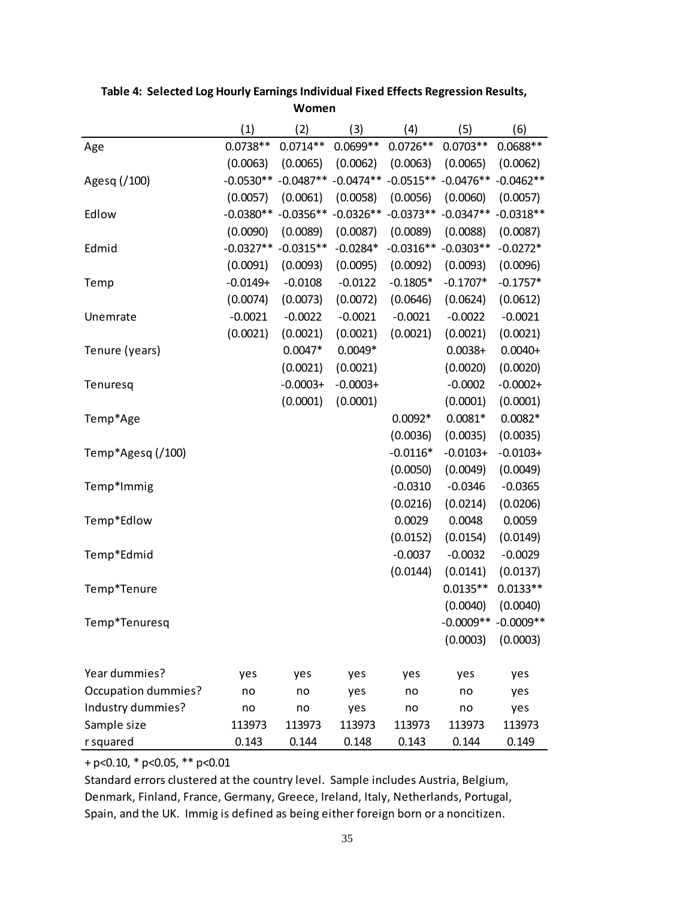**Table 4: Selected Log Hourly Earnings Individual Fixed Effects Regression Results, Women**

| | (1) | (2) | (3) | (4) | (5) | (6) |
|---|---|---|---|---|---|---|
| Age | 0.0738** | 0.0714** | 0.0699** | 0.0726** | 0.0703** | 0.0688** |
| | (0.0063) | (0.0065) | (0.0062) | (0.0063) | (0.0065) | (0.0062) |
| Agesq (/100) | -0.0530** | -0.0487** | -0.0474** | -0.0515** | -0.0476** | -0.0462** |
| | (0.0057) | (0.0061) | (0.0058) | (0.0056) | (0.0060) | (0.0057) |
| Edlow | -0.0380** | -0.0356** | -0.0326** | -0.0373** | -0.0347** | -0.0318** |
| | (0.0090) | (0.0089) | (0.0087) | (0.0089) | (0.0088) | (0.0087) |
| Edmid | -0.0327** | -0.0315** | -0.0284* | -0.0316** | -0.0303** | -0.0272* |
| | (0.0091) | (0.0093) | (0.0095) | (0.0092) | (0.0093) | (0.0096) |
| Temp | -0.0149+ | -0.0108 | -0.0122 | -0.1805* | -0.1707* | -0.1757* |
| | (0.0074) | (0.0073) | (0.0072) | (0.0646) | (0.0624) | (0.0612) |
| Unemrate | -0.0021 | -0.0022 | -0.0021 | -0.0021 | -0.0022 | -0.0021 |
| | (0.0021) | (0.0021) | (0.0021) | (0.0021) | (0.0021) | (0.0021) |
| Tenure (years) | | 0.0047* | 0.0049* | | 0.0038+ | 0.0040+ |
| | | (0.0021) | (0.0021) | | (0.0020) | (0.0020) |
| Tenuresq | | -0.0003+ | -0.0003+ | | -0.0002 | -0.0002+ |
| | | (0.0001) | (0.0001) | | (0.0001) | (0.0001) |
| Temp*Age | | | | 0.0092* | 0.0081* | 0.0082* |
| | | | | (0.0036) | (0.0035) | (0.0035) |
| Temp*Agesq (/100) | | | | -0.0116* | -0.0103+ | -0.0103+ |
| | | | | (0.0050) | (0.0049) | (0.0049) |
| Temp*Immig | | | | -0.0310 | -0.0346 | -0.0365 |
| | | | | (0.0216) | (0.0214) | (0.0206) |
| Temp*Edlow | | | | 0.0029 | 0.0048 | 0.0059 |
| | | | | (0.0152) | (0.0154) | (0.0149) |
| Temp*Edmid | | | | -0.0037 | -0.0032 | -0.0029 |
| | | | | (0.0144) | (0.0141) | (0.0137) |
| Temp*Tenure | | | | | 0.0135** | 0.0133** |
| | | | | | (0.0040) | (0.0040) |
| Temp*Tenuresq | | | | | -0.0009** | -0.0009** |
| | | | | | (0.0003) | (0.0003) |
| Year dummies? | yes | yes | yes | yes | yes | yes |
| Occupation dummies? | no | no | yes | no | no | yes |
| Industry dummies? | no | no | yes | no | no | yes |
| Sample size | 113973 | 113973 | 113973 | 113973 | 113973 | 113973 |
| r squared | 0.143 | 0.144 | 0.148 | 0.143 | 0.144 | 0.149 |

+ p<0.10, * p<0.05, ** p<0.01

Standard errors clustered at the country level. Sample includes Austria, Belgium, Denmark, Finland, France, Germany, Greece, Ireland, Italy, Netherlands, Portugal, Spain, and the UK. Immig is defined as being either foreign born or a noncitizen.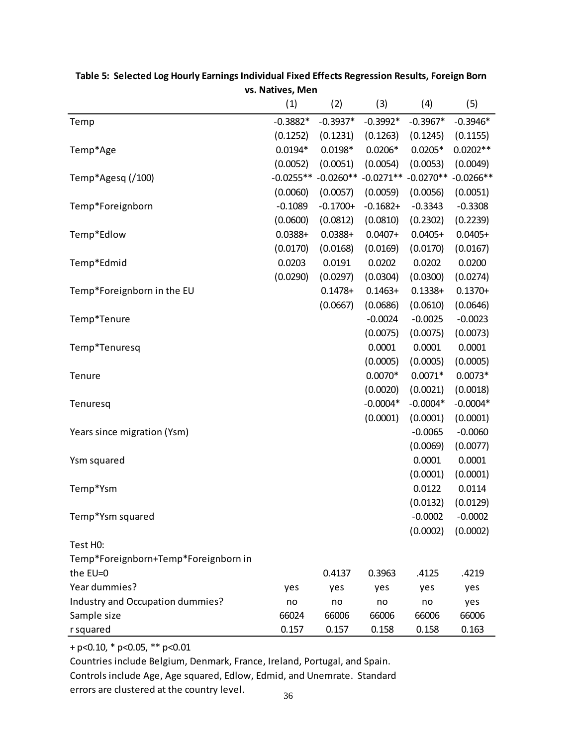**Table 5: Selected Log Hourly Earnings Individual Fixed Effects Regression Results, Foreign Born vs. Natives, Men**

| | (1) | (2) | (3) | (4) | (5) |
|---|---|---|---|---|---|
| Temp | -0.3882* | -0.3937* | -0.3992* | -0.3967* | -0.3946* |
| | (0.1252) | (0.1231) | (0.1263) | (0.1245) | (0.1155) |
| Temp*Age | 0.0194* | 0.0198* | 0.0206* | 0.0205* | 0.0202** |
| | (0.0052) | (0.0051) | (0.0054) | (0.0053) | (0.0049) |
| Temp*Agesq (/100) | -0.0255** | -0.0260** | -0.0271** | -0.0270** | -0.0266** |
| | (0.0060) | (0.0057) | (0.0059) | (0.0056) | (0.0051) |
| Temp*Foreignborn | -0.1089 | -0.1700+ | -0.1682+ | -0.3343 | -0.3308 |
| | (0.0600) | (0.0812) | (0.0810) | (0.2302) | (0.2239) |
| Temp*Edlow | 0.0388+ | 0.0388+ | 0.0407+ | 0.0405+ | 0.0405+ |
| | (0.0170) | (0.0168) | (0.0169) | (0.0170) | (0.0167) |
| Temp*Edmid | 0.0203 | 0.0191 | 0.0202 | 0.0202 | 0.0200 |
| | (0.0290) | (0.0297) | (0.0304) | (0.0300) | (0.0274) |
| Temp*Foreignborn in the EU | | 0.1478+ | 0.1463+ | 0.1338+ | 0.1370+ |
| | | (0.0667) | (0.0686) | (0.0610) | (0.0646) |
| Temp*Tenure | | | -0.0024 | -0.0025 | -0.0023 |
| | | | (0.0075) | (0.0075) | (0.0073) |
| Temp*Tenuresq | | | 0.0001 | 0.0001 | 0.0001 |
| | | | (0.0005) | (0.0005) | (0.0005) |
| Tenure | | | 0.0070* | 0.0071* | 0.0073* |
| | | | (0.0020) | (0.0021) | (0.0018) |
| Tenuresq | | | -0.0004* | -0.0004* | -0.0004* |
| | | | (0.0001) | (0.0001) | (0.0001) |
| Years since migration (Ysm) | | | | -0.0065 | -0.0060 |
| | | | | (0.0069) | (0.0077) |
| Ysm squared | | | | 0.0001 | 0.0001 |
| | | | | (0.0001) | (0.0001) |
| Temp*Ysm | | | | 0.0122 | 0.0114 |
| | | | | (0.0132) | (0.0129) |
| Temp*Ysm squared | | | | -0.0002 | -0.0002 |
| | | | | (0.0002) | (0.0002) |
| Test H0: Temp*Foreignborn+Temp*Foreignborn in the EU=0 | | 0.4137 | 0.3963 | .4125 | .4219 |
| Year dummies? | yes | yes | yes | yes | yes |
| Industry and Occupation dummies? | no | no | no | no | yes |
| Sample size | 66024 | 66006 | 66006 | 66006 | 66006 |
| r squared | 0.157 | 0.157 | 0.158 | 0.158 | 0.163 |

+ p<0.10, * p<0.05, ** p<0.01

Countries include Belgium, Denmark, France, Ireland, Portugal, and Spain.
Controls include Age, Age squared, Edlow, Edmid, and Unemrate. Standard errors are clustered at the country level.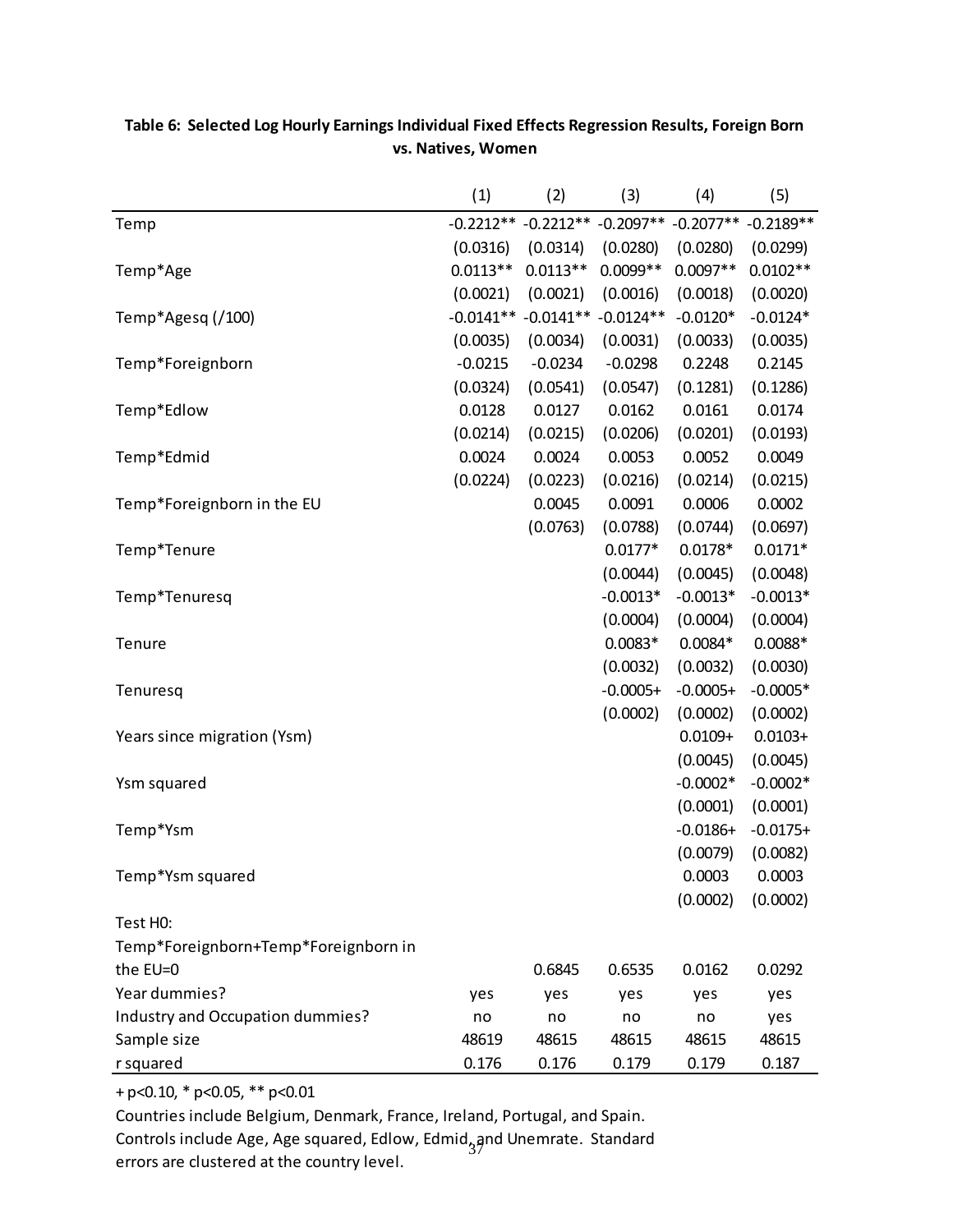**Table 6: Selected Log Hourly Earnings Individual Fixed Effects Regression Results, Foreign Born vs. Natives, Women**

| | (1) | (2) | (3) | (4) | (5) |
|---|---|---|---|---|---|
| Temp | -0.2212** | -0.2212** | -0.2097** | -0.2077** | -0.2189** |
| | (0.0316) | (0.0314) | (0.0280) | (0.0280) | (0.0299) |
| Temp*Age | 0.0113** | 0.0113** | 0.0099** | 0.0097** | 0.0102** |
| | (0.0021) | (0.0021) | (0.0016) | (0.0018) | (0.0020) |
| Temp*Agesq (/100) | -0.0141** | -0.0141** | -0.0124** | -0.0120* | -0.0124* |
| | (0.0035) | (0.0034) | (0.0031) | (0.0033) | (0.0035) |
| Temp*Foreignborn | -0.0215 | -0.0234 | -0.0298 | 0.2248 | 0.2145 |
| | (0.0324) | (0.0541) | (0.0547) | (0.1281) | (0.1286) |
| Temp*Edlow | 0.0128 | 0.0127 | 0.0162 | 0.0161 | 0.0174 |
| | (0.0214) | (0.0215) | (0.0206) | (0.0201) | (0.0193) |
| Temp*Edmid | 0.0024 | 0.0024 | 0.0053 | 0.0052 | 0.0049 |
| | (0.0224) | (0.0223) | (0.0216) | (0.0214) | (0.0215) |
| Temp*Foreignborn in the EU | | 0.0045 | 0.0091 | 0.0006 | 0.0002 |
| | | (0.0763) | (0.0788) | (0.0744) | (0.0697) |
| Temp*Tenure | | | 0.0177* | 0.0178* | 0.0171* |
| | | | (0.0044) | (0.0045) | (0.0048) |
| Temp*Tenuresq | | | -0.0013* | -0.0013* | -0.0013* |
| | | | (0.0004) | (0.0004) | (0.0004) |
| Tenure | | | 0.0083* | 0.0084* | 0.0088* |
| | | | (0.0032) | (0.0032) | (0.0030) |
| Tenuresq | | | -0.0005+ | -0.0005+ | -0.0005* |
| | | | (0.0002) | (0.0002) | (0.0002) |
| Years since migration (Ysm) | | | | 0.0109+ | 0.0103+ |
| | | | | (0.0045) | (0.0045) |
| Ysm squared | | | | -0.0002* | -0.0002* |
| | | | | (0.0001) | (0.0001) |
| Temp*Ysm | | | | -0.0186+ | -0.0175+ |
| | | | | (0.0079) | (0.0082) |
| Temp*Ysm squared | | | | 0.0003 | 0.0003 |
| | | | | (0.0002) | (0.0002) |
| Test H0: Temp*Foreignborn+Temp*Foreignborn in the EU=0 | | 0.6845 | 0.6535 | 0.0162 | 0.0292 |
| Year dummies? | yes | yes | yes | yes | yes |
| Industry and Occupation dummies? | no | no | no | no | yes |
| Sample size | 48619 | 48615 | 48615 | 48615 | 48615 |
| r squared | 0.176 | 0.176 | 0.179 | 0.179 | 0.187 |

+ p<0.10, * p<0.05, ** p<0.01

Countries include Belgium, Denmark, France, Ireland, Portugal, and Spain.

Controls include Age, Age squared, Edlow, Edmid, and Unemrate. Standard errors are clustered at the country level.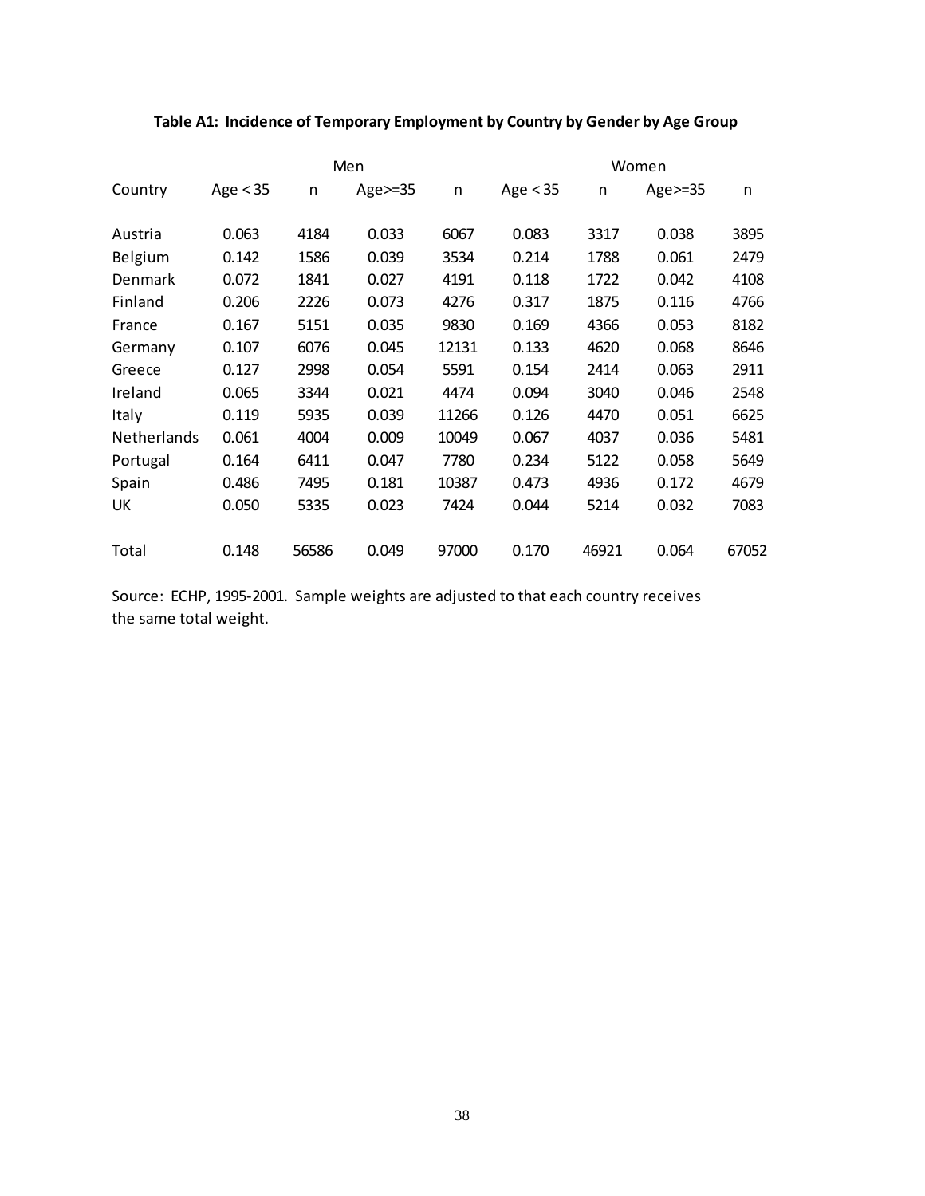**Table A1: Incidence of Temporary Employment by Country by Gender by Age Group**

| | Men | | | | Women | | | |
|---|---|---|---|---|---|---|---|---|
| Country | Age < 35 | n | Age>=35 | n | Age < 35 | n | Age>=35 | n |
| Austria | 0.063 | 4184 | 0.033 | 6067 | 0.083 | 3317 | 0.038 | 3895 |
| Belgium | 0.142 | 1586 | 0.039 | 3534 | 0.214 | 1788 | 0.061 | 2479 |
| Denmark | 0.072 | 1841 | 0.027 | 4191 | 0.118 | 1722 | 0.042 | 4108 |
| Finland | 0.206 | 2226 | 0.073 | 4276 | 0.317 | 1875 | 0.116 | 4766 |
| France | 0.167 | 5151 | 0.035 | 9830 | 0.169 | 4366 | 0.053 | 8182 |
| Germany | 0.107 | 6076 | 0.045 | 12131 | 0.133 | 4620 | 0.068 | 8646 |
| Greece | 0.127 | 2998 | 0.054 | 5591 | 0.154 | 2414 | 0.063 | 2911 |
| Ireland | 0.065 | 3344 | 0.021 | 4474 | 0.094 | 3040 | 0.046 | 2548 |
| Italy | 0.119 | 5935 | 0.039 | 11266 | 0.126 | 4470 | 0.051 | 6625 |
| Netherlands | 0.061 | 4004 | 0.009 | 10049 | 0.067 | 4037 | 0.036 | 5481 |
| Portugal | 0.164 | 6411 | 0.047 | 7780 | 0.234 | 5122 | 0.058 | 5649 |
| Spain | 0.486 | 7495 | 0.181 | 10387 | 0.473 | 4936 | 0.172 | 4679 |
| UK | 0.050 | 5335 | 0.023 | 7424 | 0.044 | 5214 | 0.032 | 7083 |
| Total | 0.148 | 56586 | 0.049 | 97000 | 0.170 | 46921 | 0.064 | 67052 |

Source: ECHP, 1995-2001. Sample weights are adjusted to that each country receives the same total weight.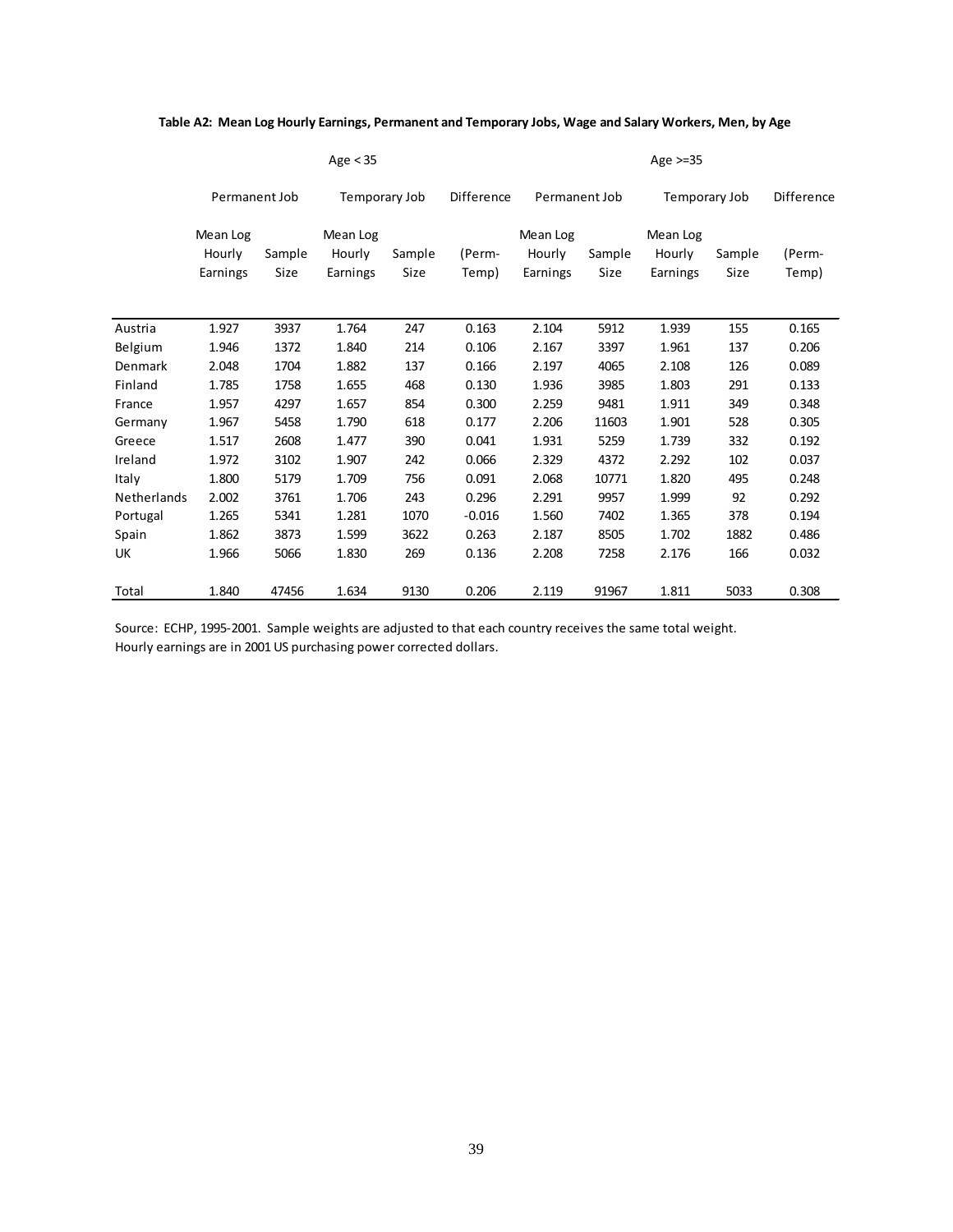**Table A2: Mean Log Hourly Earnings, Permanent and Temporary Jobs, Wage and Salary Workers, Men, by Age**

| | Age < 35 | | | | | Age >=35 | | | | |
|---|---|---|---|---|---|---|---|---|---|---|
| | Permanent Job | | Temporary Job | | Difference | Permanent Job | | Temporary Job | | Difference |
| | Mean Log Hourly Earnings | Sample Size | Mean Log Hourly Earnings | Sample Size | (Perm-Temp) | Mean Log Hourly Earnings | Sample Size | Mean Log Hourly Earnings | Sample Size | (Perm-Temp) |
| Austria | 1.927 | 3937 | 1.764 | 247 | 0.163 | 2.104 | 5912 | 1.939 | 155 | 0.165 |
| Belgium | 1.946 | 1372 | 1.840 | 214 | 0.106 | 2.167 | 3397 | 1.961 | 137 | 0.206 |
| Denmark | 2.048 | 1704 | 1.882 | 137 | 0.166 | 2.197 | 4065 | 2.108 | 126 | 0.089 |
| Finland | 1.785 | 1758 | 1.655 | 468 | 0.130 | 1.936 | 3985 | 1.803 | 291 | 0.133 |
| France | 1.957 | 4297 | 1.657 | 854 | 0.300 | 2.259 | 9481 | 1.911 | 349 | 0.348 |
| Germany | 1.967 | 5458 | 1.790 | 618 | 0.177 | 2.206 | 11603 | 1.901 | 528 | 0.305 |
| Greece | 1.517 | 2608 | 1.477 | 390 | 0.041 | 1.931 | 5259 | 1.739 | 332 | 0.192 |
| Ireland | 1.972 | 3102 | 1.907 | 242 | 0.066 | 2.329 | 4372 | 2.292 | 102 | 0.037 |
| Italy | 1.800 | 5179 | 1.709 | 756 | 0.091 | 2.068 | 10771 | 1.820 | 495 | 0.248 |
| Netherlands | 2.002 | 3761 | 1.706 | 243 | 0.296 | 2.291 | 9957 | 1.999 | 92 | 0.292 |
| Portugal | 1.265 | 5341 | 1.281 | 1070 | -0.016 | 1.560 | 7402 | 1.365 | 378 | 0.194 |
| Spain | 1.862 | 3873 | 1.599 | 3622 | 0.263 | 2.187 | 8505 | 1.702 | 1882 | 0.486 |
| UK | 1.966 | 5066 | 1.830 | 269 | 0.136 | 2.208 | 7258 | 2.176 | 166 | 0.032 |
| Total | 1.840 | 47456 | 1.634 | 9130 | 0.206 | 2.119 | 91967 | 1.811 | 5033 | 0.308 |

Source: ECHP, 1995-2001. Sample weights are adjusted to that each country receives the same total weight.
Hourly earnings are in 2001 US purchasing power corrected dollars.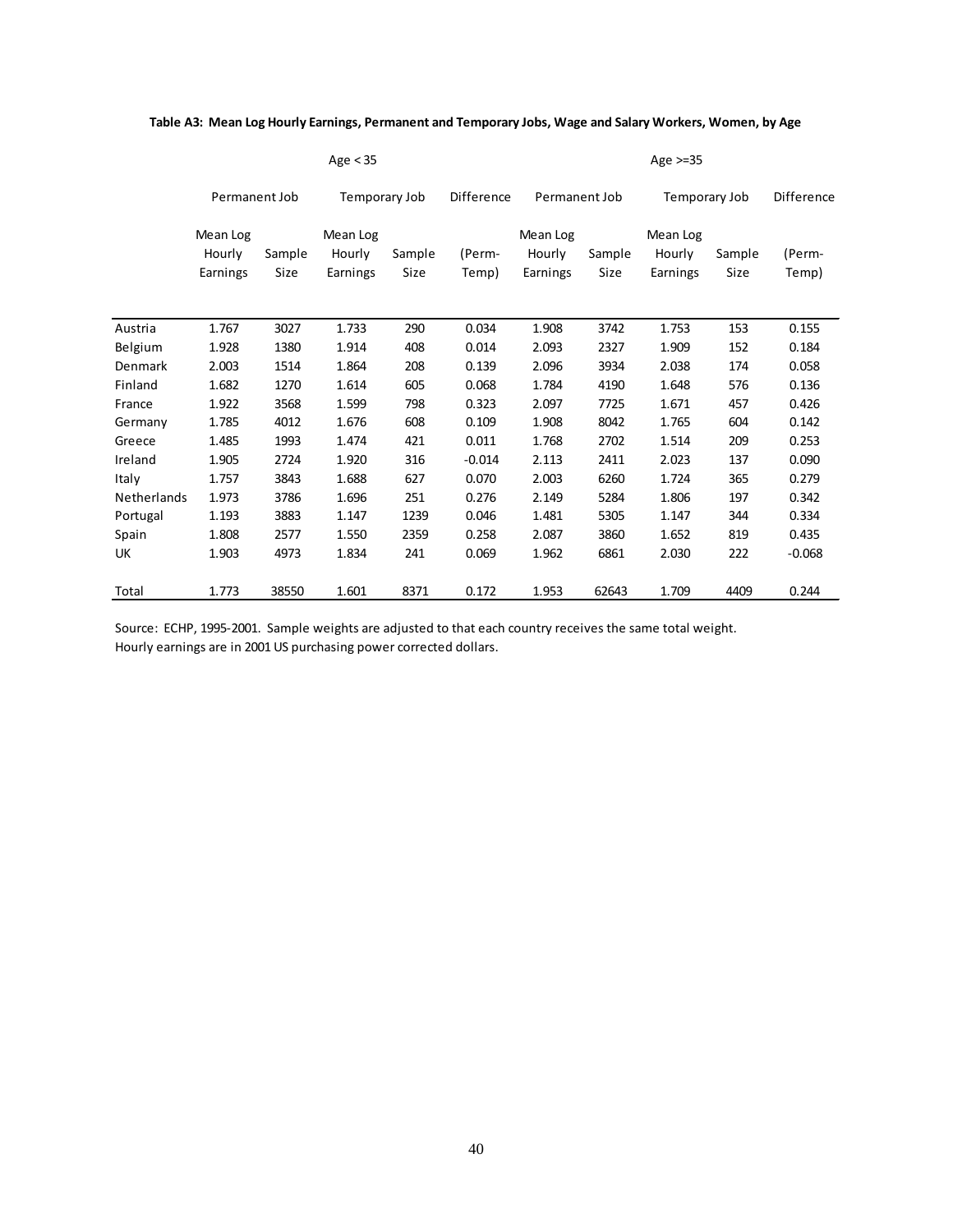**Table A3: Mean Log Hourly Earnings, Permanent and Temporary Jobs, Wage and Salary Workers, Women, by Age**

| | Age < 35 | | | | | Age >=35 | | | | |
|---|---|---|---|---|---|---|---|---|---|---|
| | Permanent Job | | Temporary Job | | Difference | Permanent Job | | Temporary Job | | Difference |
| | Mean Log Hourly Earnings | Sample Size | Mean Log Hourly Earnings | Sample Size | (Perm-Temp) | Mean Log Hourly Earnings | Sample Size | Mean Log Hourly Earnings | Sample Size | (Perm-Temp) |
| Austria | 1.767 | 3027 | 1.733 | 290 | 0.034 | 1.908 | 3742 | 1.753 | 153 | 0.155 |
| Belgium | 1.928 | 1380 | 1.914 | 408 | 0.014 | 2.093 | 2327 | 1.909 | 152 | 0.184 |
| Denmark | 2.003 | 1514 | 1.864 | 208 | 0.139 | 2.096 | 3934 | 2.038 | 174 | 0.058 |
| Finland | 1.682 | 1270 | 1.614 | 605 | 0.068 | 1.784 | 4190 | 1.648 | 576 | 0.136 |
| France | 1.922 | 3568 | 1.599 | 798 | 0.323 | 2.097 | 7725 | 1.671 | 457 | 0.426 |
| Germany | 1.785 | 4012 | 1.676 | 608 | 0.109 | 1.908 | 8042 | 1.765 | 604 | 0.142 |
| Greece | 1.485 | 1993 | 1.474 | 421 | 0.011 | 1.768 | 2702 | 1.514 | 209 | 0.253 |
| Ireland | 1.905 | 2724 | 1.920 | 316 | -0.014 | 2.113 | 2411 | 2.023 | 137 | 0.090 |
| Italy | 1.757 | 3843 | 1.688 | 627 | 0.070 | 2.003 | 6260 | 1.724 | 365 | 0.279 |
| Netherlands | 1.973 | 3786 | 1.696 | 251 | 0.276 | 2.149 | 5284 | 1.806 | 197 | 0.342 |
| Portugal | 1.193 | 3883 | 1.147 | 1239 | 0.046 | 1.481 | 5305 | 1.147 | 344 | 0.334 |
| Spain | 1.808 | 2577 | 1.550 | 2359 | 0.258 | 2.087 | 3860 | 1.652 | 819 | 0.435 |
| UK | 1.903 | 4973 | 1.834 | 241 | 0.069 | 1.962 | 6861 | 2.030 | 222 | -0.068 |
| Total | 1.773 | 38550 | 1.601 | 8371 | 0.172 | 1.953 | 62643 | 1.709 | 4409 | 0.244 |

Source: ECHP, 1995-2001. Sample weights are adjusted to that each country receives the same total weight.
Hourly earnings are in 2001 US purchasing power corrected dollars.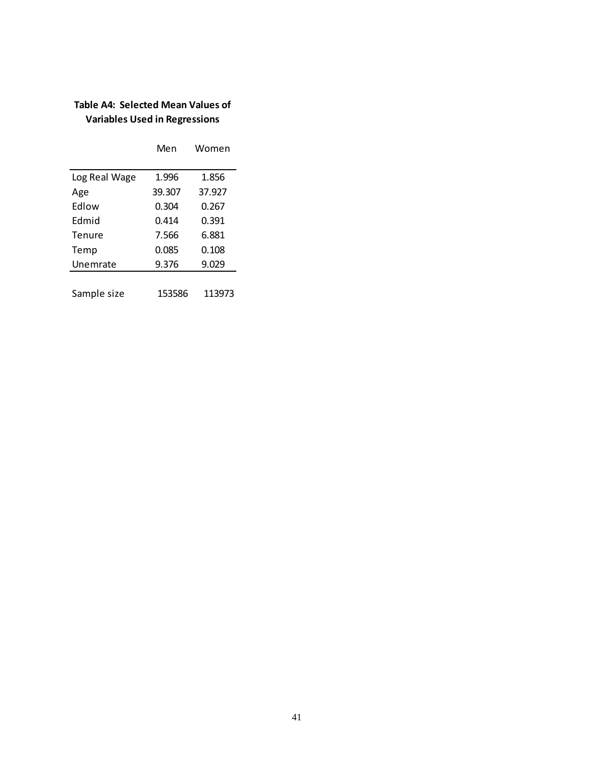**Table A4: Selected Mean Values of Variables Used in Regressions**

| | Men | Women |
|---|---|---|
| Log Real Wage | 1.996 | 1.856 |
| Age | 39.307 | 37.927 |
| Edlow | 0.304 | 0.267 |
| Edmid | 0.414 | 0.391 |
| Tenure | 7.566 | 6.881 |
| Temp | 0.085 | 0.108 |
| Unemrate | 9.376 | 9.029 |
| | | |
| Sample size | 153586 | 113973 |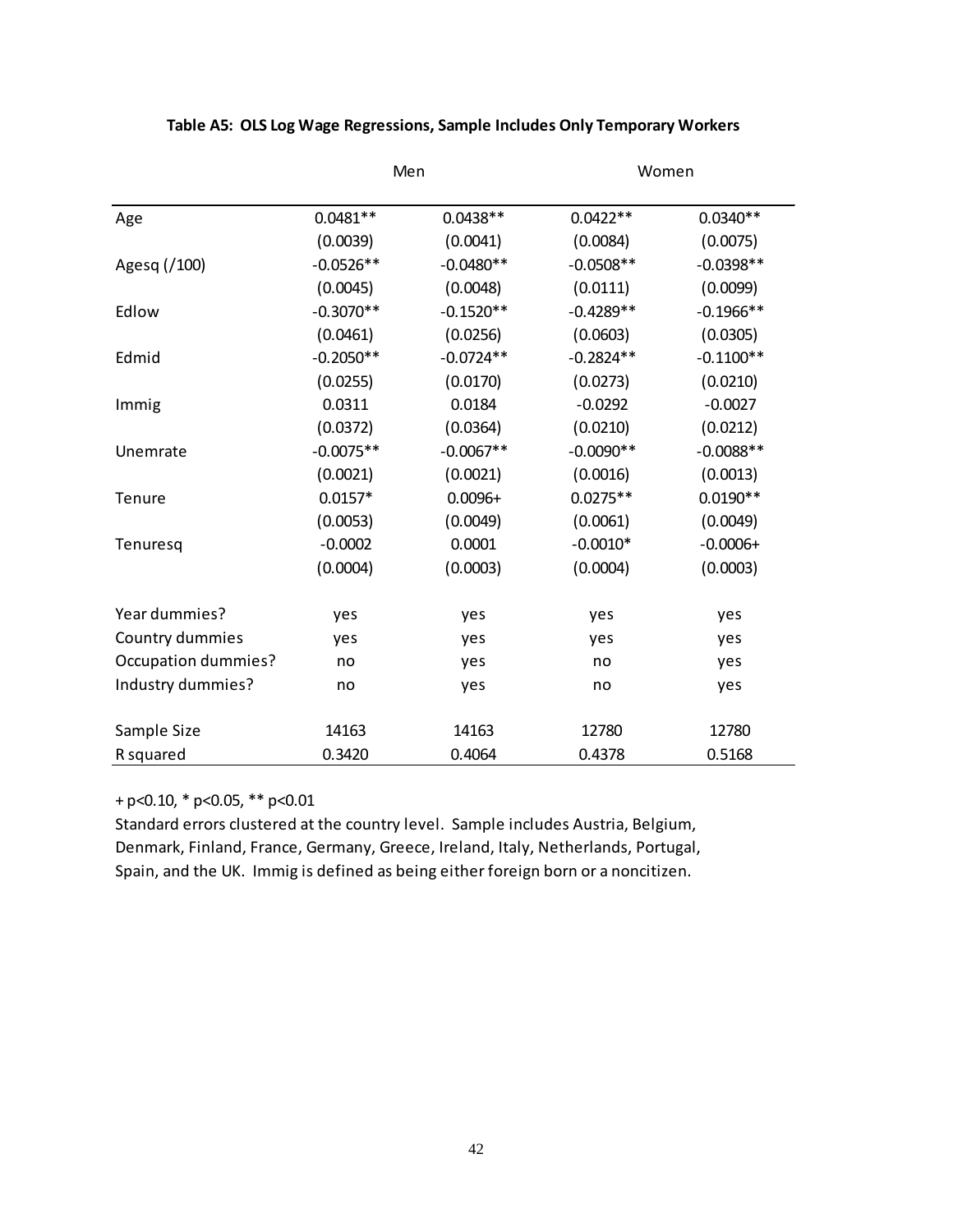**Table A5: OLS Log Wage Regressions, Sample Includes Only Temporary Workers**

| | Men | | Women | |
|---|---|---|---|---|
| Age | 0.0481** | 0.0438** | 0.0422** | 0.0340** |
| | (0.0039) | (0.0041) | (0.0084) | (0.0075) |
| Agesq (/100) | -0.0526** | -0.0480** | -0.0508** | -0.0398** |
| | (0.0045) | (0.0048) | (0.0111) | (0.0099) |
| Edlow | -0.3070** | -0.1520** | -0.4289** | -0.1966** |
| | (0.0461) | (0.0256) | (0.0603) | (0.0305) |
| Edmid | -0.2050** | -0.0724** | -0.2824** | -0.1100** |
| | (0.0255) | (0.0170) | (0.0273) | (0.0210) |
| Immig | 0.0311 | 0.0184 | -0.0292 | -0.0027 |
| | (0.0372) | (0.0364) | (0.0210) | (0.0212) |
| Unemrate | -0.0075** | -0.0067** | -0.0090** | -0.0088** |
| | (0.0021) | (0.0021) | (0.0016) | (0.0013) |
| Tenure | 0.0157* | 0.0096+ | 0.0275** | 0.0190** |
| | (0.0053) | (0.0049) | (0.0061) | (0.0049) |
| Tenuresq | -0.0002 | 0.0001 | -0.0010* | -0.0006+ |
| | (0.0004) | (0.0003) | (0.0004) | (0.0003) |
| Year dummies? | yes | yes | yes | yes |
| Country dummies | yes | yes | yes | yes |
| Occupation dummies? | no | yes | no | yes |
| Industry dummies? | no | yes | no | yes |
| Sample Size | 14163 | 14163 | 12780 | 12780 |
| R squared | 0.3420 | 0.4064 | 0.4378 | 0.5168 |

+ p<0.10, * p<0.05, ** p<0.01

Standard errors clustered at the country level. Sample includes Austria, Belgium, Denmark, Finland, France, Germany, Greece, Ireland, Italy, Netherlands, Portugal, Spain, and the UK. Immig is defined as being either foreign born or a noncitizen.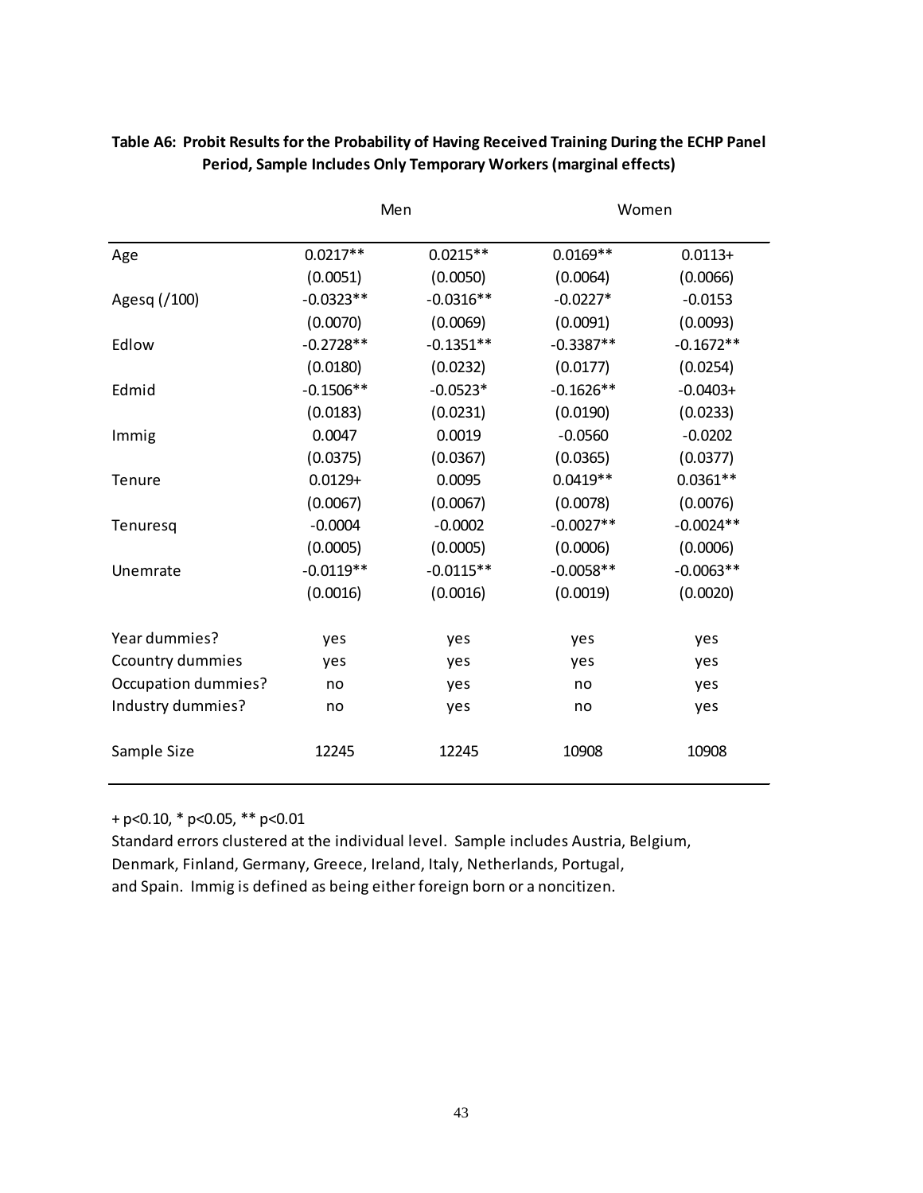**Table A6: Probit Results for the Probability of Having Received Training During the ECHP Panel Period, Sample Includes Only Temporary Workers (marginal effects)**

| | Men | | Women | |
|---|---|---|---|---|
| Age | 0.0217** | 0.0215** | 0.0169** | 0.0113+ |
| | (0.0051) | (0.0050) | (0.0064) | (0.0066) |
| Agesq (/100) | -0.0323** | -0.0316** | -0.0227* | -0.0153 |
| | (0.0070) | (0.0069) | (0.0091) | (0.0093) |
| Edlow | -0.2728** | -0.1351** | -0.3387** | -0.1672** |
| | (0.0180) | (0.0232) | (0.0177) | (0.0254) |
| Edmid | -0.1506** | -0.0523* | -0.1626** | -0.0403+ |
| | (0.0183) | (0.0231) | (0.0190) | (0.0233) |
| Immig | 0.0047 | 0.0019 | -0.0560 | -0.0202 |
| | (0.0375) | (0.0367) | (0.0365) | (0.0377) |
| Tenure | 0.0129+ | 0.0095 | 0.0419** | 0.0361** |
| | (0.0067) | (0.0067) | (0.0078) | (0.0076) |
| Tenuresq | -0.0004 | -0.0002 | -0.0027** | -0.0024** |
| | (0.0005) | (0.0005) | (0.0006) | (0.0006) |
| Unemrate | -0.0119** | -0.0115** | -0.0058** | -0.0063** |
| | (0.0016) | (0.0016) | (0.0019) | (0.0020) |
| Year dummies? | yes | yes | yes | yes |
| Ccountry dummies | yes | yes | yes | yes |
| Occupation dummies? | no | yes | no | yes |
| Industry dummies? | no | yes | no | yes |
| Sample Size | 12245 | 12245 | 10908 | 10908 |

+ p<0.10, * p<0.05, ** p<0.01

Standard errors clustered at the individual level. Sample includes Austria, Belgium, Denmark, Finland, Germany, Greece, Ireland, Italy, Netherlands, Portugal, and Spain. Immig is defined as being either foreign born or a noncitizen.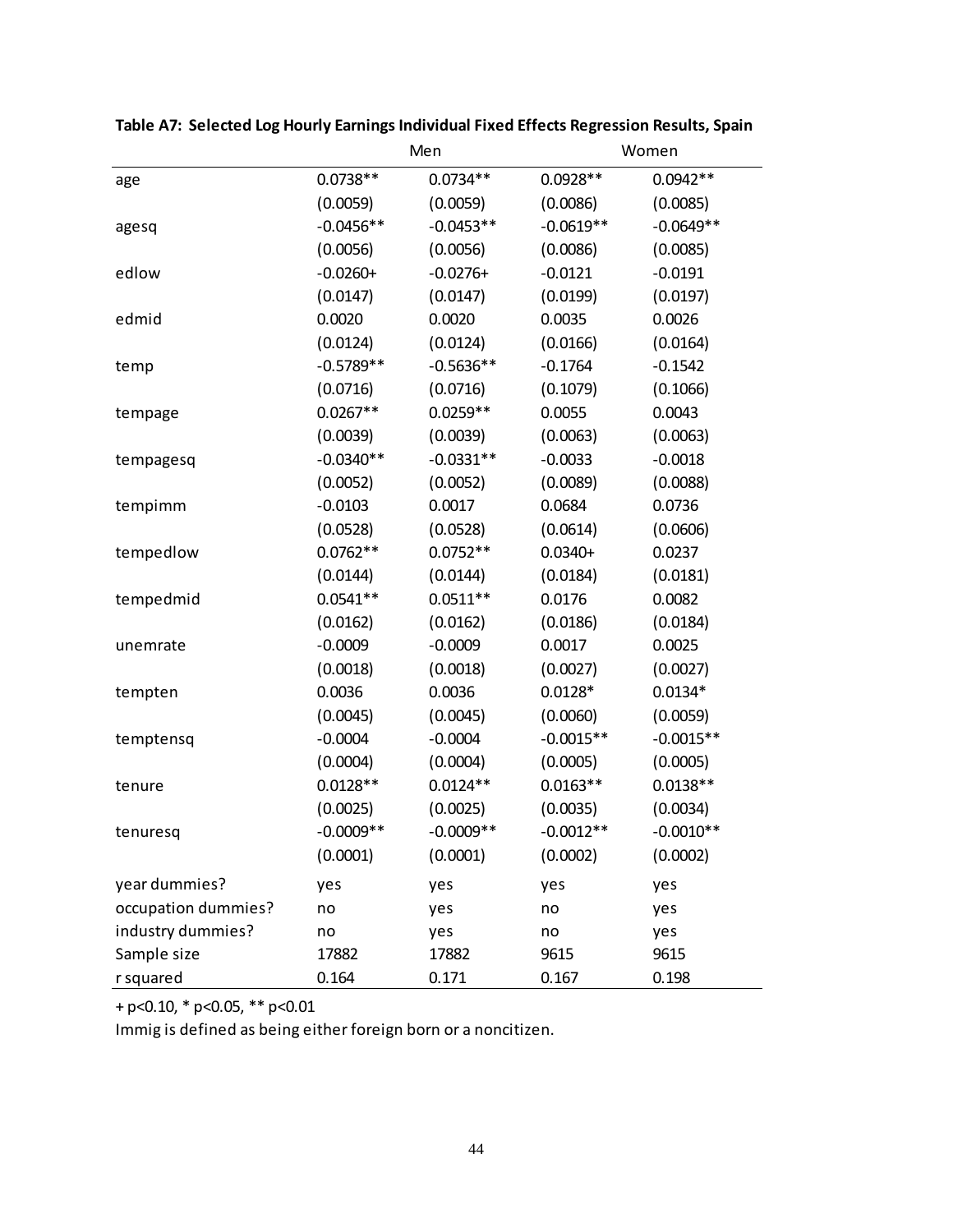**Table A7: Selected Log Hourly Earnings Individual Fixed Effects Regression Results, Spain**

| | Men | | Women | |
|---|---|---|---|---|
| age | 0.0738** | 0.0734** | 0.0928** | 0.0942** |
| | (0.0059) | (0.0059) | (0.0086) | (0.0085) |
| agesq | -0.0456** | -0.0453** | -0.0619** | -0.0649** |
| | (0.0056) | (0.0056) | (0.0086) | (0.0085) |
| edlow | -0.0260+ | -0.0276+ | -0.0121 | -0.0191 |
| | (0.0147) | (0.0147) | (0.0199) | (0.0197) |
| edmid | 0.0020 | 0.0020 | 0.0035 | 0.0026 |
| | (0.0124) | (0.0124) | (0.0166) | (0.0164) |
| temp | -0.5789** | -0.5636** | -0.1764 | -0.1542 |
| | (0.0716) | (0.0716) | (0.1079) | (0.1066) |
| tempage | 0.0267** | 0.0259** | 0.0055 | 0.0043 |
| | (0.0039) | (0.0039) | (0.0063) | (0.0063) |
| tempagesq | -0.0340** | -0.0331** | -0.0033 | -0.0018 |
| | (0.0052) | (0.0052) | (0.0089) | (0.0088) |
| tempimm | -0.0103 | 0.0017 | 0.0684 | 0.0736 |
| | (0.0528) | (0.0528) | (0.0614) | (0.0606) |
| tempedlow | 0.0762** | 0.0752** | 0.0340+ | 0.0237 |
| | (0.0144) | (0.0144) | (0.0184) | (0.0181) |
| tempedmid | 0.0541** | 0.0511** | 0.0176 | 0.0082 |
| | (0.0162) | (0.0162) | (0.0186) | (0.0184) |
| unemrate | -0.0009 | -0.0009 | 0.0017 | 0.0025 |
| | (0.0018) | (0.0018) | (0.0027) | (0.0027) |
| tempten | 0.0036 | 0.0036 | 0.0128* | 0.0134* |
| | (0.0045) | (0.0045) | (0.0060) | (0.0059) |
| temptensq | -0.0004 | -0.0004 | -0.0015** | -0.0015** |
| | (0.0004) | (0.0004) | (0.0005) | (0.0005) |
| tenure | 0.0128** | 0.0124** | 0.0163** | 0.0138** |
| | (0.0025) | (0.0025) | (0.0035) | (0.0034) |
| tenuresq | -0.0009** | -0.0009** | -0.0012** | -0.0010** |
| | (0.0001) | (0.0001) | (0.0002) | (0.0002) |
| year dummies? | yes | yes | yes | yes |
| occupation dummies? | no | yes | no | yes |
| industry dummies? | no | yes | no | yes |
| Sample size | 17882 | 17882 | 9615 | 9615 |
| r squared | 0.164 | 0.171 | 0.167 | 0.198 |

+ p<0.10, * p<0.05, ** p<0.01

Immig is defined as being either foreign born or a noncitizen.